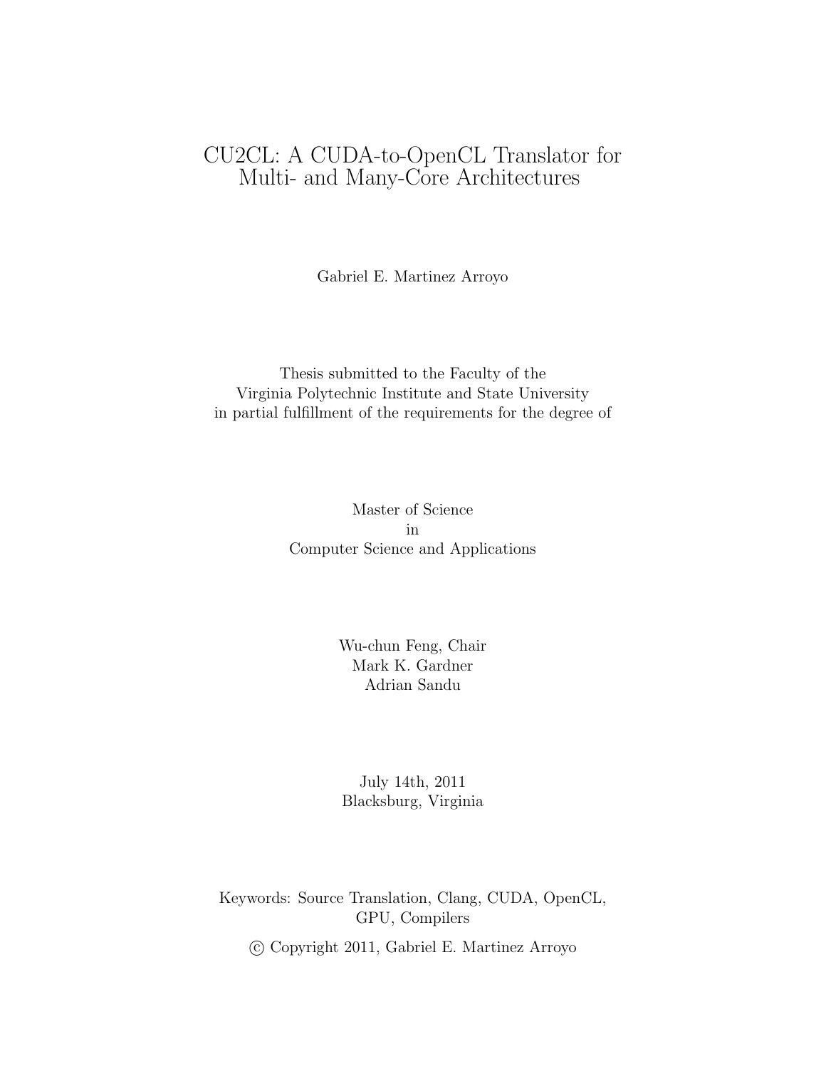# CU2CL: A CUDA-to-OpenCL Translator for Multi- and Many-Core Architectures

Gabriel E. Martinez Arroyo

Thesis submitted to the Faculty of the
Virginia Polytechnic Institute and State University
in partial fulfillment of the requirements for the degree of

Master of Science
in
Computer Science and Applications

Wu-chun Feng, Chair
Mark K. Gardner
Adrian Sandu

July 14th, 2011
Blacksburg, Virginia

Keywords: Source Translation, Clang, CUDA, OpenCL, GPU, Compilers

© Copyright 2011, Gabriel E. Martinez Arroyo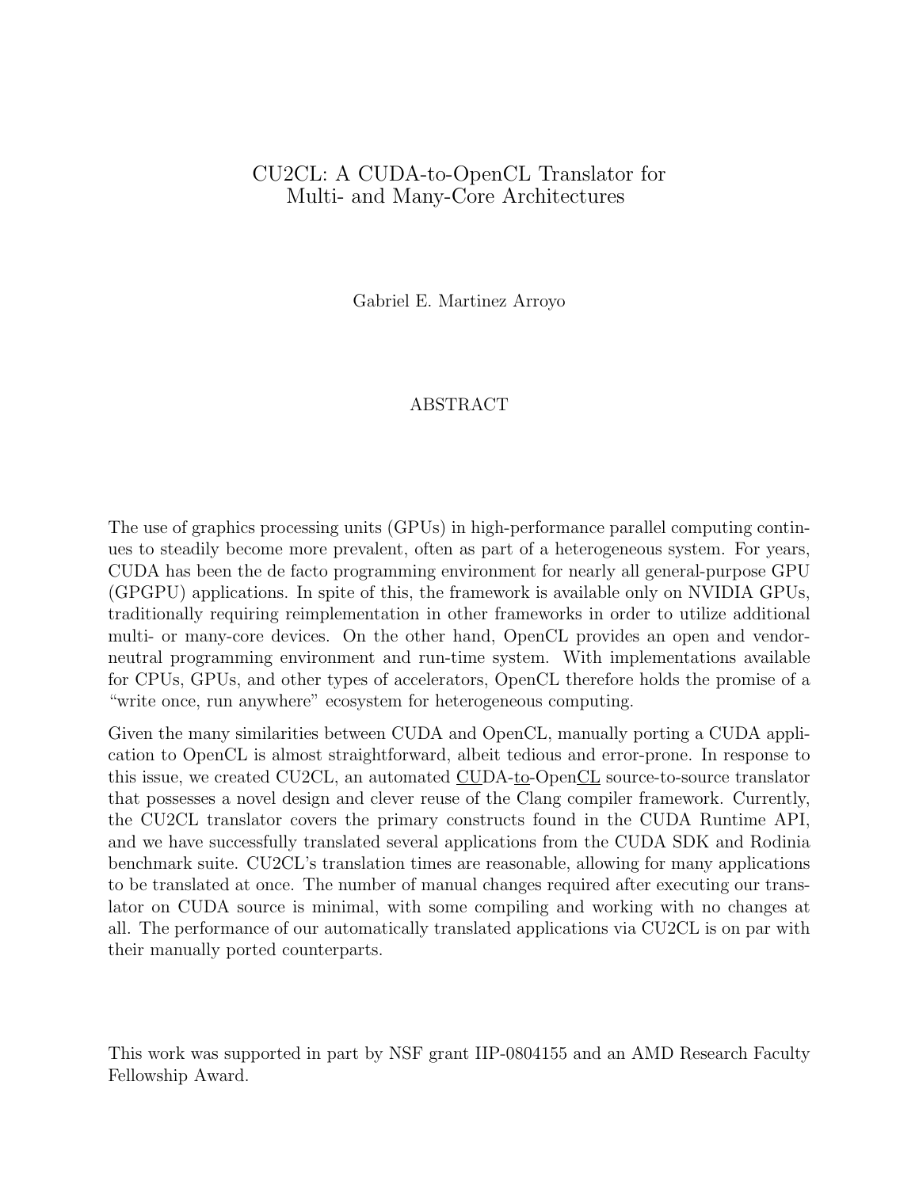# CU2CL: A CUDA-to-OpenCL Translator for Multi- and Many-Core Architectures

Gabriel E. Martinez Arroyo

## ABSTRACT

The use of graphics processing units (GPUs) in high-performance parallel computing continues to steadily become more prevalent, often as part of a heterogeneous system. For years, CUDA has been the de facto programming environment for nearly all general-purpose GPU (GPGPU) applications. In spite of this, the framework is available only on NVIDIA GPUs, traditionally requiring reimplementation in other frameworks in order to utilize additional multi- or many-core devices. On the other hand, OpenCL provides an open and vendor-neutral programming environment and run-time system. With implementations available for CPUs, GPUs, and other types of accelerators, OpenCL therefore holds the promise of a "write once, run anywhere" ecosystem for heterogeneous computing.

Given the many similarities between CUDA and OpenCL, manually porting a CUDA application to OpenCL is almost straightforward, albeit tedious and error-prone. In response to this issue, we created CU2CL, an automated CUDA-to-OpenCL source-to-source translator that possesses a novel design and clever reuse of the Clang compiler framework. Currently, the CU2CL translator covers the primary constructs found in the CUDA Runtime API, and we have successfully translated several applications from the CUDA SDK and Rodinia benchmark suite. CU2CL's translation times are reasonable, allowing for many applications to be translated at once. The number of manual changes required after executing our translator on CUDA source is minimal, with some compiling and working with no changes at all. The performance of our automatically translated applications via CU2CL is on par with their manually ported counterparts.

This work was supported in part by NSF grant IIP-0804155 and an AMD Research Faculty Fellowship Award.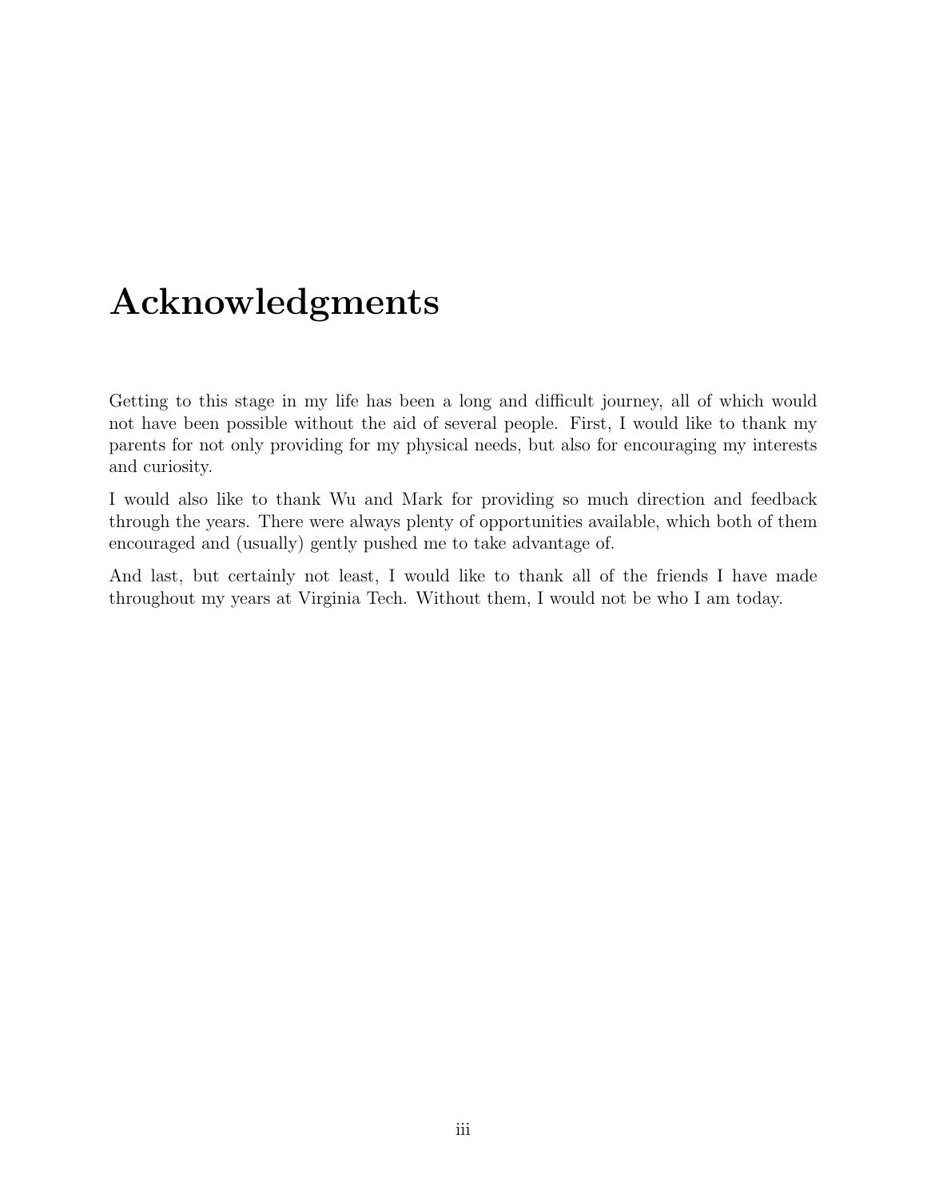# Acknowledgments

Getting to this stage in my life has been a long and difficult journey, all of which would not have been possible without the aid of several people. First, I would like to thank my parents for not only providing for my physical needs, but also for encouraging my interests and curiosity.

I would also like to thank Wu and Mark for providing so much direction and feedback through the years. There were always plenty of opportunities available, which both of them encouraged and (usually) gently pushed me to take advantage of.

And last, but certainly not least, I would like to thank all of the friends I have made throughout my years at Virginia Tech. Without them, I would not be who I am today.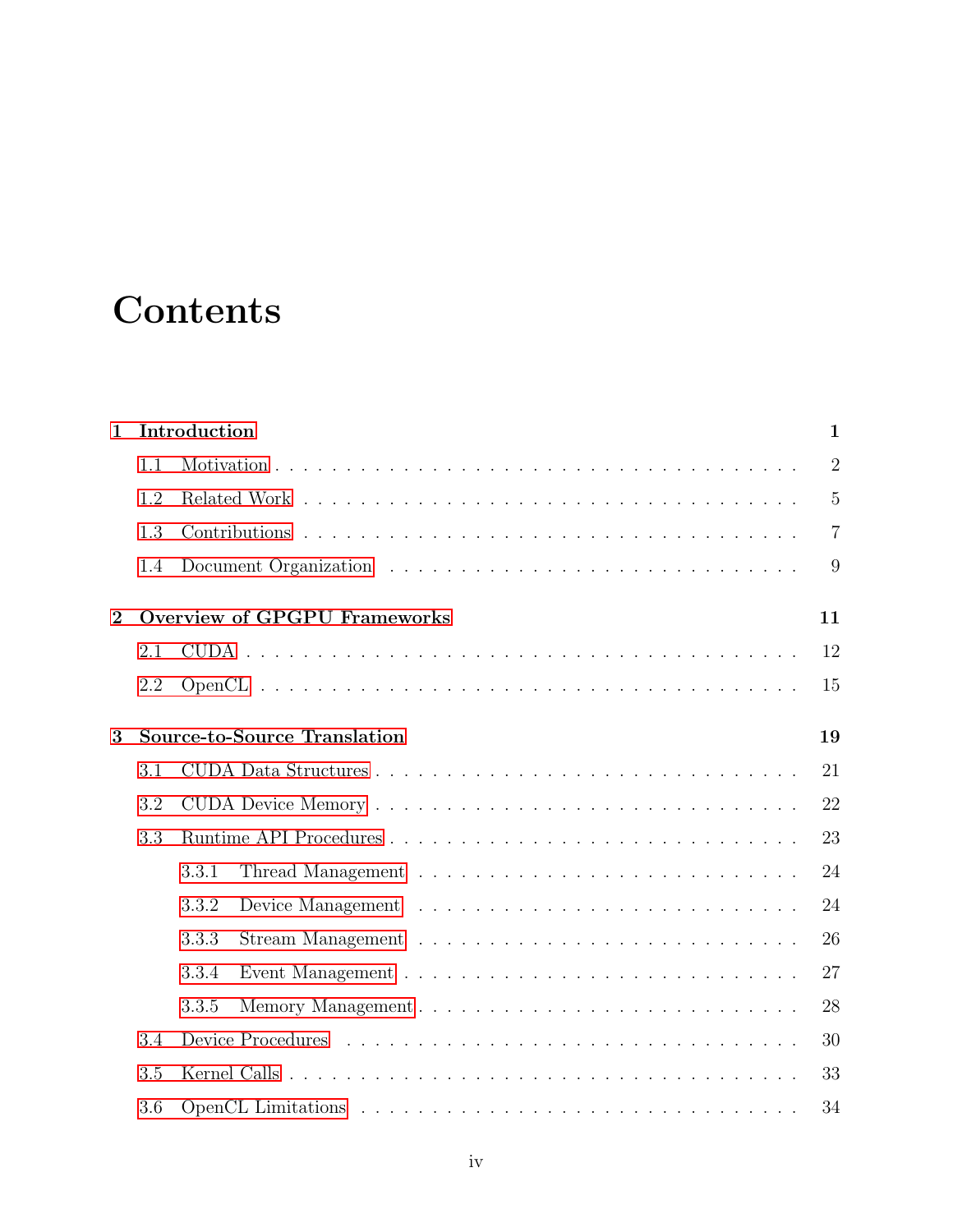# Contents

**1 Introduction** **1**

- 1.1 Motivation . . . . . . . . . . . . . . . . . . . . . . . . . . . . . . . . . . . . 2
- 1.2 Related Work . . . . . . . . . . . . . . . . . . . . . . . . . . . . . . . . . . 5
- 1.3 Contributions . . . . . . . . . . . . . . . . . . . . . . . . . . . . . . . . . . 7
- 1.4 Document Organization . . . . . . . . . . . . . . . . . . . . . . . . . . . . 9

**2 Overview of GPGPU Frameworks** **11**

- 2.1 CUDA . . . . . . . . . . . . . . . . . . . . . . . . . . . . . . . . . . . . . . 12
- 2.2 OpenCL . . . . . . . . . . . . . . . . . . . . . . . . . . . . . . . . . . . . . 15

**3 Source-to-Source Translation** **19**

- 3.1 CUDA Data Structures . . . . . . . . . . . . . . . . . . . . . . . . . . . . . 21
- 3.2 CUDA Device Memory . . . . . . . . . . . . . . . . . . . . . . . . . . . . . 22
- 3.3 Runtime API Procedures . . . . . . . . . . . . . . . . . . . . . . . . . . . . 23
  - 3.3.1 Thread Management . . . . . . . . . . . . . . . . . . . . . . . . . . 24
  - 3.3.2 Device Management . . . . . . . . . . . . . . . . . . . . . . . . . . 24
  - 3.3.3 Stream Management . . . . . . . . . . . . . . . . . . . . . . . . . . 26
  - 3.3.4 Event Management . . . . . . . . . . . . . . . . . . . . . . . . . . . 27
  - 3.3.5 Memory Management . . . . . . . . . . . . . . . . . . . . . . . . . . 28
- 3.4 Device Procedures . . . . . . . . . . . . . . . . . . . . . . . . . . . . . . . 30
- 3.5 Kernel Calls . . . . . . . . . . . . . . . . . . . . . . . . . . . . . . . . . . . 33
- 3.6 OpenCL Limitations . . . . . . . . . . . . . . . . . . . . . . . . . . . . . . 34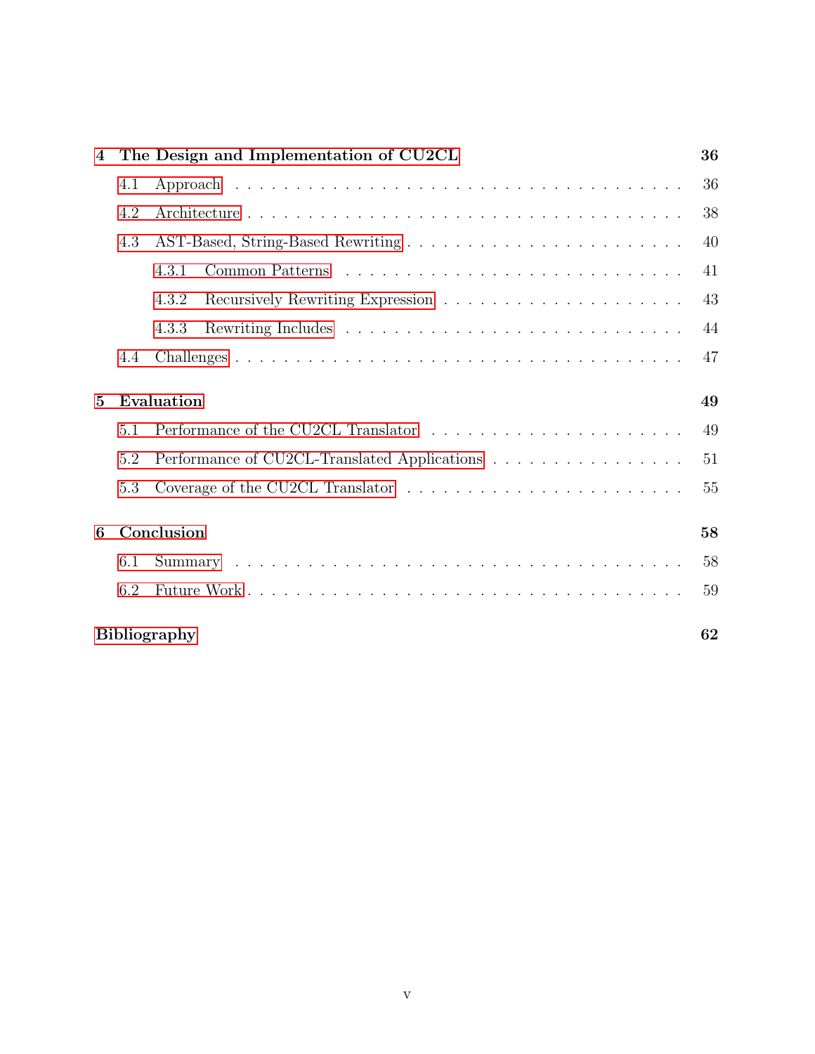**4 The Design and Implementation of CU2CL** **36**

- 4.1 Approach . . . . . . . . . . . . . . . . . . . . . . . . . . . . . . . . . . . . . 36
- 4.2 Architecture . . . . . . . . . . . . . . . . . . . . . . . . . . . . . . . . . . . 38
- 4.3 AST-Based, String-Based Rewriting . . . . . . . . . . . . . . . . . . . . . . . 40
  - 4.3.1 Common Patterns . . . . . . . . . . . . . . . . . . . . . . . . . . . . . 41
  - 4.3.2 Recursively Rewriting Expression . . . . . . . . . . . . . . . . . . . . . 43
  - 4.3.3 Rewriting Includes . . . . . . . . . . . . . . . . . . . . . . . . . . . . 44
- 4.4 Challenges . . . . . . . . . . . . . . . . . . . . . . . . . . . . . . . . . . . . 47

**5 Evaluation** **49**

- 5.1 Performance of the CU2CL Translator . . . . . . . . . . . . . . . . . . . . . . 49
- 5.2 Performance of CU2CL-Translated Applications . . . . . . . . . . . . . . . . . 51
- 5.3 Coverage of the CU2CL Translator . . . . . . . . . . . . . . . . . . . . . . . 55

**6 Conclusion** **58**

- 6.1 Summary . . . . . . . . . . . . . . . . . . . . . . . . . . . . . . . . . . . . . 58
- 6.2 Future Work . . . . . . . . . . . . . . . . . . . . . . . . . . . . . . . . . . . 59

**Bibliography** **62**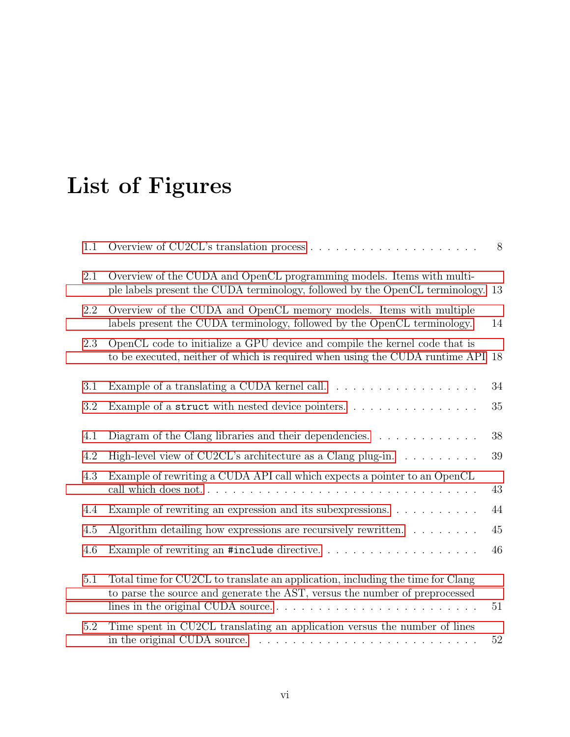# List of Figures

1.1 Overview of CU2CL's translation process . . . . . . . . . . . . . . . . . . . . 8

2.1 Overview of the CUDA and OpenCL programming models. Items with multiple labels present the CUDA terminology, followed by the OpenCL terminology. 13

2.2 Overview of the CUDA and OpenCL memory models. Items with multiple labels present the CUDA terminology, followed by the OpenCL terminology. 14

2.3 OpenCL code to initialize a GPU device and compile the kernel code that is to be executed, neither of which is required when using the CUDA runtime API 18

3.1 Example of a translating a CUDA kernel call. . . . . . . . . . . . . . . . . . 34

3.2 Example of a `struct` with nested device pointers. . . . . . . . . . . . . . . . 35

4.1 Diagram of the Clang libraries and their dependencies. . . . . . . . . . . . . 38

4.2 High-level view of CU2CL's architecture as a Clang plug-in. . . . . . . . . . 39

4.3 Example of rewriting a CUDA API call which expects a pointer to an OpenCL call which does not. . . . . . . . . . . . . . . . . . . . . . . . . . . . . . . . . 43

4.4 Example of rewriting an expression and its subexpressions. . . . . . . . . . . 44

4.5 Algorithm detailing how expressions are recursively rewritten. . . . . . . . . 45

4.6 Example of rewriting an `#include` directive. . . . . . . . . . . . . . . . . . . 46

5.1 Total time for CU2CL to translate an application, including the time for Clang to parse the source and generate the AST, versus the number of preprocessed lines in the original CUDA source. . . . . . . . . . . . . . . . . . . . . . . . . 51

5.2 Time spent in CU2CL translating an application versus the number of lines in the original CUDA source. . . . . . . . . . . . . . . . . . . . . . . . . . . 52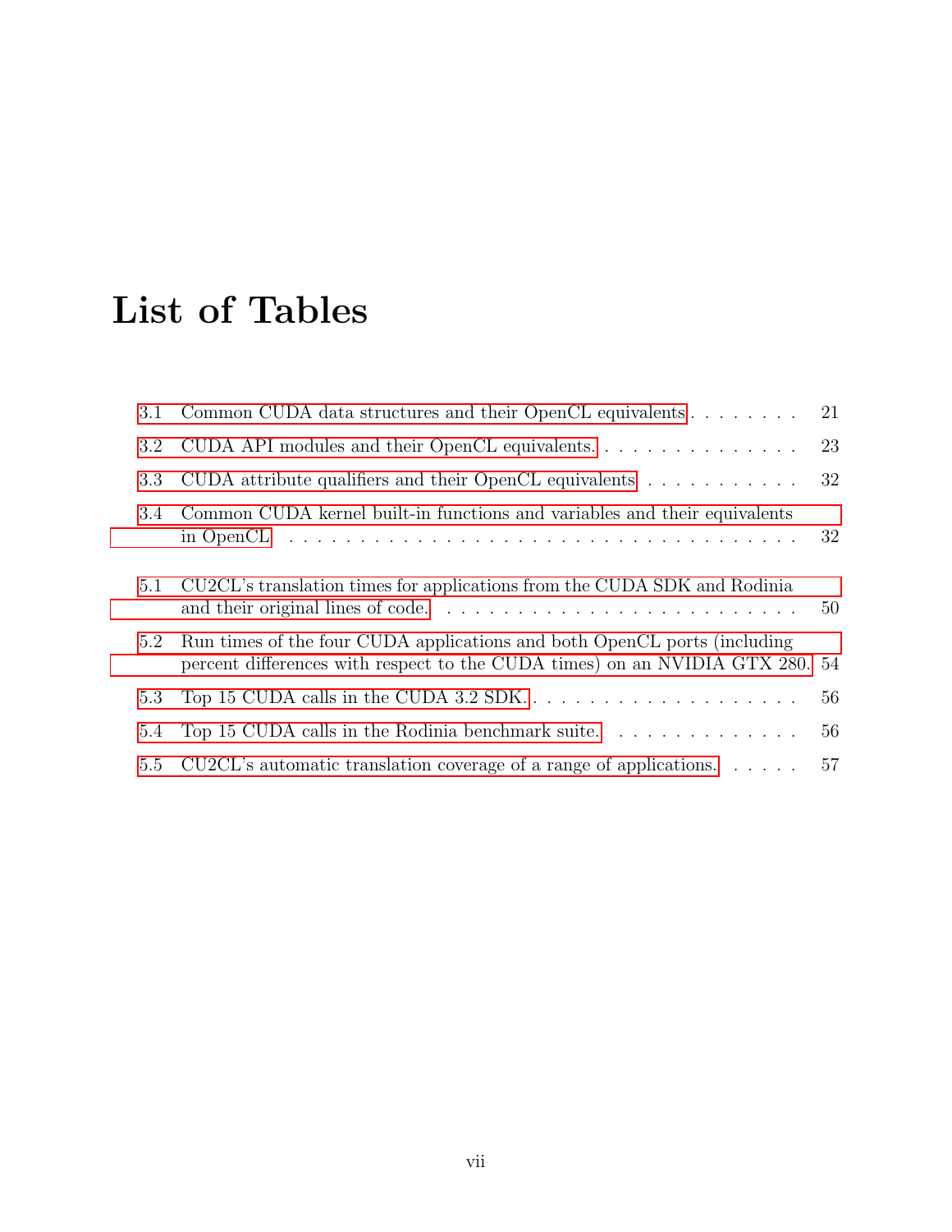# List of Tables

3.1 Common CUDA data structures and their OpenCL equivalents . . . . . . . . . 21

3.2 CUDA API modules and their OpenCL equivalents. . . . . . . . . . . . . . . . 23

3.3 CUDA attribute qualifiers and their OpenCL equivalents . . . . . . . . . . . . 32

3.4 Common CUDA kernel built-in functions and variables and their equivalents in OpenCL . . . . . . . . . . . . . . . . . . . . . . . . . . . . . . . . . . . . 32

5.1 CU2CL's translation times for applications from the CUDA SDK and Rodinia and their original lines of code. . . . . . . . . . . . . . . . . . . . . . . . . . . 50

5.2 Run times of the four CUDA applications and both OpenCL ports (including percent differences with respect to the CUDA times) on an NVIDIA GTX 280. 54

5.3 Top 15 CUDA calls in the CUDA 3.2 SDK. . . . . . . . . . . . . . . . . . . . . 56

5.4 Top 15 CUDA calls in the Rodinia benchmark suite. . . . . . . . . . . . . . . 56

5.5 CU2CL's automatic translation coverage of a range of applications. . . . . . 57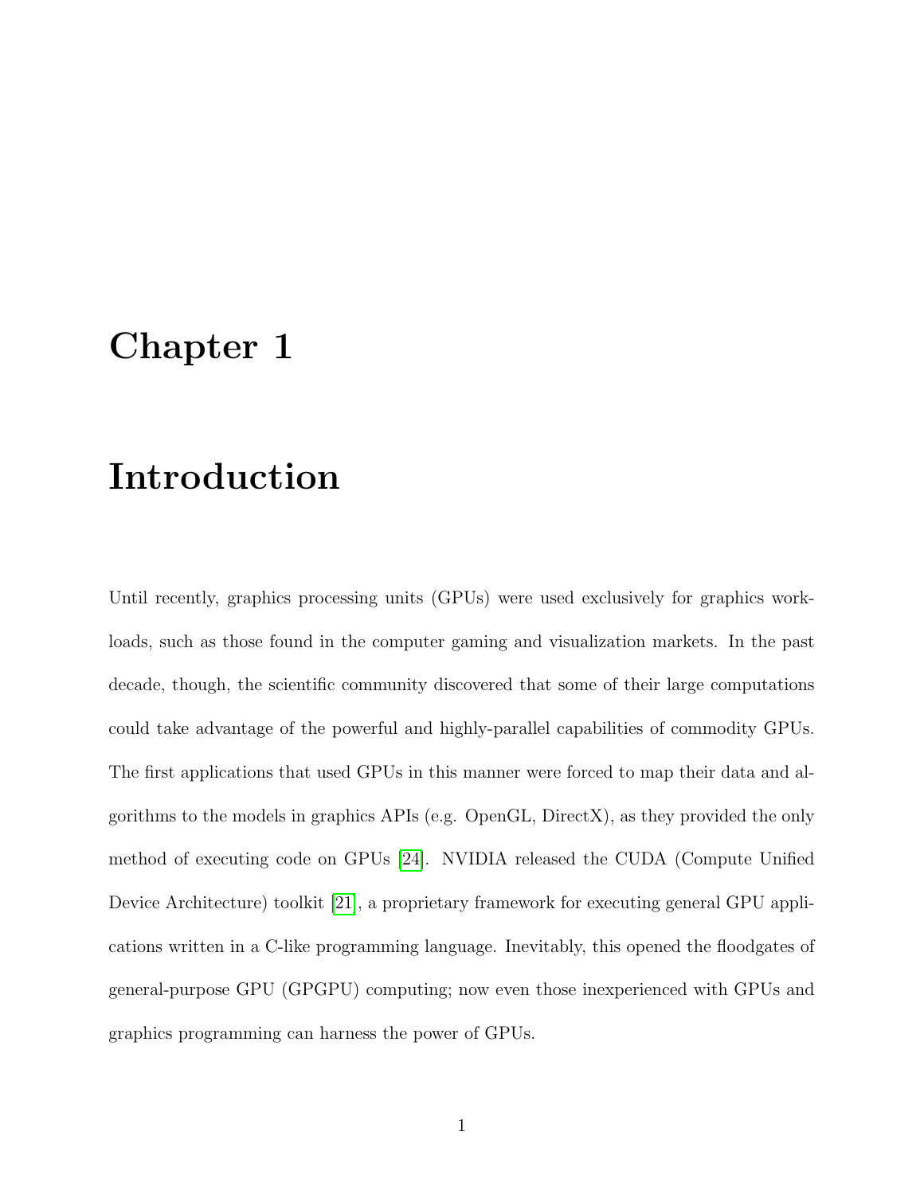# Chapter 1

# Introduction

Until recently, graphics processing units (GPUs) were used exclusively for graphics workloads, such as those found in the computer gaming and visualization markets. In the past decade, though, the scientific community discovered that some of their large computations could take advantage of the powerful and highly-parallel capabilities of commodity GPUs. The first applications that used GPUs in this manner were forced to map their data and algorithms to the models in graphics APIs (e.g. OpenGL, DirectX), as they provided the only method of executing code on GPUs [24]. NVIDIA released the CUDA (Compute Unified Device Architecture) toolkit [21], a proprietary framework for executing general GPU applications written in a C-like programming language. Inevitably, this opened the floodgates of general-purpose GPU (GPGPU) computing; now even those inexperienced with GPUs and graphics programming can harness the power of GPUs.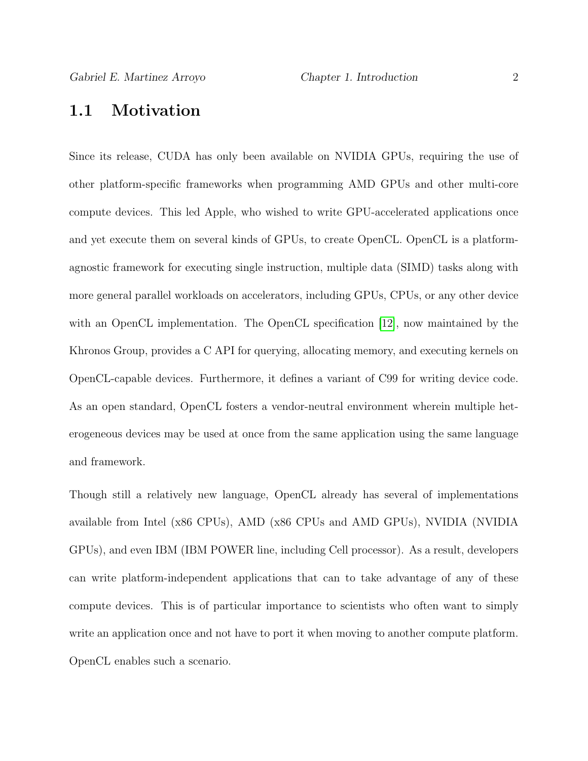## 1.1 Motivation

Since its release, CUDA has only been available on NVIDIA GPUs, requiring the use of other platform-specific frameworks when programming AMD GPUs and other multi-core compute devices. This led Apple, who wished to write GPU-accelerated applications once and yet execute them on several kinds of GPUs, to create OpenCL. OpenCL is a platform-agnostic framework for executing single instruction, multiple data (SIMD) tasks along with more general parallel workloads on accelerators, including GPUs, CPUs, or any other device with an OpenCL implementation. The OpenCL specification [12], now maintained by the Khronos Group, provides a C API for querying, allocating memory, and executing kernels on OpenCL-capable devices. Furthermore, it defines a variant of C99 for writing device code. As an open standard, OpenCL fosters a vendor-neutral environment wherein multiple heterogeneous devices may be used at once from the same application using the same language and framework.

Though still a relatively new language, OpenCL already has several of implementations available from Intel (x86 CPUs), AMD (x86 CPUs and AMD GPUs), NVIDIA (NVIDIA GPUs), and even IBM (IBM POWER line, including Cell processor). As a result, developers can write platform-independent applications that can to take advantage of any of these compute devices. This is of particular importance to scientists who often want to simply write an application once and not have to port it when moving to another compute platform. OpenCL enables such a scenario.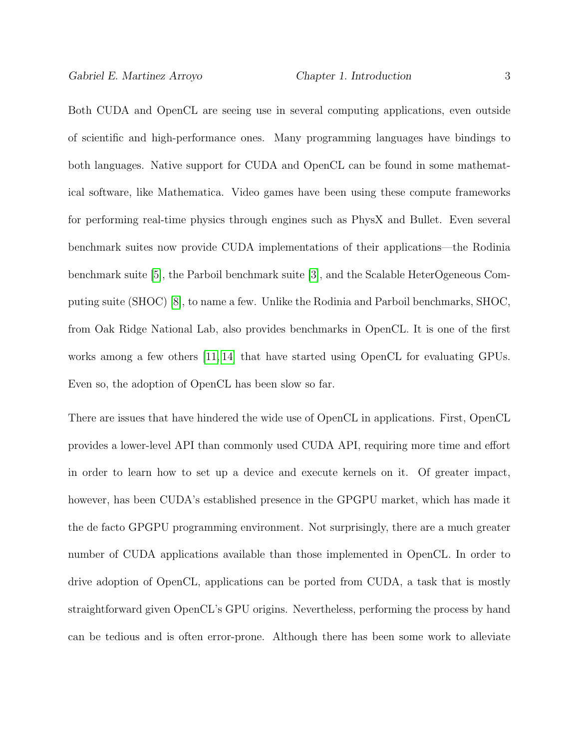Both CUDA and OpenCL are seeing use in several computing applications, even outside of scientific and high-performance ones. Many programming languages have bindings to both languages. Native support for CUDA and OpenCL can be found in some mathematical software, like Mathematica. Video games have been using these compute frameworks for performing real-time physics through engines such as PhysX and Bullet. Even several benchmark suites now provide CUDA implementations of their applications—the Rodinia benchmark suite [5], the Parboil benchmark suite [3], and the Scalable HeterOgeneous Computing suite (SHOC) [8], to name a few. Unlike the Rodinia and Parboil benchmarks, SHOC, from Oak Ridge National Lab, also provides benchmarks in OpenCL. It is one of the first works among a few others [11, 14] that have started using OpenCL for evaluating GPUs. Even so, the adoption of OpenCL has been slow so far.

There are issues that have hindered the wide use of OpenCL in applications. First, OpenCL provides a lower-level API than commonly used CUDA API, requiring more time and effort in order to learn how to set up a device and execute kernels on it. Of greater impact, however, has been CUDA's established presence in the GPGPU market, which has made it the de facto GPGPU programming environment. Not surprisingly, there are a much greater number of CUDA applications available than those implemented in OpenCL. In order to drive adoption of OpenCL, applications can be ported from CUDA, a task that is mostly straightforward given OpenCL's GPU origins. Nevertheless, performing the process by hand can be tedious and is often error-prone. Although there has been some work to alleviate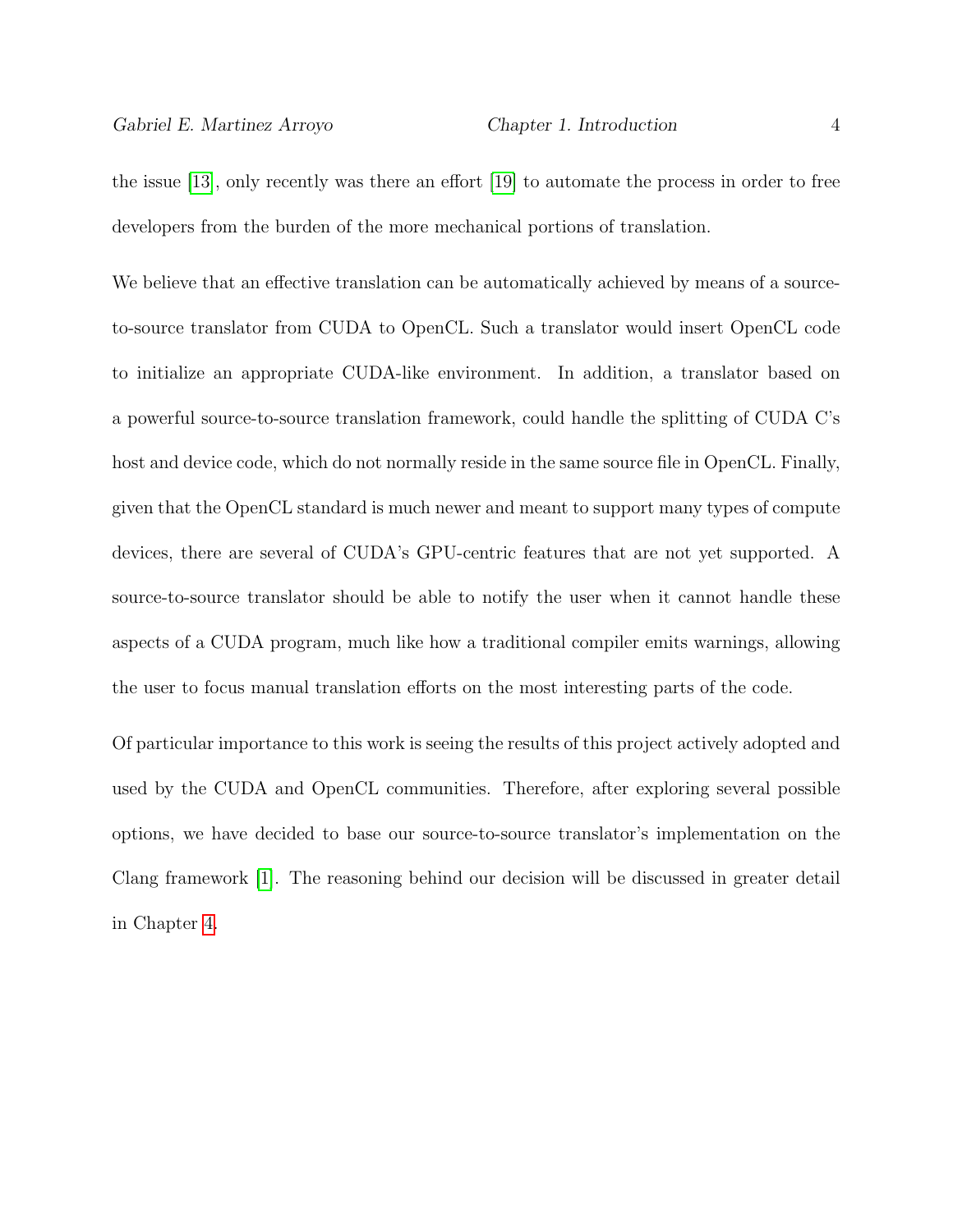the issue [13], only recently was there an effort [19] to automate the process in order to free developers from the burden of the more mechanical portions of translation.

We believe that an effective translation can be automatically achieved by means of a source-to-source translator from CUDA to OpenCL. Such a translator would insert OpenCL code to initialize an appropriate CUDA-like environment. In addition, a translator based on a powerful source-to-source translation framework, could handle the splitting of CUDA C's host and device code, which do not normally reside in the same source file in OpenCL. Finally, given that the OpenCL standard is much newer and meant to support many types of compute devices, there are several of CUDA's GPU-centric features that are not yet supported. A source-to-source translator should be able to notify the user when it cannot handle these aspects of a CUDA program, much like how a traditional compiler emits warnings, allowing the user to focus manual translation efforts on the most interesting parts of the code.

Of particular importance to this work is seeing the results of this project actively adopted and used by the CUDA and OpenCL communities. Therefore, after exploring several possible options, we have decided to base our source-to-source translator's implementation on the Clang framework [1]. The reasoning behind our decision will be discussed in greater detail in Chapter 4.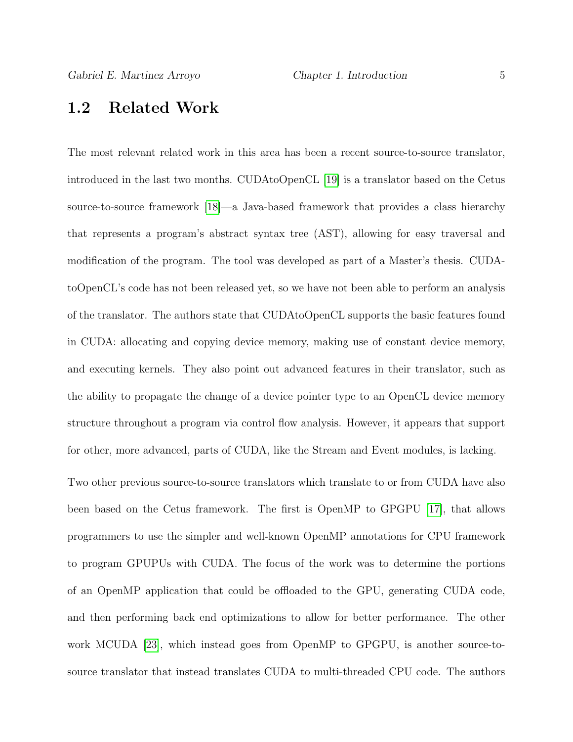## 1.2 Related Work

The most relevant related work in this area has been a recent source-to-source translator, introduced in the last two months. CUDAtoOpenCL [19] is a translator based on the Cetus source-to-source framework [18]—a Java-based framework that provides a class hierarchy that represents a program's abstract syntax tree (AST), allowing for easy traversal and modification of the program. The tool was developed as part of a Master's thesis. CUDA-toOpenCL's code has not been released yet, so we have not been able to perform an analysis of the translator. The authors state that CUDAtoOpenCL supports the basic features found in CUDA: allocating and copying device memory, making use of constant device memory, and executing kernels. They also point out advanced features in their translator, such as the ability to propagate the change of a device pointer type to an OpenCL device memory structure throughout a program via control flow analysis. However, it appears that support for other, more advanced, parts of CUDA, like the Stream and Event modules, is lacking.

Two other previous source-to-source translators which translate to or from CUDA have also been based on the Cetus framework. The first is OpenMP to GPGPU [17], that allows programmers to use the simpler and well-known OpenMP annotations for CPU framework to program GPUPUs with CUDA. The focus of the work was to determine the portions of an OpenMP application that could be offloaded to the GPU, generating CUDA code, and then performing back end optimizations to allow for better performance. The other work MCUDA [23], which instead goes from OpenMP to GPGPU, is another source-to-source translator that instead translates CUDA to multi-threaded CPU code. The authors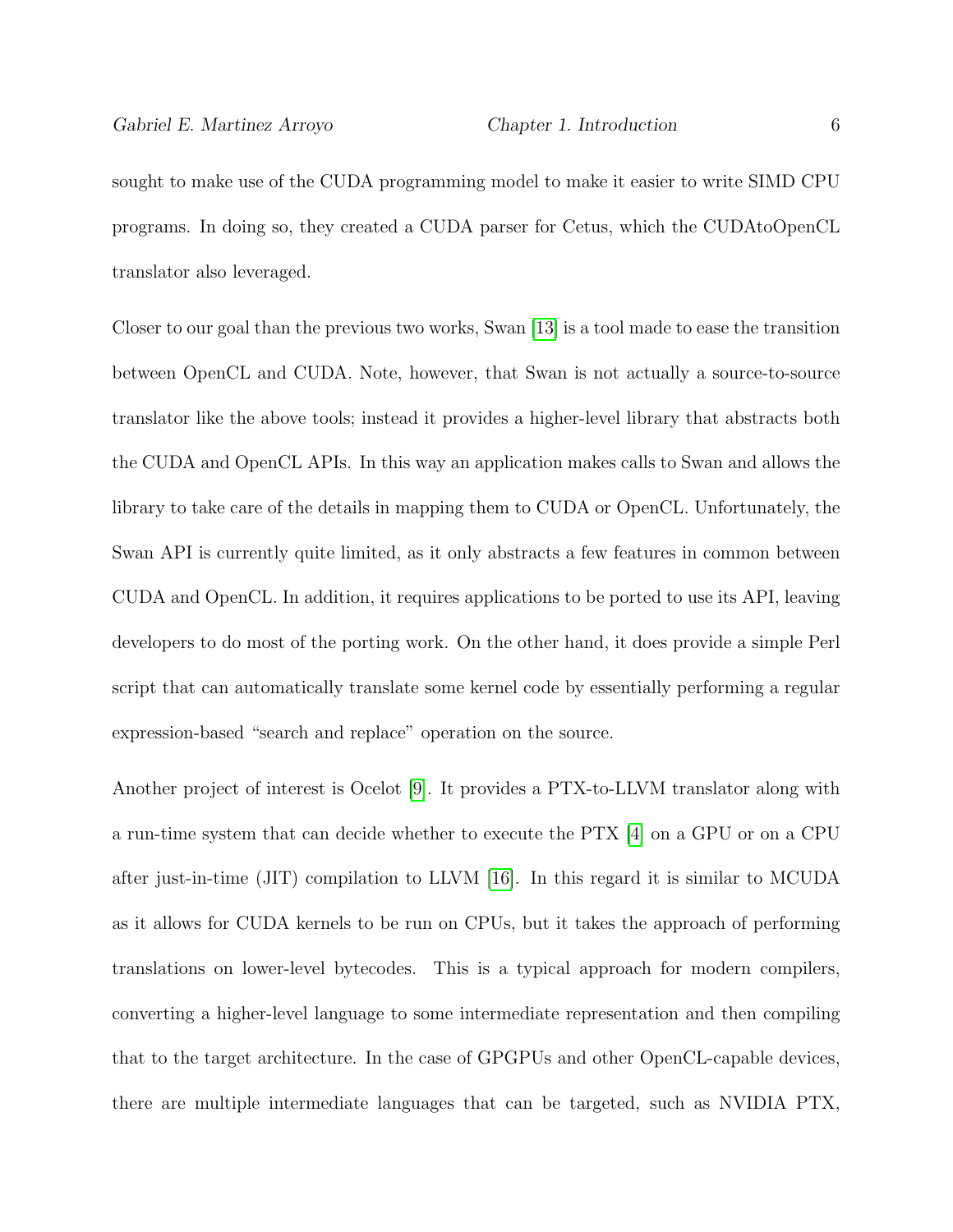sought to make use of the CUDA programming model to make it easier to write SIMD CPU programs. In doing so, they created a CUDA parser for Cetus, which the CUDAtoOpenCL translator also leveraged.

Closer to our goal than the previous two works, Swan [13] is a tool made to ease the transition between OpenCL and CUDA. Note, however, that Swan is not actually a source-to-source translator like the above tools; instead it provides a higher-level library that abstracts both the CUDA and OpenCL APIs. In this way an application makes calls to Swan and allows the library to take care of the details in mapping them to CUDA or OpenCL. Unfortunately, the Swan API is currently quite limited, as it only abstracts a few features in common between CUDA and OpenCL. In addition, it requires applications to be ported to use its API, leaving developers to do most of the porting work. On the other hand, it does provide a simple Perl script that can automatically translate some kernel code by essentially performing a regular expression-based "search and replace" operation on the source.

Another project of interest is Ocelot [9]. It provides a PTX-to-LLVM translator along with a run-time system that can decide whether to execute the PTX [4] on a GPU or on a CPU after just-in-time (JIT) compilation to LLVM [16]. In this regard it is similar to MCUDA as it allows for CUDA kernels to be run on CPUs, but it takes the approach of performing translations on lower-level bytecodes. This is a typical approach for modern compilers, converting a higher-level language to some intermediate representation and then compiling that to the target architecture. In the case of GPGPUs and other OpenCL-capable devices, there are multiple intermediate languages that can be targeted, such as NVIDIA PTX,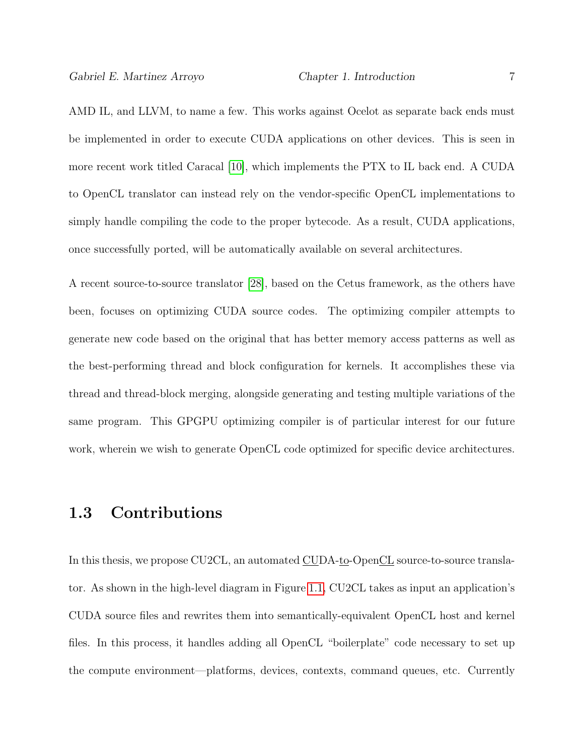AMD IL, and LLVM, to name a few. This works against Ocelot as separate back ends must be implemented in order to execute CUDA applications on other devices. This is seen in more recent work titled Caracal [10], which implements the PTX to IL back end. A CUDA to OpenCL translator can instead rely on the vendor-specific OpenCL implementations to simply handle compiling the code to the proper bytecode. As a result, CUDA applications, once successfully ported, will be automatically available on several architectures.

A recent source-to-source translator [28], based on the Cetus framework, as the others have been, focuses on optimizing CUDA source codes. The optimizing compiler attempts to generate new code based on the original that has better memory access patterns as well as the best-performing thread and block configuration for kernels. It accomplishes these via thread and thread-block merging, alongside generating and testing multiple variations of the same program. This GPGPU optimizing compiler is of particular interest for our future work, wherein we wish to generate OpenCL code optimized for specific device architectures.

## 1.3 Contributions

In this thesis, we propose CU2CL, an automated CUDA-to-OpenCL source-to-source translator. As shown in the high-level diagram in Figure 1.1, CU2CL takes as input an application's CUDA source files and rewrites them into semantically-equivalent OpenCL host and kernel files. In this process, it handles adding all OpenCL "boilerplate" code necessary to set up the compute environment—platforms, devices, contexts, command queues, etc. Currently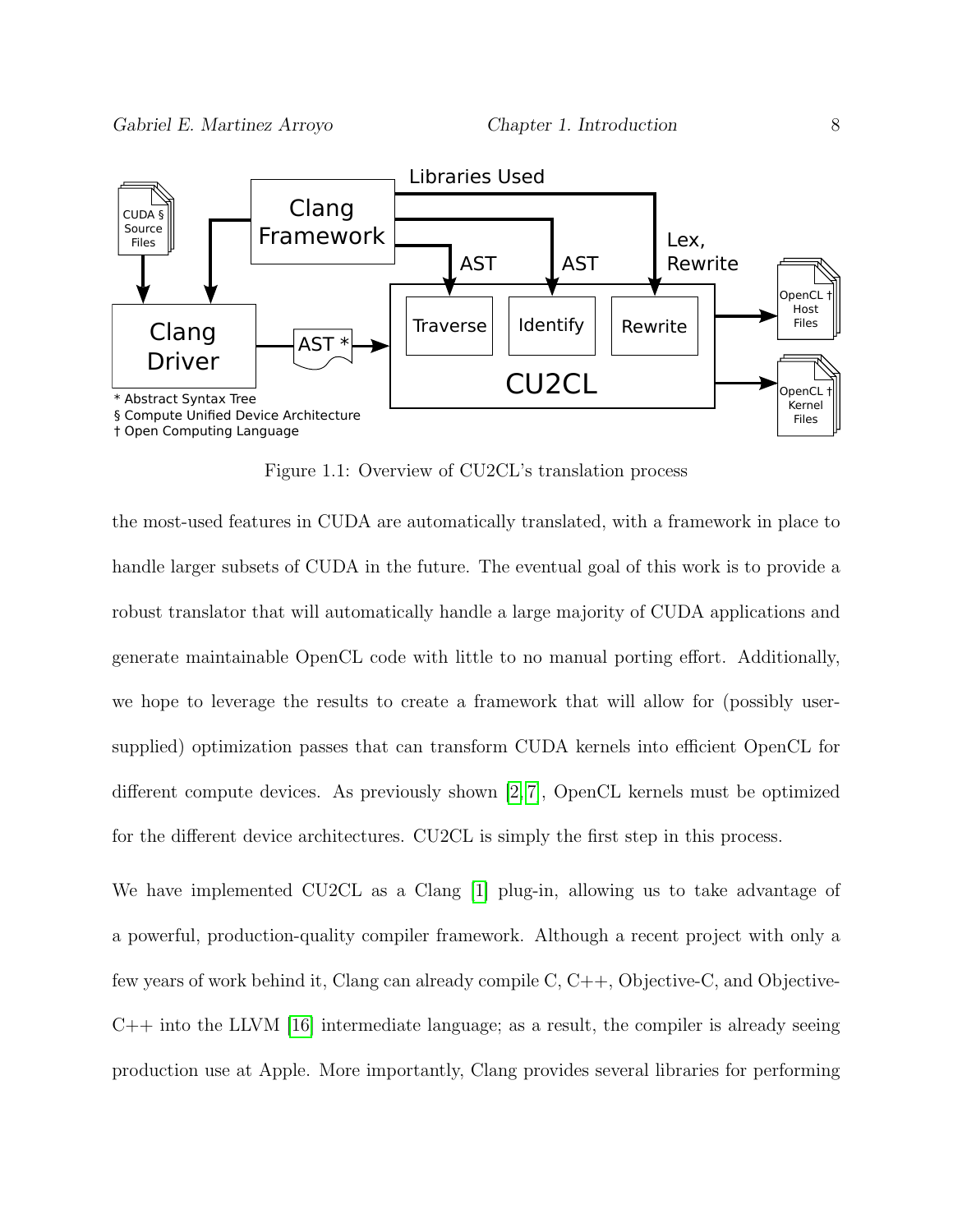Figure 1.1: Overview of CU2CL's translation process

the most-used features in CUDA are automatically translated, with a framework in place to handle larger subsets of CUDA in the future. The eventual goal of this work is to provide a robust translator that will automatically handle a large majority of CUDA applications and generate maintainable OpenCL code with little to no manual porting effort. Additionally, we hope to leverage the results to create a framework that will allow for (possibly user-supplied) optimization passes that can transform CUDA kernels into efficient OpenCL for different compute devices. As previously shown [2, 7], OpenCL kernels must be optimized for the different device architectures. CU2CL is simply the first step in this process.

We have implemented CU2CL as a Clang [1] plug-in, allowing us to take advantage of a powerful, production-quality compiler framework. Although a recent project with only a few years of work behind it, Clang can already compile C, C++, Objective-C, and Objective-C++ into the LLVM [16] intermediate language; as a result, the compiler is already seeing production use at Apple. More importantly, Clang provides several libraries for performing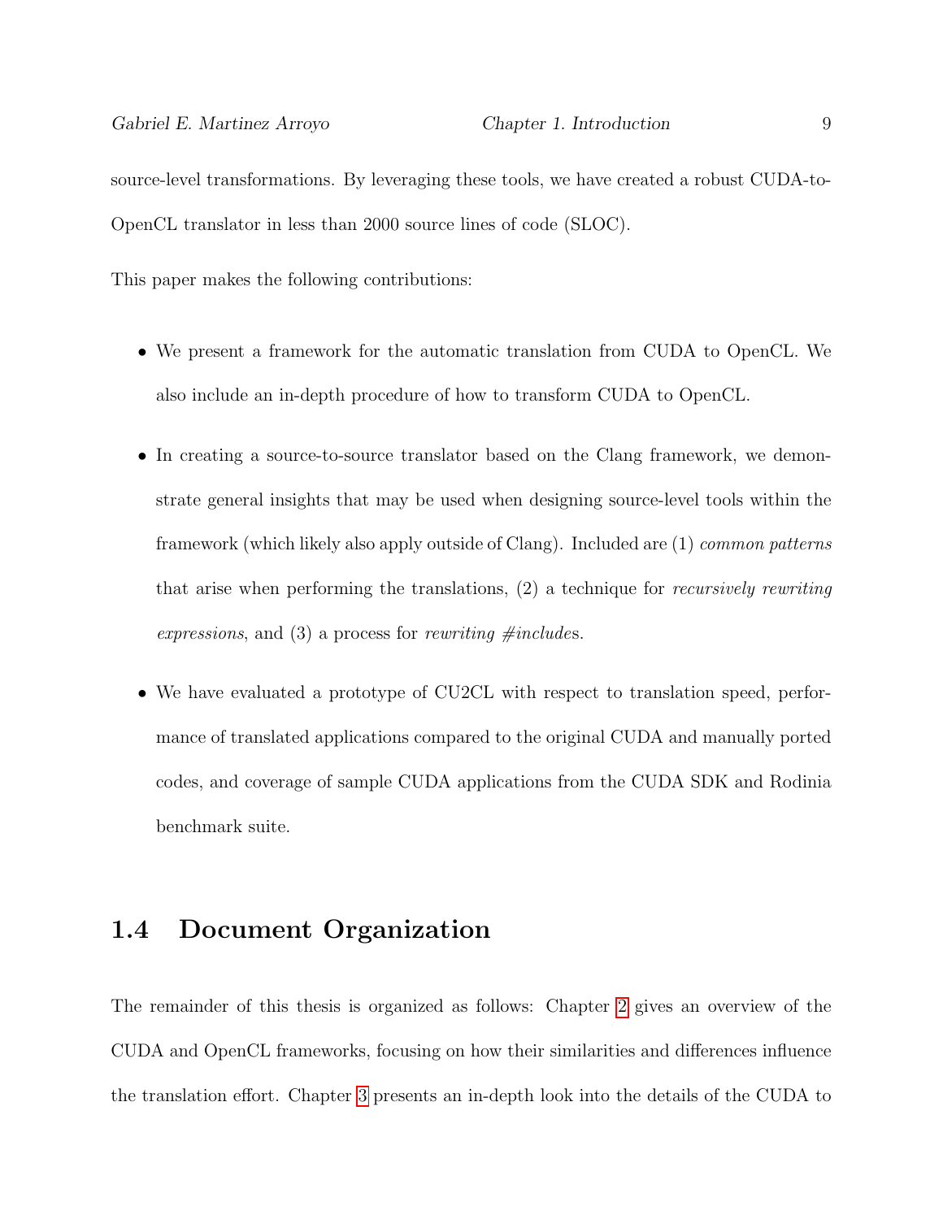source-level transformations. By leveraging these tools, we have created a robust CUDA-to-OpenCL translator in less than 2000 source lines of code (SLOC).

This paper makes the following contributions:

- We present a framework for the automatic translation from CUDA to OpenCL. We also include an in-depth procedure of how to transform CUDA to OpenCL.
- In creating a source-to-source translator based on the Clang framework, we demonstrate general insights that may be used when designing source-level tools within the framework (which likely also apply outside of Clang). Included are (1) *common patterns* that arise when performing the translations, (2) a technique for *recursively rewriting expressions*, and (3) a process for *rewriting #includes*.
- We have evaluated a prototype of CU2CL with respect to translation speed, performance of translated applications compared to the original CUDA and manually ported codes, and coverage of sample CUDA applications from the CUDA SDK and Rodinia benchmark suite.

## 1.4 Document Organization

The remainder of this thesis is organized as follows: Chapter 2 gives an overview of the CUDA and OpenCL frameworks, focusing on how their similarities and differences influence the translation effort. Chapter 3 presents an in-depth look into the details of the CUDA to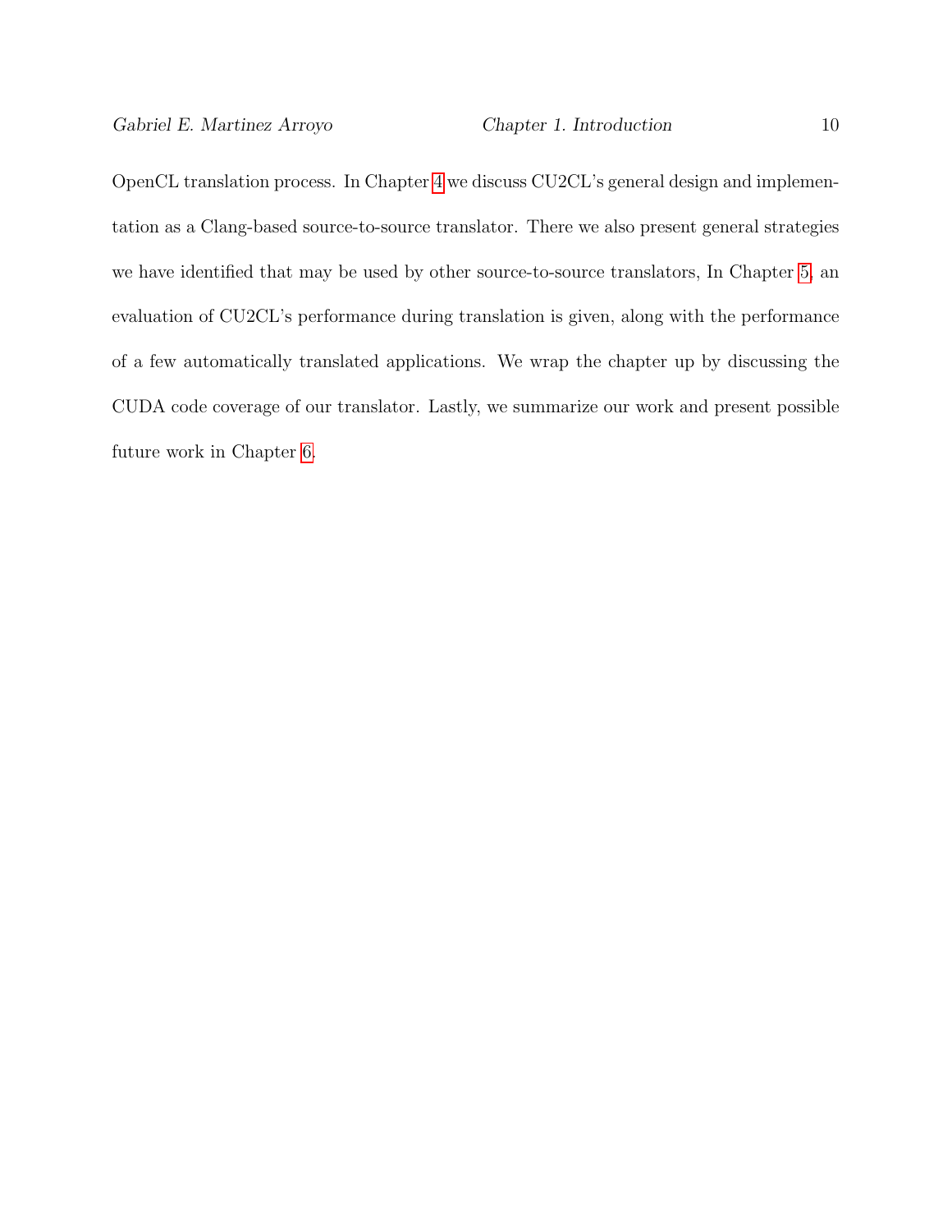OpenCL translation process. In Chapter 4 we discuss CU2CL's general design and implementation as a Clang-based source-to-source translator. There we also present general strategies we have identified that may be used by other source-to-source translators, In Chapter 5, an evaluation of CU2CL's performance during translation is given, along with the performance of a few automatically translated applications. We wrap the chapter up by discussing the CUDA code coverage of our translator. Lastly, we summarize our work and present possible future work in Chapter 6.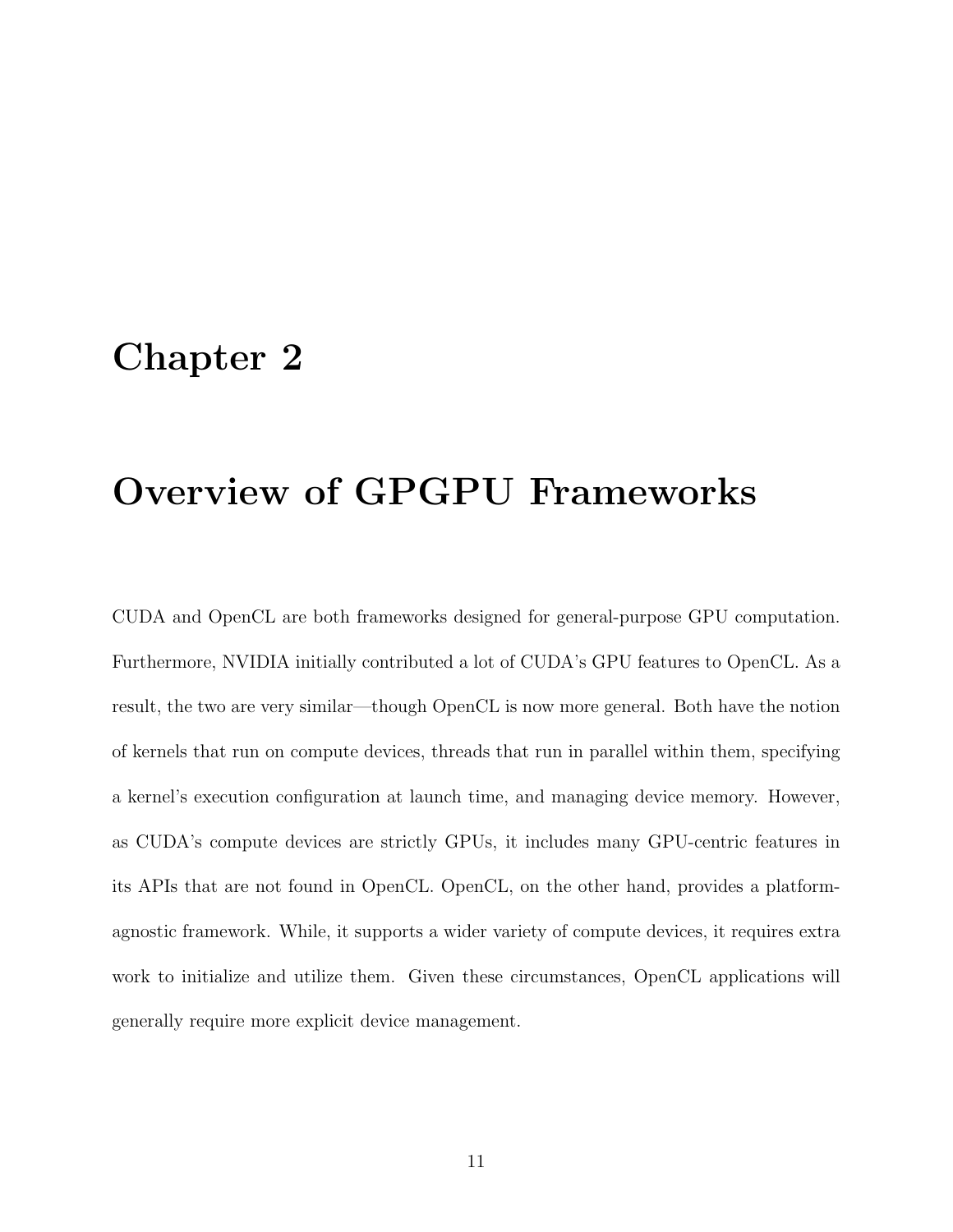# Chapter 2

# Overview of GPGPU Frameworks

CUDA and OpenCL are both frameworks designed for general-purpose GPU computation. Furthermore, NVIDIA initially contributed a lot of CUDA's GPU features to OpenCL. As a result, the two are very similar—though OpenCL is now more general. Both have the notion of kernels that run on compute devices, threads that run in parallel within them, specifying a kernel's execution configuration at launch time, and managing device memory. However, as CUDA's compute devices are strictly GPUs, it includes many GPU-centric features in its APIs that are not found in OpenCL. OpenCL, on the other hand, provides a platform-agnostic framework. While, it supports a wider variety of compute devices, it requires extra work to initialize and utilize them. Given these circumstances, OpenCL applications will generally require more explicit device management.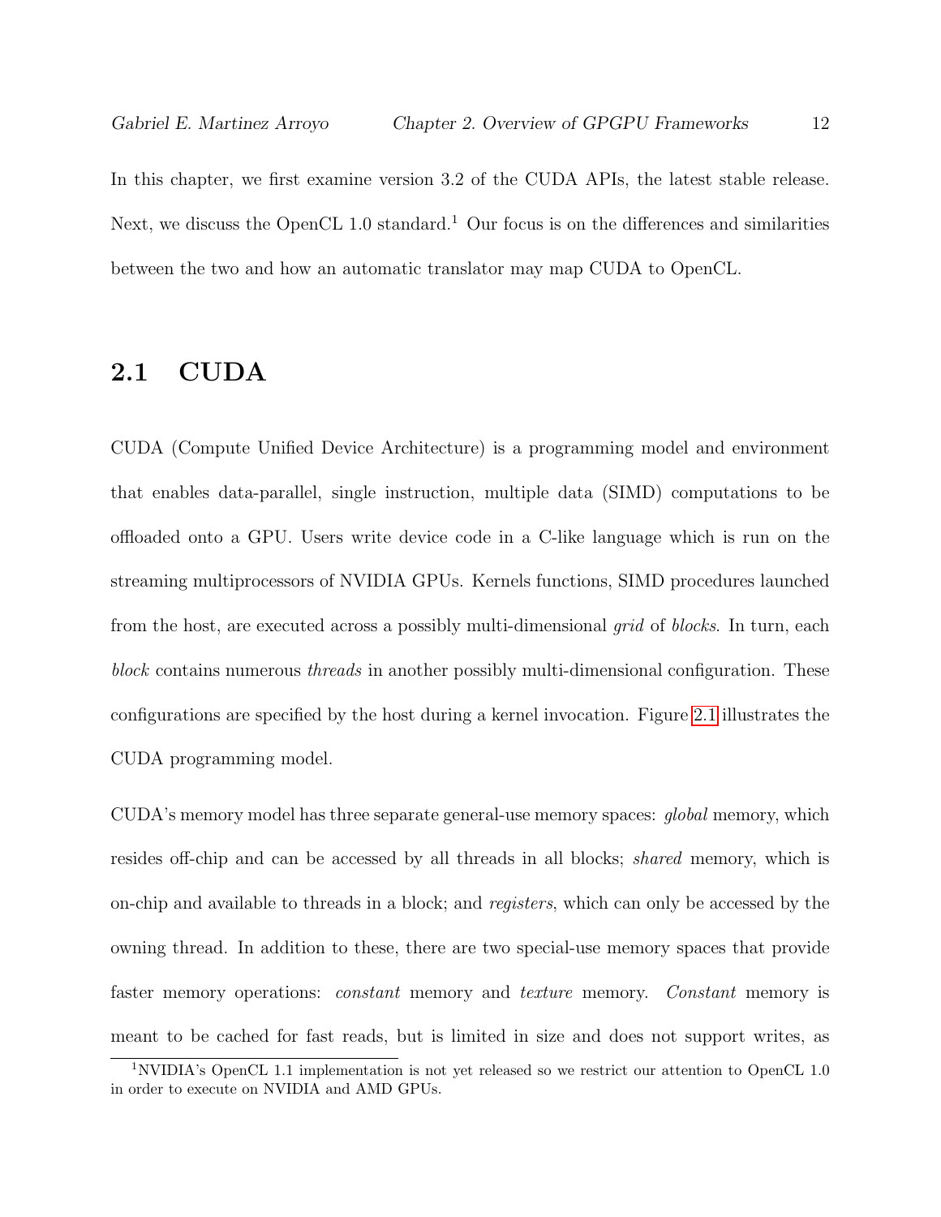In this chapter, we first examine version 3.2 of the CUDA APIs, the latest stable release. Next, we discuss the OpenCL 1.0 standard.[1] Our focus is on the differences and similarities between the two and how an automatic translator may map CUDA to OpenCL.

## 2.1 CUDA

CUDA (Compute Unified Device Architecture) is a programming model and environment that enables data-parallel, single instruction, multiple data (SIMD) computations to be offloaded onto a GPU. Users write device code in a C-like language which is run on the streaming multiprocessors of NVIDIA GPUs. Kernels functions, SIMD procedures launched from the host, are executed across a possibly multi-dimensional *grid* of *blocks*. In turn, each *block* contains numerous *threads* in another possibly multi-dimensional configuration. These configurations are specified by the host during a kernel invocation. Figure 2.1 illustrates the CUDA programming model.

CUDA's memory model has three separate general-use memory spaces: *global* memory, which resides off-chip and can be accessed by all threads in all blocks; *shared* memory, which is on-chip and available to threads in a block; and *registers*, which can only be accessed by the owning thread. In addition to these, there are two special-use memory spaces that provide faster memory operations: *constant* memory and *texture* memory. *Constant* memory is meant to be cached for fast reads, but is limited in size and does not support writes, as

[1] NVIDIA's OpenCL 1.1 implementation is not yet released so we restrict our attention to OpenCL 1.0 in order to execute on NVIDIA and AMD GPUs.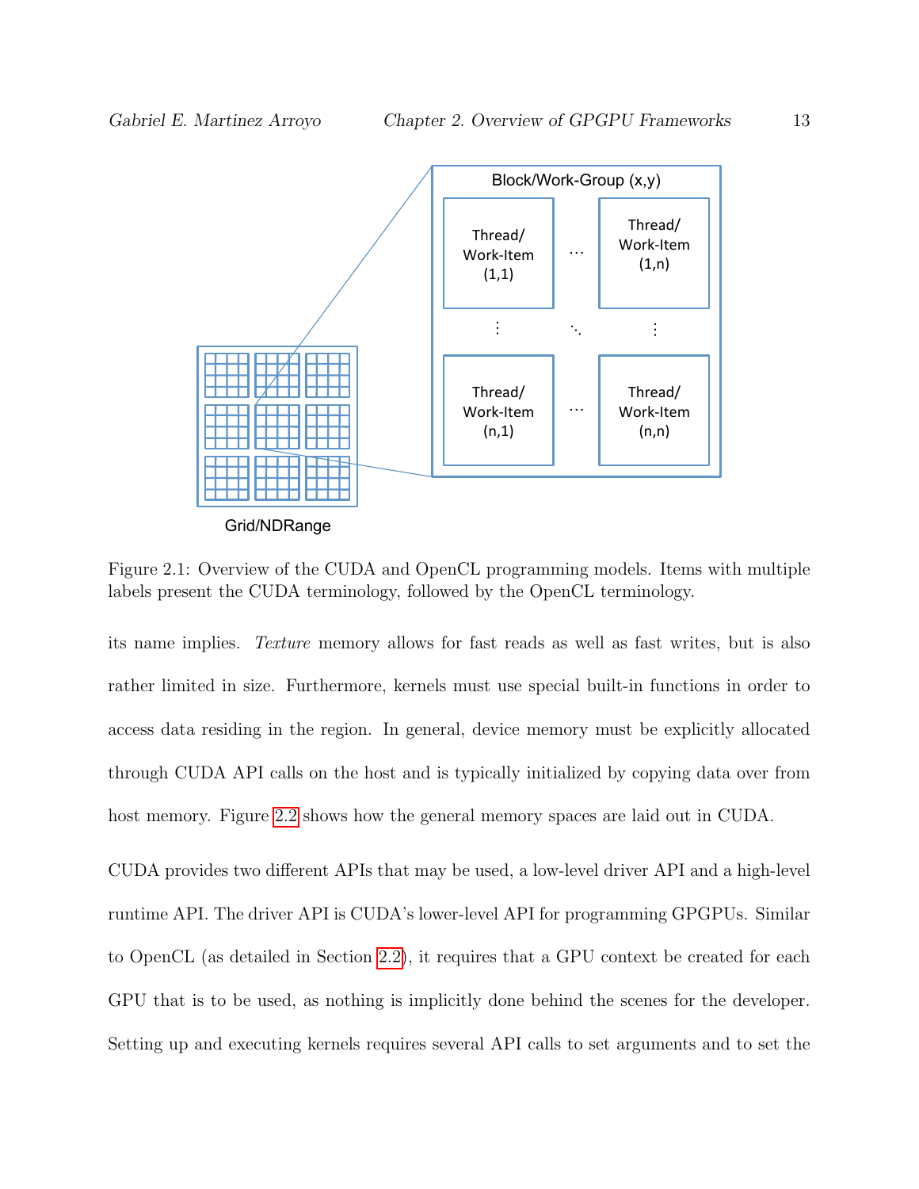Figure 2.1: Overview of the CUDA and OpenCL programming models. Items with multiple labels present the CUDA terminology, followed by the OpenCL terminology.

its name implies. *Texture* memory allows for fast reads as well as fast writes, but is also rather limited in size. Furthermore, kernels must use special built-in functions in order to access data residing in the region. In general, device memory must be explicitly allocated through CUDA API calls on the host and is typically initialized by copying data over from host memory. Figure 2.2 shows how the general memory spaces are laid out in CUDA.

CUDA provides two different APIs that may be used, a low-level driver API and a high-level runtime API. The driver API is CUDA's lower-level API for programming GPGPUs. Similar to OpenCL (as detailed in Section 2.2), it requires that a GPU context be created for each GPU that is to be used, as nothing is implicitly done behind the scenes for the developer. Setting up and executing kernels requires several API calls to set arguments and to set the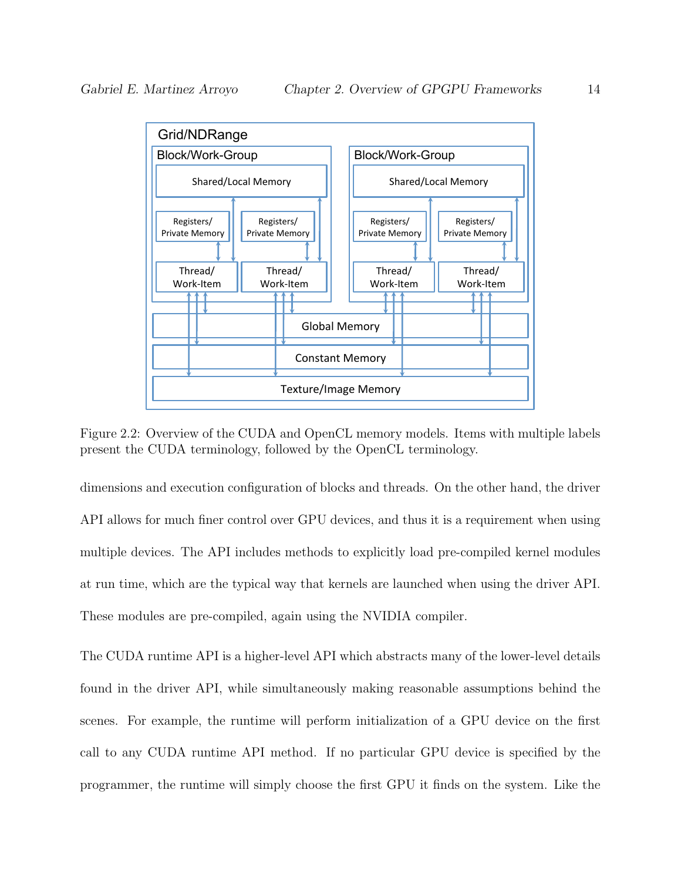Figure 2.2: Overview of the CUDA and OpenCL memory models. Items with multiple labels present the CUDA terminology, followed by the OpenCL terminology.

dimensions and execution configuration of blocks and threads. On the other hand, the driver API allows for much finer control over GPU devices, and thus it is a requirement when using multiple devices. The API includes methods to explicitly load pre-compiled kernel modules at run time, which are the typical way that kernels are launched when using the driver API. These modules are pre-compiled, again using the NVIDIA compiler.

The CUDA runtime API is a higher-level API which abstracts many of the lower-level details found in the driver API, while simultaneously making reasonable assumptions behind the scenes. For example, the runtime will perform initialization of a GPU device on the first call to any CUDA runtime API method. If no particular GPU device is specified by the programmer, the runtime will simply choose the first GPU it finds on the system. Like the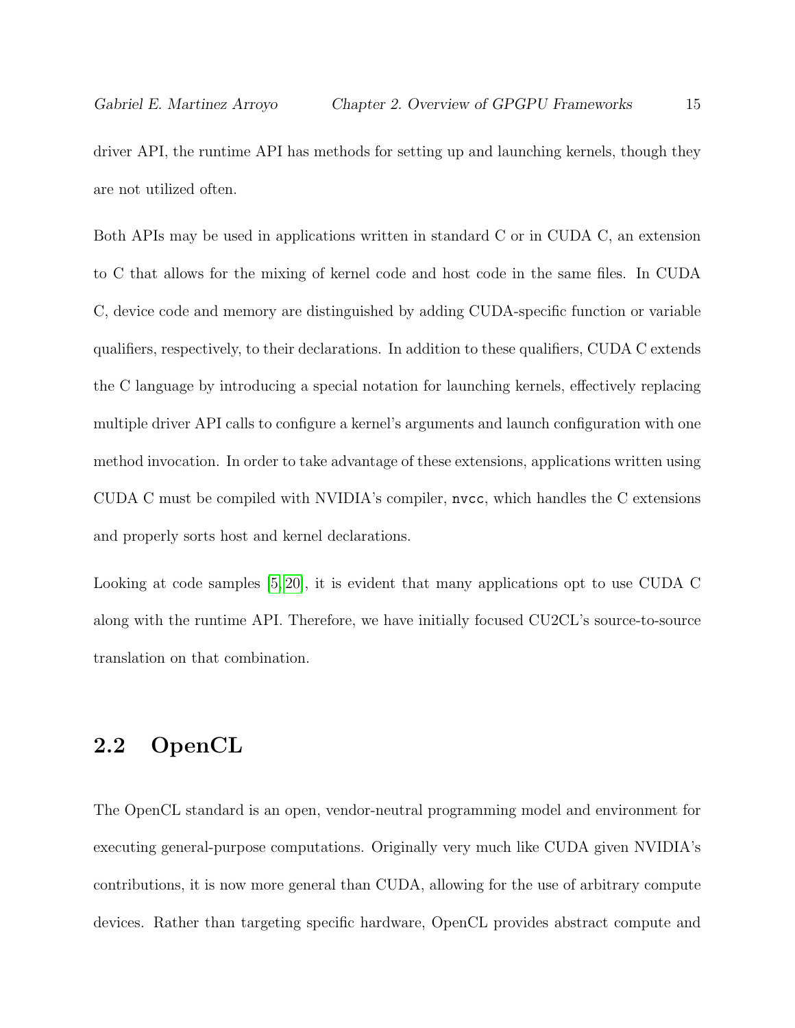driver API, the runtime API has methods for setting up and launching kernels, though they are not utilized often.

Both APIs may be used in applications written in standard C or in CUDA C, an extension to C that allows for the mixing of kernel code and host code in the same files. In CUDA C, device code and memory are distinguished by adding CUDA-specific function or variable qualifiers, respectively, to their declarations. In addition to these qualifiers, CUDA C extends the C language by introducing a special notation for launching kernels, effectively replacing multiple driver API calls to configure a kernel's arguments and launch configuration with one method invocation. In order to take advantage of these extensions, applications written using CUDA C must be compiled with NVIDIA's compiler, `nvcc`, which handles the C extensions and properly sorts host and kernel declarations.

Looking at code samples [5, 20], it is evident that many applications opt to use CUDA C along with the runtime API. Therefore, we have initially focused CU2CL's source-to-source translation on that combination.

## 2.2 OpenCL

The OpenCL standard is an open, vendor-neutral programming model and environment for executing general-purpose computations. Originally very much like CUDA given NVIDIA's contributions, it is now more general than CUDA, allowing for the use of arbitrary compute devices. Rather than targeting specific hardware, OpenCL provides abstract compute and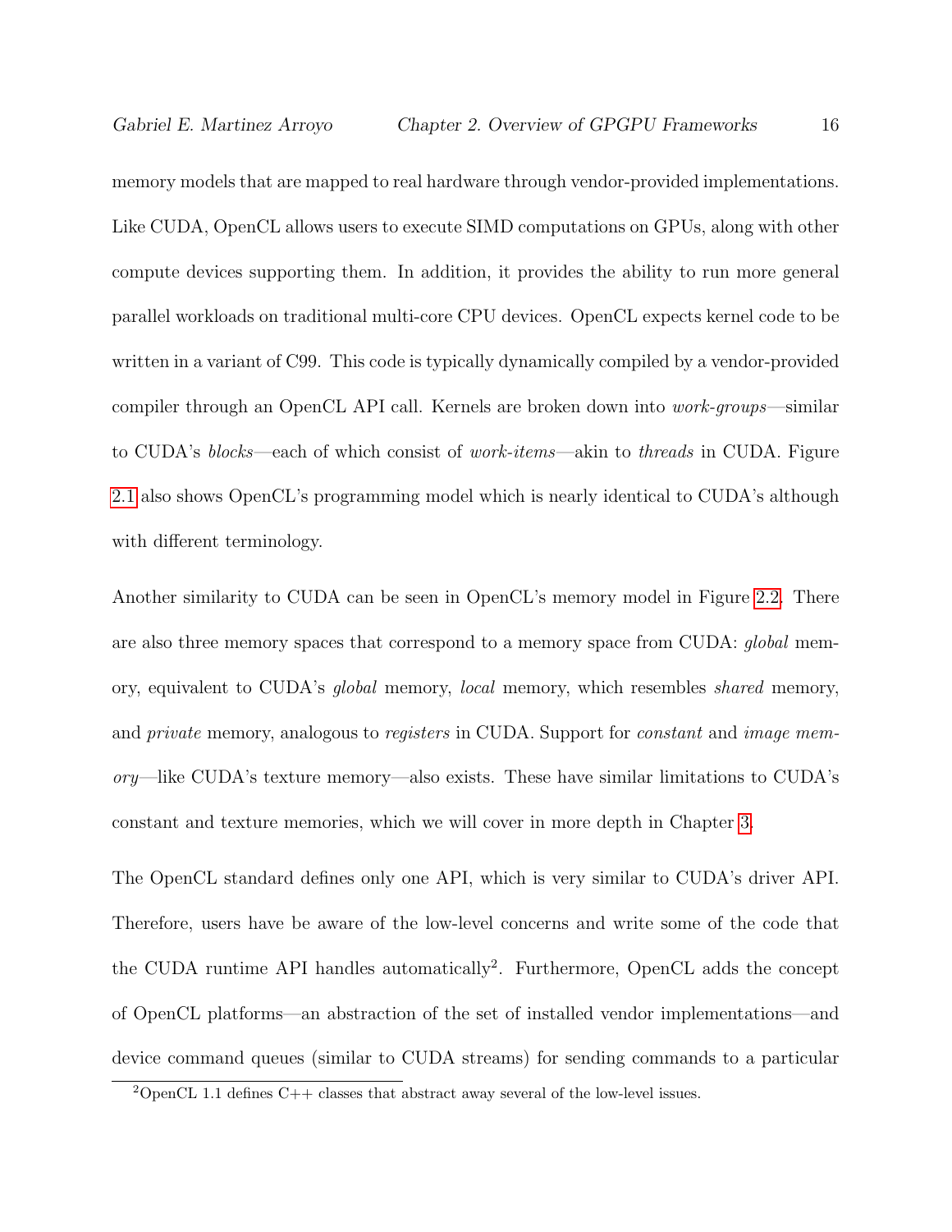memory models that are mapped to real hardware through vendor-provided implementations. Like CUDA, OpenCL allows users to execute SIMD computations on GPUs, along with other compute devices supporting them. In addition, it provides the ability to run more general parallel workloads on traditional multi-core CPU devices. OpenCL expects kernel code to be written in a variant of C99. This code is typically dynamically compiled by a vendor-provided compiler through an OpenCL API call. Kernels are broken down into *work-groups*—similar to CUDA's *blocks*—each of which consist of *work-items*—akin to *threads* in CUDA. Figure 2.1 also shows OpenCL's programming model which is nearly identical to CUDA's although with different terminology.

Another similarity to CUDA can be seen in OpenCL's memory model in Figure 2.2. There are also three memory spaces that correspond to a memory space from CUDA: *global* memory, equivalent to CUDA's *global* memory, *local* memory, which resembles *shared* memory, and *private* memory, analogous to *registers* in CUDA. Support for *constant* and *image memory*—like CUDA's texture memory—also exists. These have similar limitations to CUDA's constant and texture memories, which we will cover in more depth in Chapter 3.

The OpenCL standard defines only one API, which is very similar to CUDA's driver API. Therefore, users have be aware of the low-level concerns and write some of the code that the CUDA runtime API handles automatically[2]. Furthermore, OpenCL adds the concept of OpenCL platforms—an abstraction of the set of installed vendor implementations—and device command queues (similar to CUDA streams) for sending commands to a particular

[2] OpenCL 1.1 defines C++ classes that abstract away several of the low-level issues.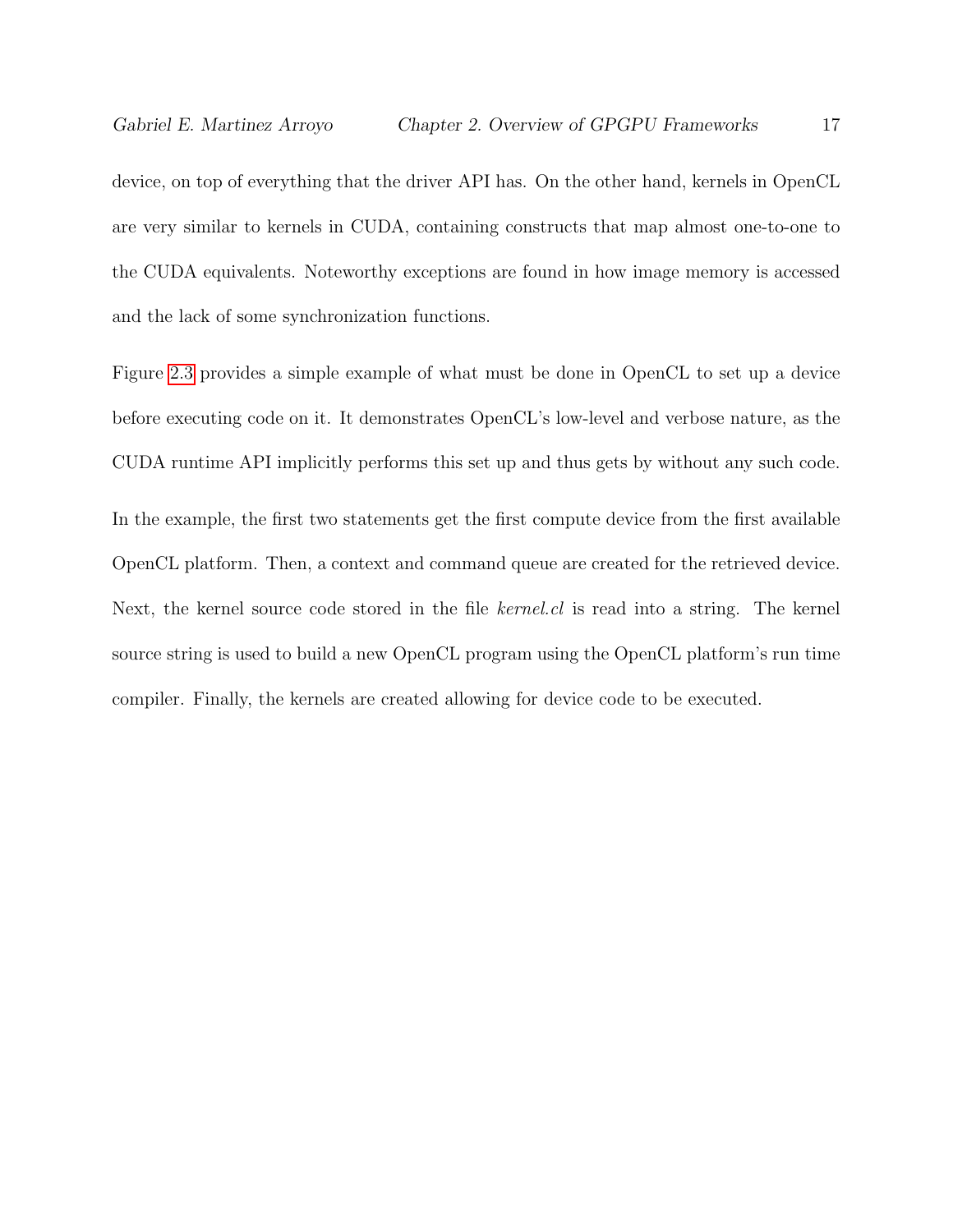device, on top of everything that the driver API has. On the other hand, kernels in OpenCL are very similar to kernels in CUDA, containing constructs that map almost one-to-one to the CUDA equivalents. Noteworthy exceptions are found in how image memory is accessed and the lack of some synchronization functions.

Figure 2.3 provides a simple example of what must be done in OpenCL to set up a device before executing code on it. It demonstrates OpenCL's low-level and verbose nature, as the CUDA runtime API implicitly performs this set up and thus gets by without any such code.

In the example, the first two statements get the first compute device from the first available OpenCL platform. Then, a context and command queue are created for the retrieved device. Next, the kernel source code stored in the file *kernel.cl* is read into a string. The kernel source string is used to build a new OpenCL program using the OpenCL platform's run time compiler. Finally, the kernels are created allowing for device code to be executed.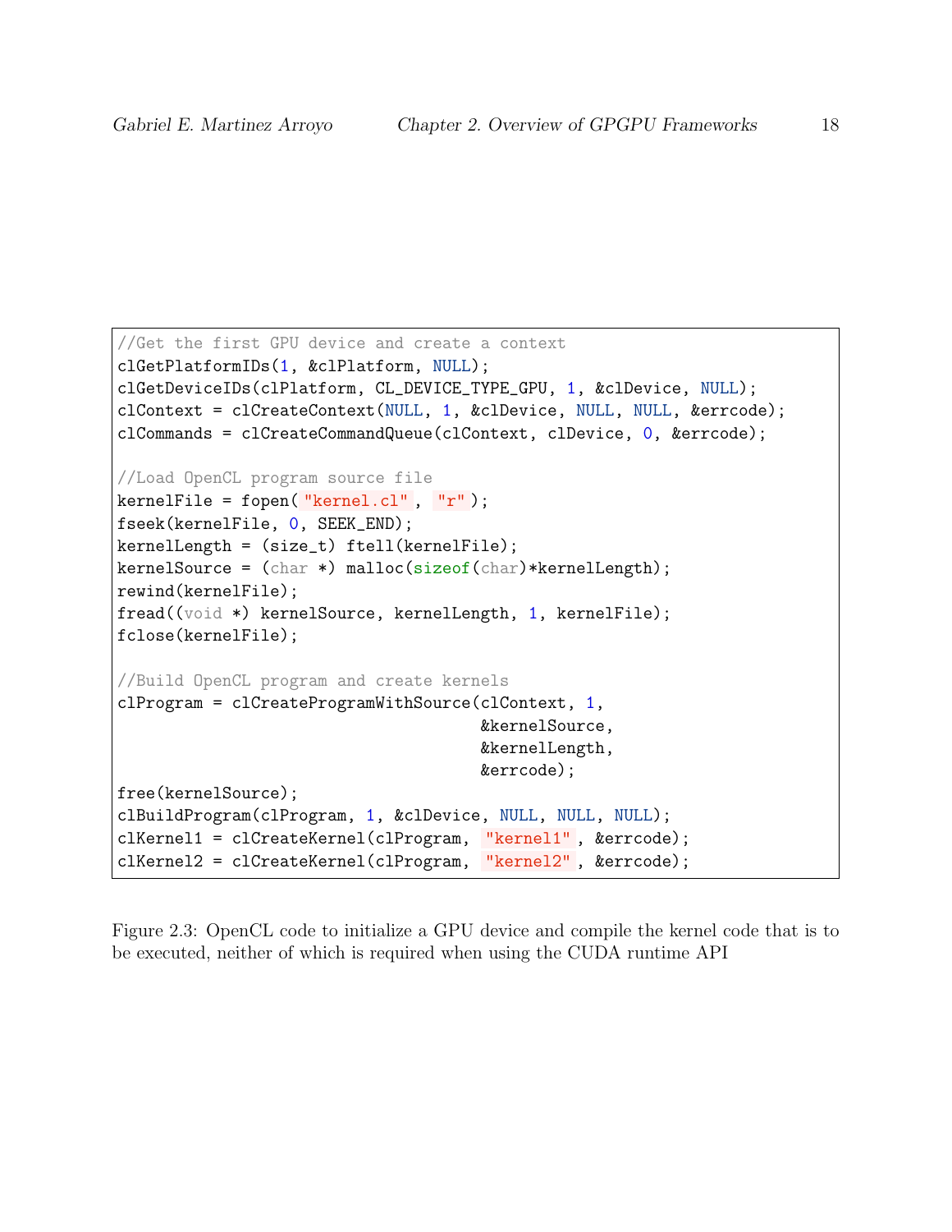```
//Get the first GPU device and create a context
clGetPlatformIDs(1, &clPlatform, NULL);
clGetDeviceIDs(clPlatform, CL_DEVICE_TYPE_GPU, 1, &clDevice, NULL);
clContext = clCreateContext(NULL, 1, &clDevice, NULL, NULL, &errcode);
clCommands = clCreateCommandQueue(clContext, clDevice, 0, &errcode);

//Load OpenCL program source file
kernelFile = fopen("kernel.cl", "r");
fseek(kernelFile, 0, SEEK_END);
kernelLength = (size_t) ftell(kernelFile);
kernelSource = (char *) malloc(sizeof(char)*kernelLength);
rewind(kernelFile);
fread((void *) kernelSource, kernelLength, 1, kernelFile);
fclose(kernelFile);

//Build OpenCL program and create kernels
clProgram = clCreateProgramWithSource(clContext, 1,
                                      &kernelSource,
                                      &kernelLength,
                                      &errcode);
free(kernelSource);
clBuildProgram(clProgram, 1, &clDevice, NULL, NULL, NULL);
clKernel1 = clCreateKernel(clProgram, "kernel1", &errcode);
clKernel2 = clCreateKernel(clProgram, "kernel2", &errcode);
```

Figure 2.3: OpenCL code to initialize a GPU device and compile the kernel code that is to be executed, neither of which is required when using the CUDA runtime API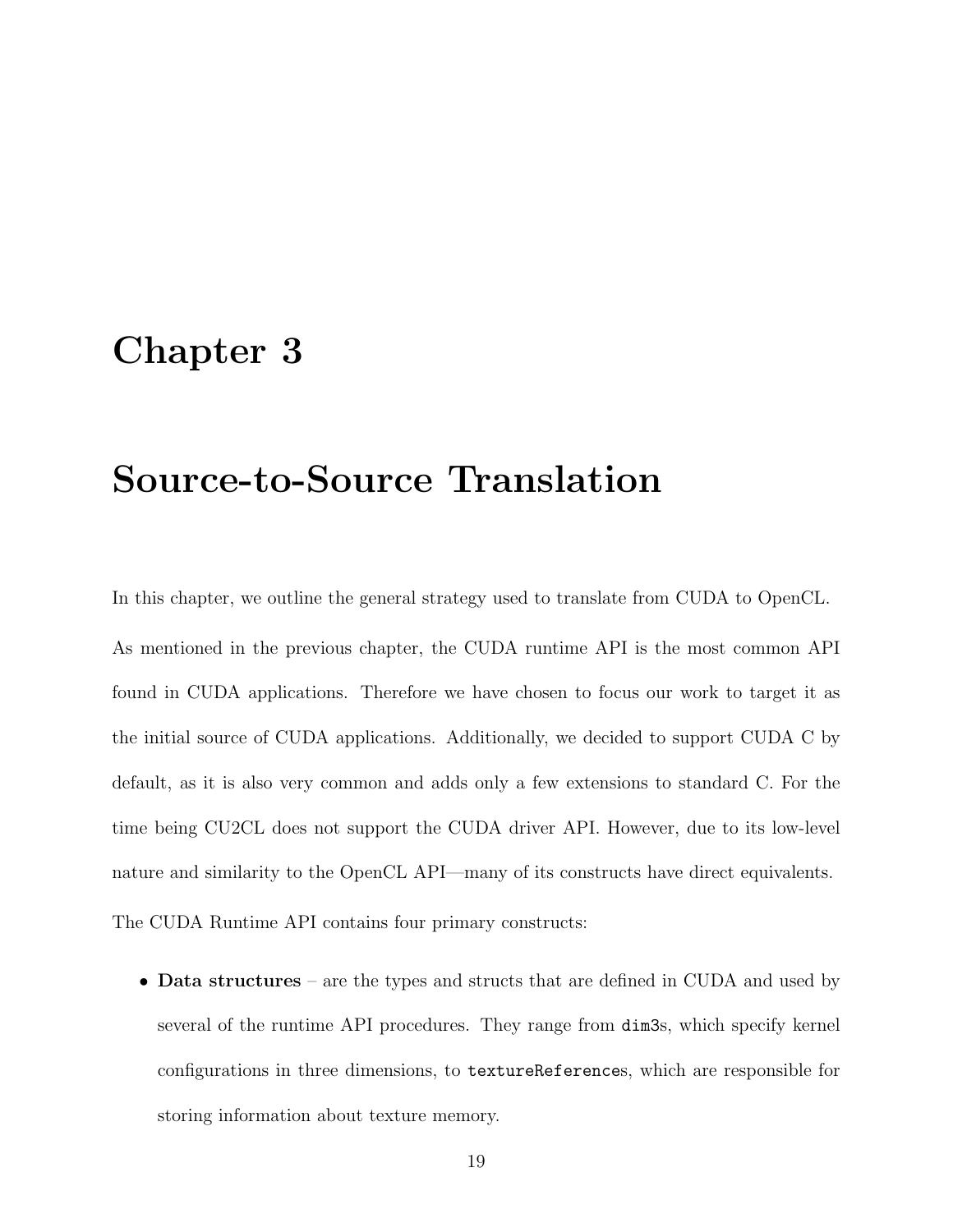# Chapter 3

# Source-to-Source Translation

In this chapter, we outline the general strategy used to translate from CUDA to OpenCL. As mentioned in the previous chapter, the CUDA runtime API is the most common API found in CUDA applications. Therefore we have chosen to focus our work to target it as the initial source of CUDA applications. Additionally, we decided to support CUDA C by default, as it is also very common and adds only a few extensions to standard C. For the time being CU2CL does not support the CUDA driver API. However, due to its low-level nature and similarity to the OpenCL API—many of its constructs have direct equivalents.

The CUDA Runtime API contains four primary constructs:

- **Data structures** – are the types and structs that are defined in CUDA and used by several of the runtime API procedures. They range from `dim3`s, which specify kernel configurations in three dimensions, to `textureReference`s, which are responsible for storing information about texture memory.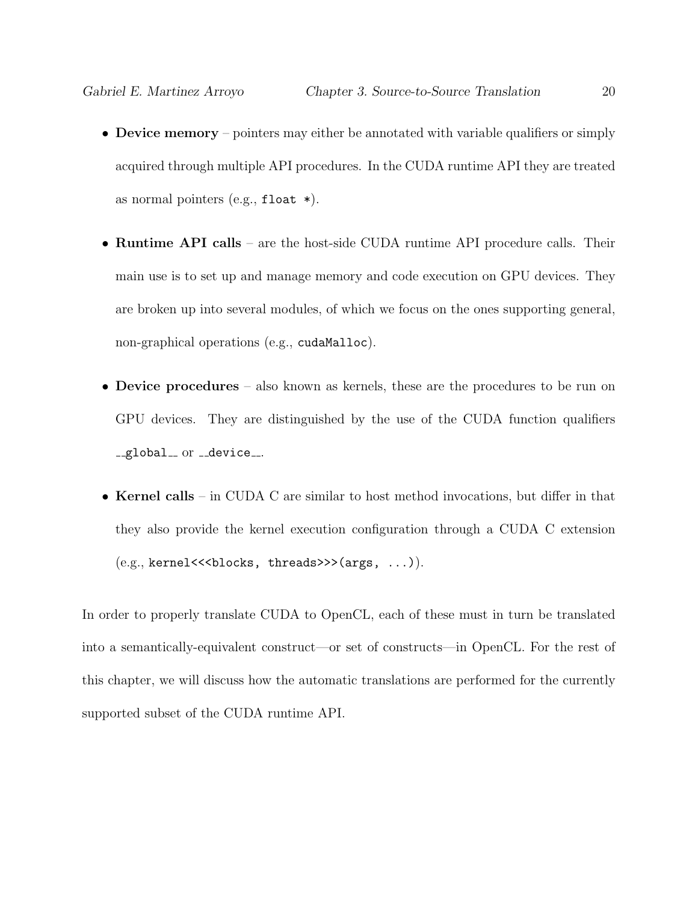- **Device memory** – pointers may either be annotated with variable qualifiers or simply acquired through multiple API procedures. In the CUDA runtime API they are treated as normal pointers (e.g., `float *`).

- **Runtime API calls** – are the host-side CUDA runtime API procedure calls. Their main use is to set up and manage memory and code execution on GPU devices. They are broken up into several modules, of which we focus on the ones supporting general, non-graphical operations (e.g., `cudaMalloc`).

- **Device procedures** – also known as kernels, these are the procedures to be run on GPU devices. They are distinguished by the use of the CUDA function qualifiers `__global__` or `__device__`.

- **Kernel calls** – in CUDA C are similar to host method invocations, but differ in that they also provide the kernel execution configuration through a CUDA C extension (e.g., `kernel<<<blocks, threads>>>(args, ...)`).

In order to properly translate CUDA to OpenCL, each of these must in turn be translated into a semantically-equivalent construct—or set of constructs—in OpenCL. For the rest of this chapter, we will discuss how the automatic translations are performed for the currently supported subset of the CUDA runtime API.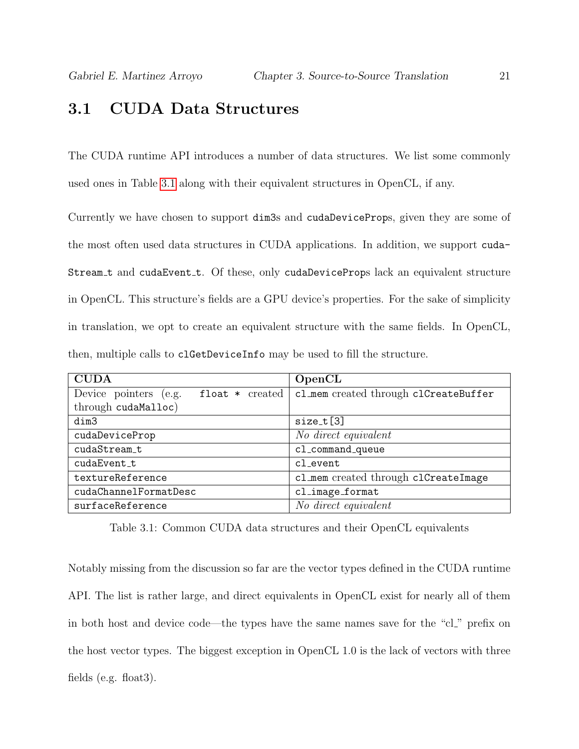## 3.1 CUDA Data Structures

The CUDA runtime API introduces a number of data structures. We list some commonly used ones in Table 3.1 along with their equivalent structures in OpenCL, if any.

Currently we have chosen to support `dim3`s and `cudaDeviceProp`s, given they are some of the most often used data structures in CUDA applications. In addition, we support `cudaStream_t` and `cudaEvent_t`. Of these, only `cudaDeviceProp`s lack an equivalent structure in OpenCL. This structure's fields are a GPU device's properties. For the sake of simplicity in translation, we opt to create an equivalent structure with the same fields. In OpenCL, then, multiple calls to `clGetDeviceInfo` may be used to fill the structure.

| **CUDA** | **OpenCL** |
|---|---|
| Device pointers (e.g. `float *` created through `cudaMalloc`) | `cl_mem` created through `clCreateBuffer` |
| `dim3` | `size_t[3]` |
| `cudaDeviceProp` | *No direct equivalent* |
| `cudaStream_t` | `cl_command_queue` |
| `cudaEvent_t` | `cl_event` |
| `textureReference` | `cl_mem` created through `clCreateImage` |
| `cudaChannelFormatDesc` | `cl_image_format` |
| `surfaceReference` | *No direct equivalent* |

Table 3.1: Common CUDA data structures and their OpenCL equivalents

Notably missing from the discussion so far are the vector types defined in the CUDA runtime API. The list is rather large, and direct equivalents in OpenCL exist for nearly all of them in both host and device code—the types have the same names save for the "cl_" prefix on the host vector types. The biggest exception in OpenCL 1.0 is the lack of vectors with three fields (e.g. float3).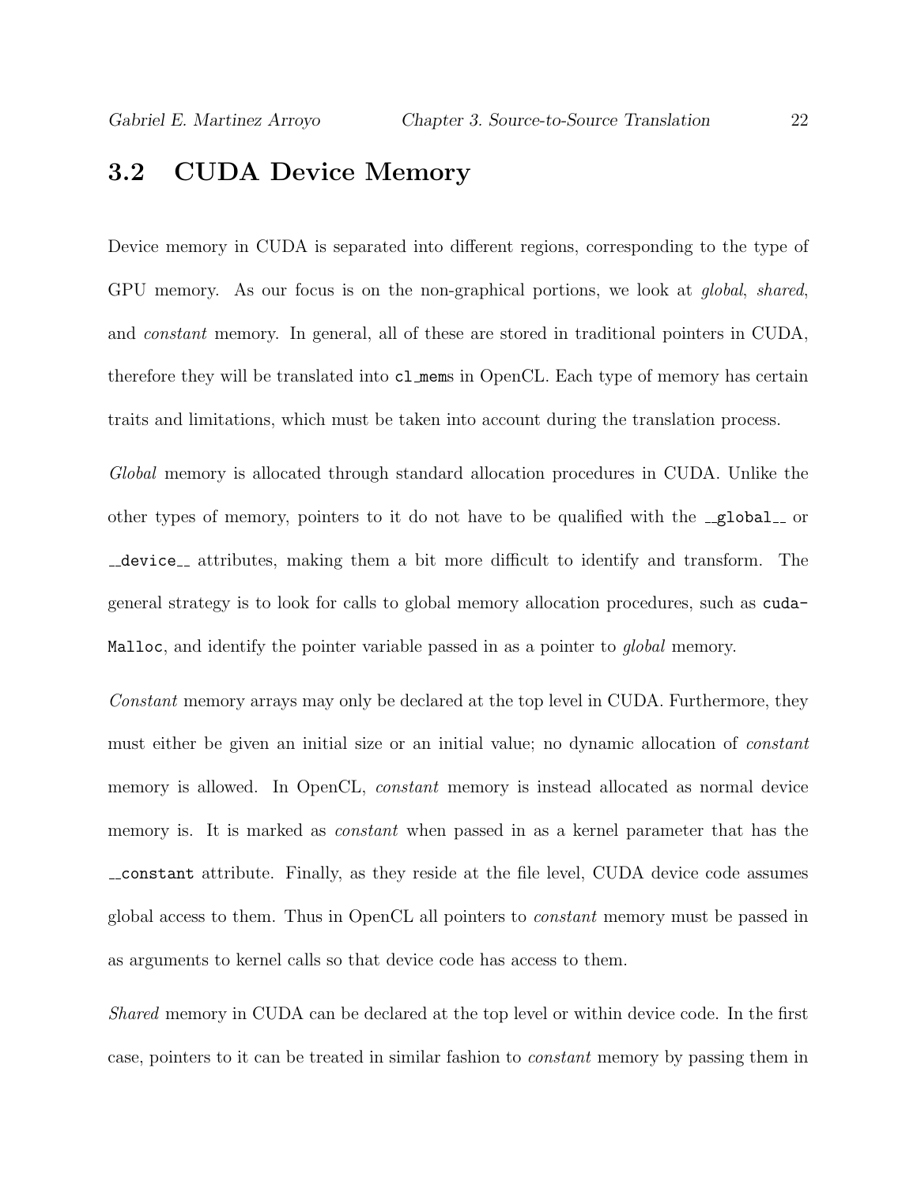## 3.2 CUDA Device Memory

Device memory in CUDA is separated into different regions, corresponding to the type of GPU memory. As our focus is on the non-graphical portions, we look at *global*, *shared*, and *constant* memory. In general, all of these are stored in traditional pointers in CUDA, therefore they will be translated into `cl_mem`s in OpenCL. Each type of memory has certain traits and limitations, which must be taken into account during the translation process.

*Global* memory is allocated through standard allocation procedures in CUDA. Unlike the other types of memory, pointers to it do not have to be qualified with the `__global__` or `__device__` attributes, making them a bit more difficult to identify and transform. The general strategy is to look for calls to global memory allocation procedures, such as `cudaMalloc`, and identify the pointer variable passed in as a pointer to *global* memory.

*Constant* memory arrays may only be declared at the top level in CUDA. Furthermore, they must either be given an initial size or an initial value; no dynamic allocation of *constant* memory is allowed. In OpenCL, *constant* memory is instead allocated as normal device memory is. It is marked as *constant* when passed in as a kernel parameter that has the `__constant` attribute. Finally, as they reside at the file level, CUDA device code assumes global access to them. Thus in OpenCL all pointers to *constant* memory must be passed in as arguments to kernel calls so that device code has access to them.

*Shared* memory in CUDA can be declared at the top level or within device code. In the first case, pointers to it can be treated in similar fashion to *constant* memory by passing them in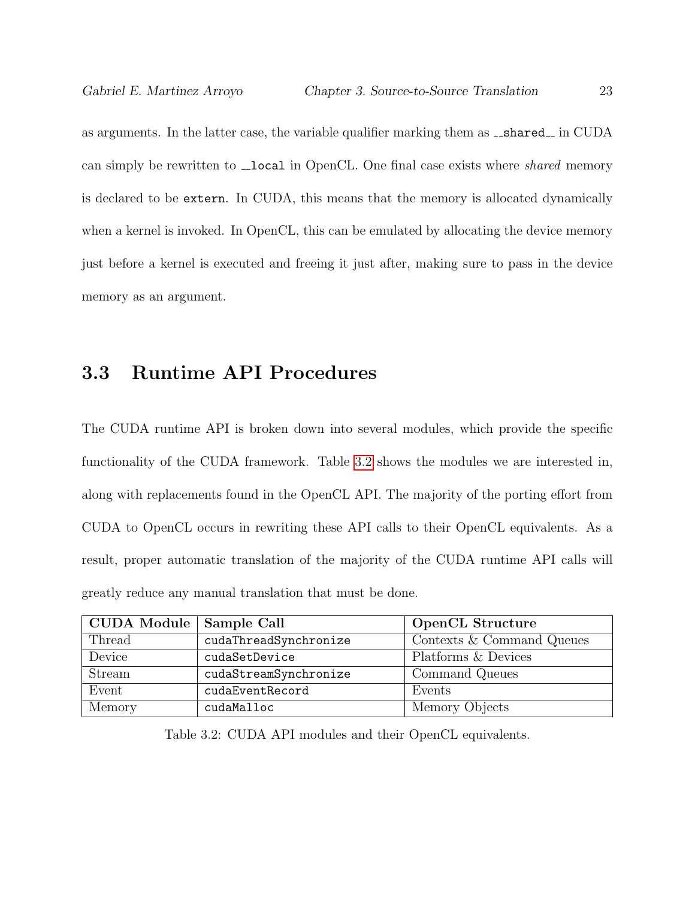as arguments. In the latter case, the variable qualifier marking them as `__shared__` in CUDA can simply be rewritten to `__local` in OpenCL. One final case exists where *shared* memory is declared to be `extern`. In CUDA, this means that the memory is allocated dynamically when a kernel is invoked. In OpenCL, this can be emulated by allocating the device memory just before a kernel is executed and freeing it just after, making sure to pass in the device memory as an argument.

## 3.3 Runtime API Procedures

The CUDA runtime API is broken down into several modules, which provide the specific functionality of the CUDA framework. Table 3.2 shows the modules we are interested in, along with replacements found in the OpenCL API. The majority of the porting effort from CUDA to OpenCL occurs in rewriting these API calls to their OpenCL equivalents. As a result, proper automatic translation of the majority of the CUDA runtime API calls will greatly reduce any manual translation that must be done.

| CUDA Module | Sample Call | OpenCL Structure |
|---|---|---|
| Thread | `cudaThreadSynchronize` | Contexts & Command Queues |
| Device | `cudaSetDevice` | Platforms & Devices |
| Stream | `cudaStreamSynchronize` | Command Queues |
| Event | `cudaEventRecord` | Events |
| Memory | `cudaMalloc` | Memory Objects |

Table 3.2: CUDA API modules and their OpenCL equivalents.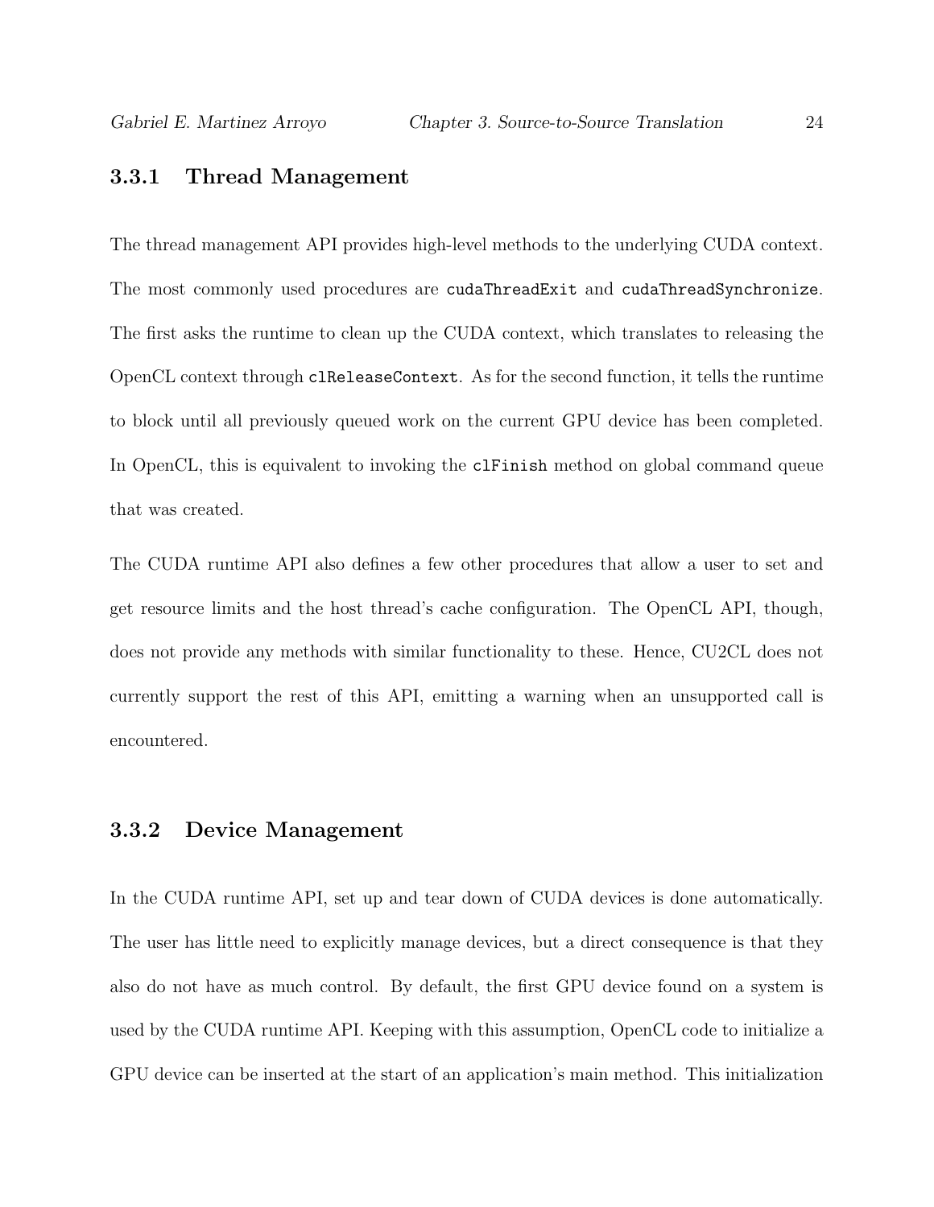### 3.3.1 Thread Management

The thread management API provides high-level methods to the underlying CUDA context. The most commonly used procedures are `cudaThreadExit` and `cudaThreadSynchronize`. The first asks the runtime to clean up the CUDA context, which translates to releasing the OpenCL context through `clReleaseContext`. As for the second function, it tells the runtime to block until all previously queued work on the current GPU device has been completed. In OpenCL, this is equivalent to invoking the `clFinish` method on global command queue that was created.

The CUDA runtime API also defines a few other procedures that allow a user to set and get resource limits and the host thread's cache configuration. The OpenCL API, though, does not provide any methods with similar functionality to these. Hence, CU2CL does not currently support the rest of this API, emitting a warning when an unsupported call is encountered.

### 3.3.2 Device Management

In the CUDA runtime API, set up and tear down of CUDA devices is done automatically. The user has little need to explicitly manage devices, but a direct consequence is that they also do not have as much control. By default, the first GPU device found on a system is used by the CUDA runtime API. Keeping with this assumption, OpenCL code to initialize a GPU device can be inserted at the start of an application's main method. This initialization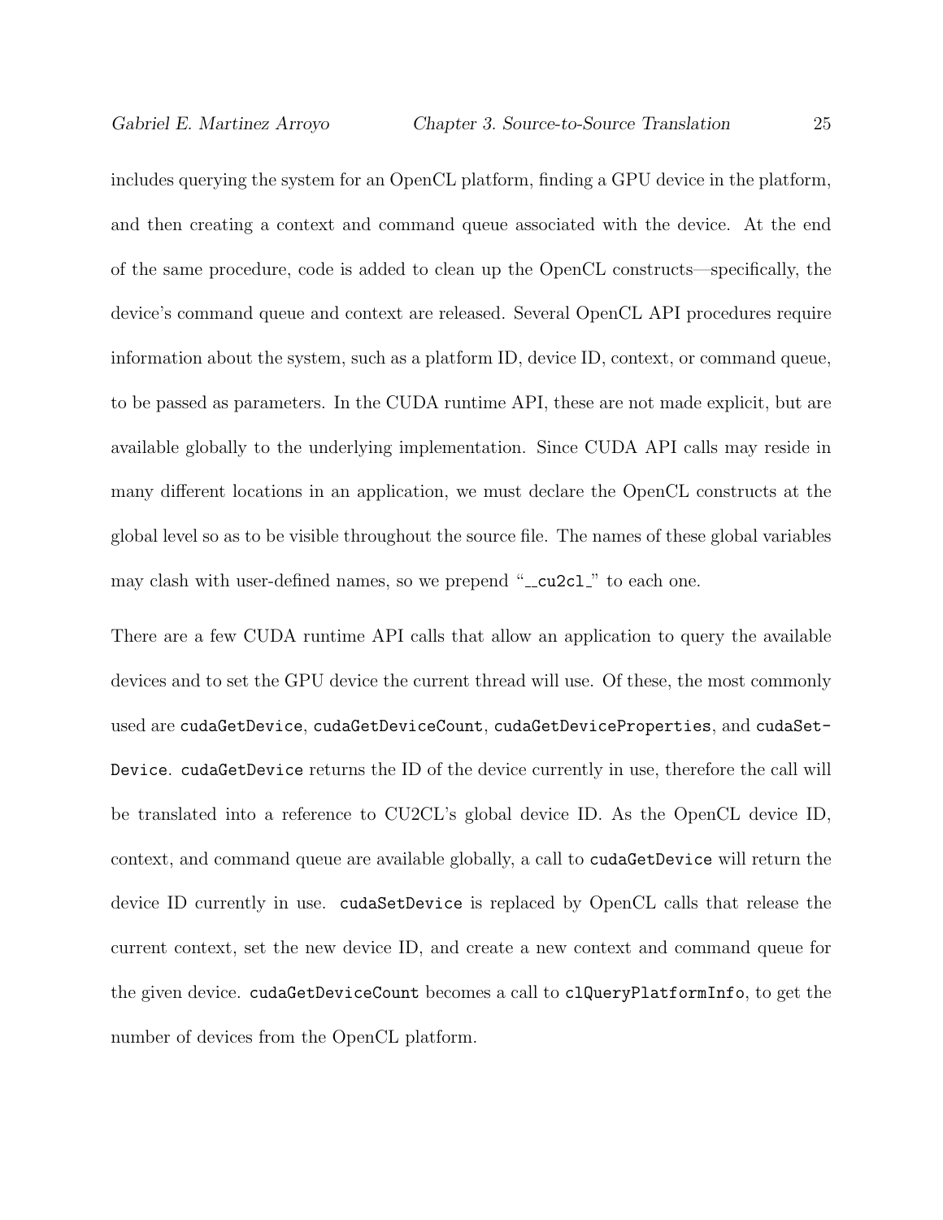includes querying the system for an OpenCL platform, finding a GPU device in the platform, and then creating a context and command queue associated with the device. At the end of the same procedure, code is added to clean up the OpenCL constructs—specifically, the device's command queue and context are released. Several OpenCL API procedures require information about the system, such as a platform ID, device ID, context, or command queue, to be passed as parameters. In the CUDA runtime API, these are not made explicit, but are available globally to the underlying implementation. Since CUDA API calls may reside in many different locations in an application, we must declare the OpenCL constructs at the global level so as to be visible throughout the source file. The names of these global variables may clash with user-defined names, so we prepend "`__cu2cl_`" to each one.

There are a few CUDA runtime API calls that allow an application to query the available devices and to set the GPU device the current thread will use. Of these, the most commonly used are `cudaGetDevice`, `cudaGetDeviceCount`, `cudaGetDeviceProperties`, and `cudaSetDevice`. `cudaGetDevice` returns the ID of the device currently in use, therefore the call will be translated into a reference to CU2CL's global device ID. As the OpenCL device ID, context, and command queue are available globally, a call to `cudaGetDevice` will return the device ID currently in use. `cudaSetDevice` is replaced by OpenCL calls that release the current context, set the new device ID, and create a new context and command queue for the given device. `cudaGetDeviceCount` becomes a call to `clQueryPlatformInfo`, to get the number of devices from the OpenCL platform.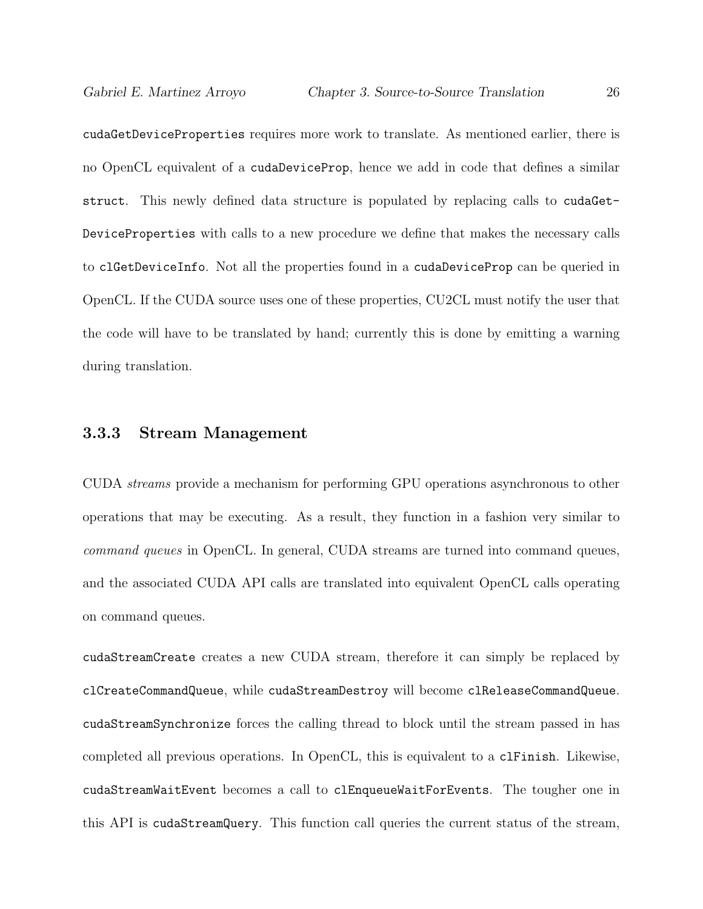`cudaGetDeviceProperties` requires more work to translate. As mentioned earlier, there is no OpenCL equivalent of a `cudaDeviceProp`, hence we add in code that defines a similar `struct`. This newly defined data structure is populated by replacing calls to `cudaGetDeviceProperties` with calls to a new procedure we define that makes the necessary calls to `clGetDeviceInfo`. Not all the properties found in a `cudaDeviceProp` can be queried in OpenCL. If the CUDA source uses one of these properties, CU2CL must notify the user that the code will have to be translated by hand; currently this is done by emitting a warning during translation.

### 3.3.3 Stream Management

CUDA *streams* provide a mechanism for performing GPU operations asynchronous to other operations that may be executing. As a result, they function in a fashion very similar to *command queues* in OpenCL. In general, CUDA streams are turned into command queues, and the associated CUDA API calls are translated into equivalent OpenCL calls operating on command queues.

`cudaStreamCreate` creates a new CUDA stream, therefore it can simply be replaced by `clCreateCommandQueue`, while `cudaStreamDestroy` will become `clReleaseCommandQueue`. `cudaStreamSynchronize` forces the calling thread to block until the stream passed in has completed all previous operations. In OpenCL, this is equivalent to a `clFinish`. Likewise, `cudaStreamWaitEvent` becomes a call to `clEnqueueWaitForEvents`. The tougher one in this API is `cudaStreamQuery`. This function call queries the current status of the stream,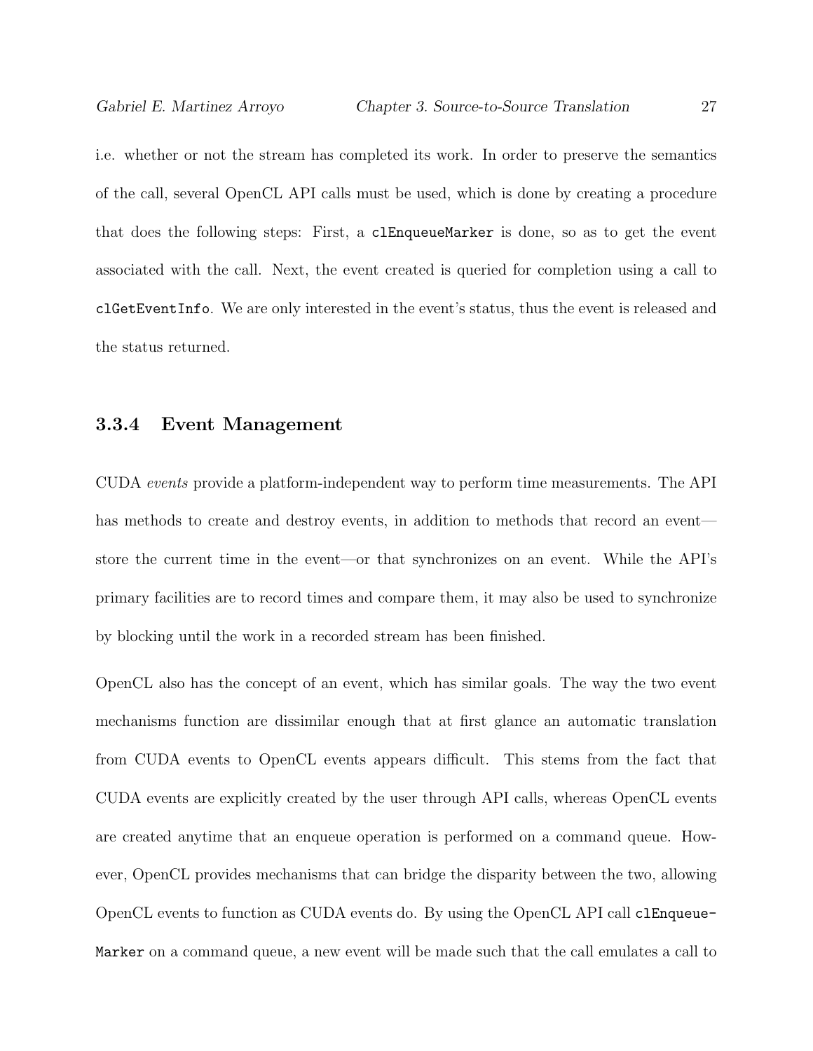i.e. whether or not the stream has completed its work. In order to preserve the semantics of the call, several OpenCL API calls must be used, which is done by creating a procedure that does the following steps: First, a `clEnqueueMarker` is done, so as to get the event associated with the call. Next, the event created is queried for completion using a call to `clGetEventInfo`. We are only interested in the event's status, thus the event is released and the status returned.

### 3.3.4 Event Management

CUDA *events* provide a platform-independent way to perform time measurements. The API has methods to create and destroy events, in addition to methods that record an event—store the current time in the event—or that synchronizes on an event. While the API's primary facilities are to record times and compare them, it may also be used to synchronize by blocking until the work in a recorded stream has been finished.

OpenCL also has the concept of an event, which has similar goals. The way the two event mechanisms function are dissimilar enough that at first glance an automatic translation from CUDA events to OpenCL events appears difficult. This stems from the fact that CUDA events are explicitly created by the user through API calls, whereas OpenCL events are created anytime that an enqueue operation is performed on a command queue. However, OpenCL provides mechanisms that can bridge the disparity between the two, allowing OpenCL events to function as CUDA events do. By using the OpenCL API call `clEnqueueMarker` on a command queue, a new event will be made such that the call emulates a call to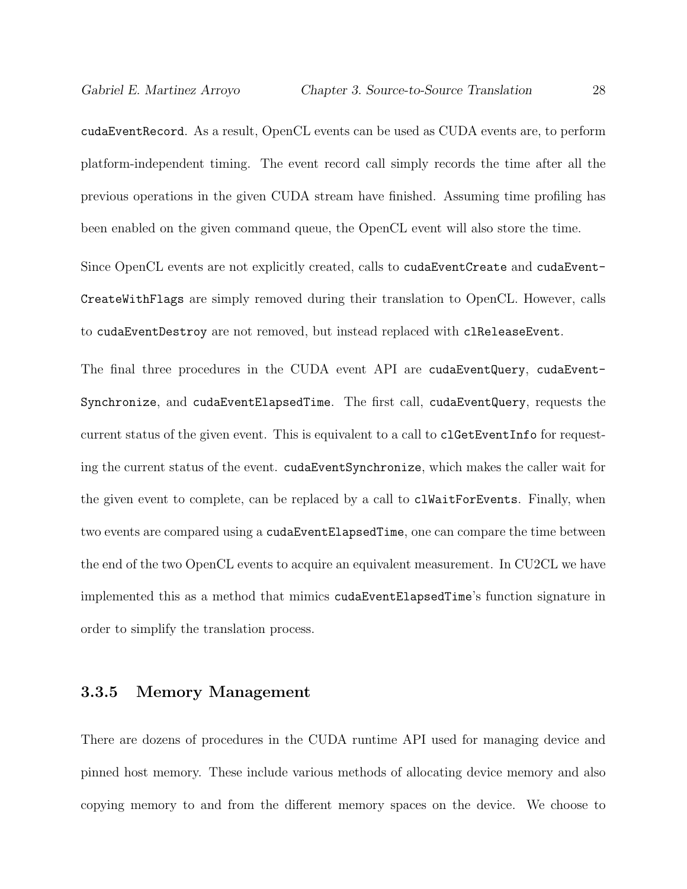`cudaEventRecord`. As a result, OpenCL events can be used as CUDA events are, to perform platform-independent timing. The event record call simply records the time after all the previous operations in the given CUDA stream have finished. Assuming time profiling has been enabled on the given command queue, the OpenCL event will also store the time.

Since OpenCL events are not explicitly created, calls to `cudaEventCreate` and `cudaEventCreateWithFlags` are simply removed during their translation to OpenCL. However, calls to `cudaEventDestroy` are not removed, but instead replaced with `clReleaseEvent`.

The final three procedures in the CUDA event API are `cudaEventQuery`, `cudaEventSynchronize`, and `cudaEventElapsedTime`. The first call, `cudaEventQuery`, requests the current status of the given event. This is equivalent to a call to `clGetEventInfo` for requesting the current status of the event. `cudaEventSynchronize`, which makes the caller wait for the given event to complete, can be replaced by a call to `clWaitForEvents`. Finally, when two events are compared using a `cudaEventElapsedTime`, one can compare the time between the end of the two OpenCL events to acquire an equivalent measurement. In CU2CL we have implemented this as a method that mimics `cudaEventElapsedTime`'s function signature in order to simplify the translation process.

### 3.3.5 Memory Management

There are dozens of procedures in the CUDA runtime API used for managing device and pinned host memory. These include various methods of allocating device memory and also copying memory to and from the different memory spaces on the device. We choose to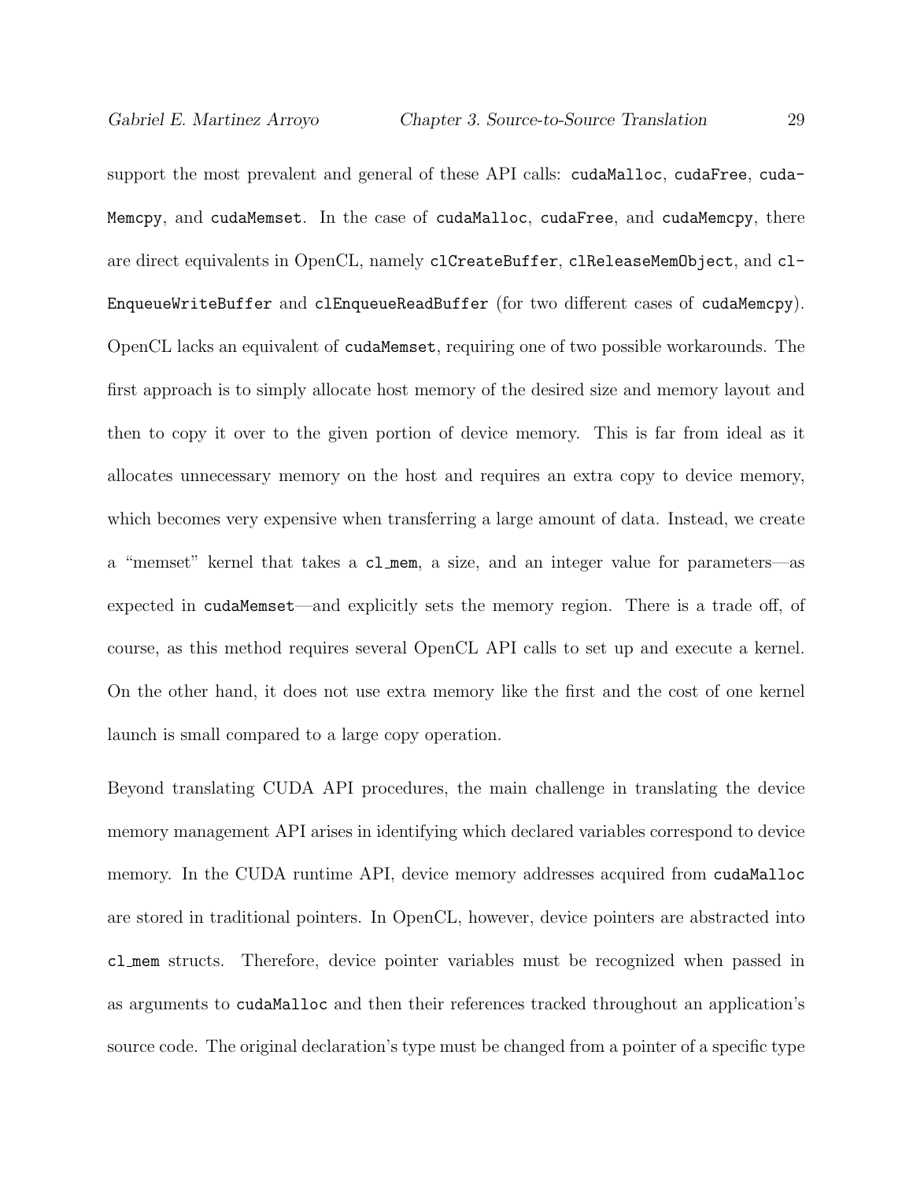support the most prevalent and general of these API calls: `cudaMalloc`, `cudaFree`, `cudaMemcpy`, and `cudaMemset`. In the case of `cudaMalloc`, `cudaFree`, and `cudaMemcpy`, there are direct equivalents in OpenCL, namely `clCreateBuffer`, `clReleaseMemObject`, and `clEnqueueWriteBuffer` and `clEnqueueReadBuffer` (for two different cases of `cudaMemcpy`). OpenCL lacks an equivalent of `cudaMemset`, requiring one of two possible workarounds. The first approach is to simply allocate host memory of the desired size and memory layout and then to copy it over to the given portion of device memory. This is far from ideal as it allocates unnecessary memory on the host and requires an extra copy to device memory, which becomes very expensive when transferring a large amount of data. Instead, we create a "memset" kernel that takes a `cl_mem`, a size, and an integer value for parameters—as expected in `cudaMemset`—and explicitly sets the memory region. There is a trade off, of course, as this method requires several OpenCL API calls to set up and execute a kernel. On the other hand, it does not use extra memory like the first and the cost of one kernel launch is small compared to a large copy operation.

Beyond translating CUDA API procedures, the main challenge in translating the device memory management API arises in identifying which declared variables correspond to device memory. In the CUDA runtime API, device memory addresses acquired from `cudaMalloc` are stored in traditional pointers. In OpenCL, however, device pointers are abstracted into `cl_mem` structs. Therefore, device pointer variables must be recognized when passed in as arguments to `cudaMalloc` and then their references tracked throughout an application's source code. The original declaration's type must be changed from a pointer of a specific type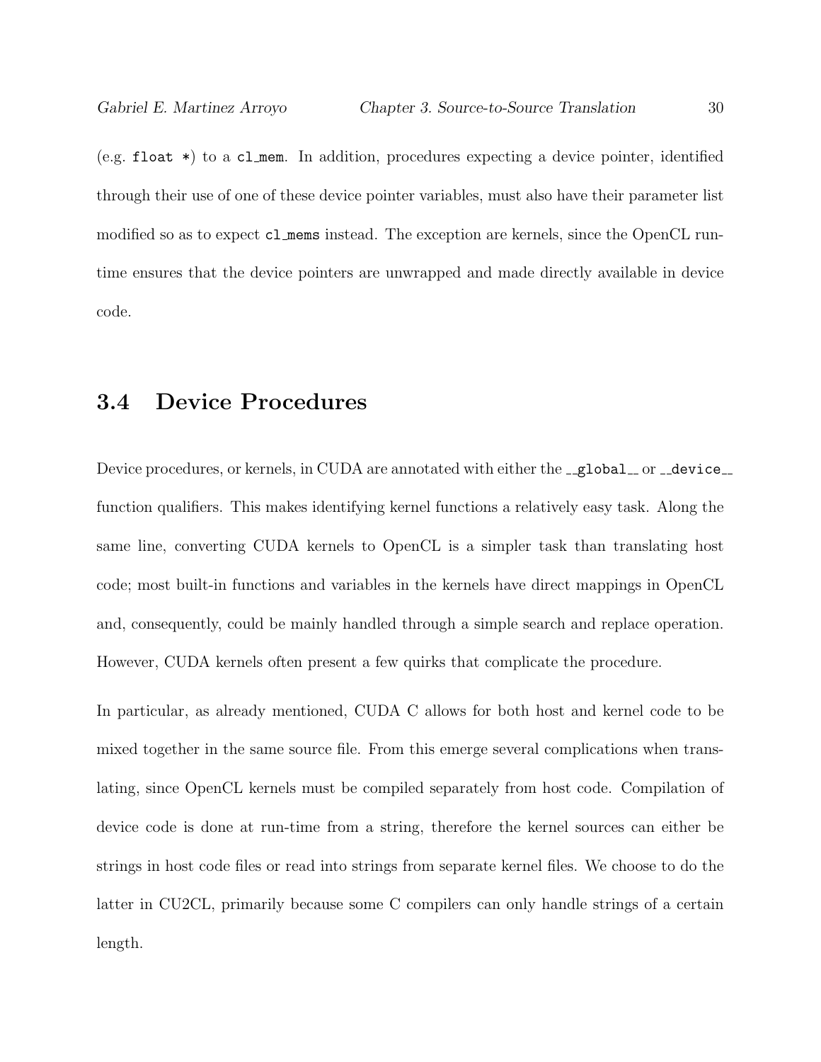(e.g. `float *`) to a `cl_mem`. In addition, procedures expecting a device pointer, identified through their use of one of these device pointer variables, must also have their parameter list modified so as to expect `cl_mems` instead. The exception are kernels, since the OpenCL run-time ensures that the device pointers are unwrapped and made directly available in device code.

## 3.4 Device Procedures

Device procedures, or kernels, in CUDA are annotated with either the `__global__` or `__device__` function qualifiers. This makes identifying kernel functions a relatively easy task. Along the same line, converting CUDA kernels to OpenCL is a simpler task than translating host code; most built-in functions and variables in the kernels have direct mappings in OpenCL and, consequently, could be mainly handled through a simple search and replace operation. However, CUDA kernels often present a few quirks that complicate the procedure.

In particular, as already mentioned, CUDA C allows for both host and kernel code to be mixed together in the same source file. From this emerge several complications when translating, since OpenCL kernels must be compiled separately from host code. Compilation of device code is done at run-time from a string, therefore the kernel sources can either be strings in host code files or read into strings from separate kernel files. We choose to do the latter in CU2CL, primarily because some C compilers can only handle strings of a certain length.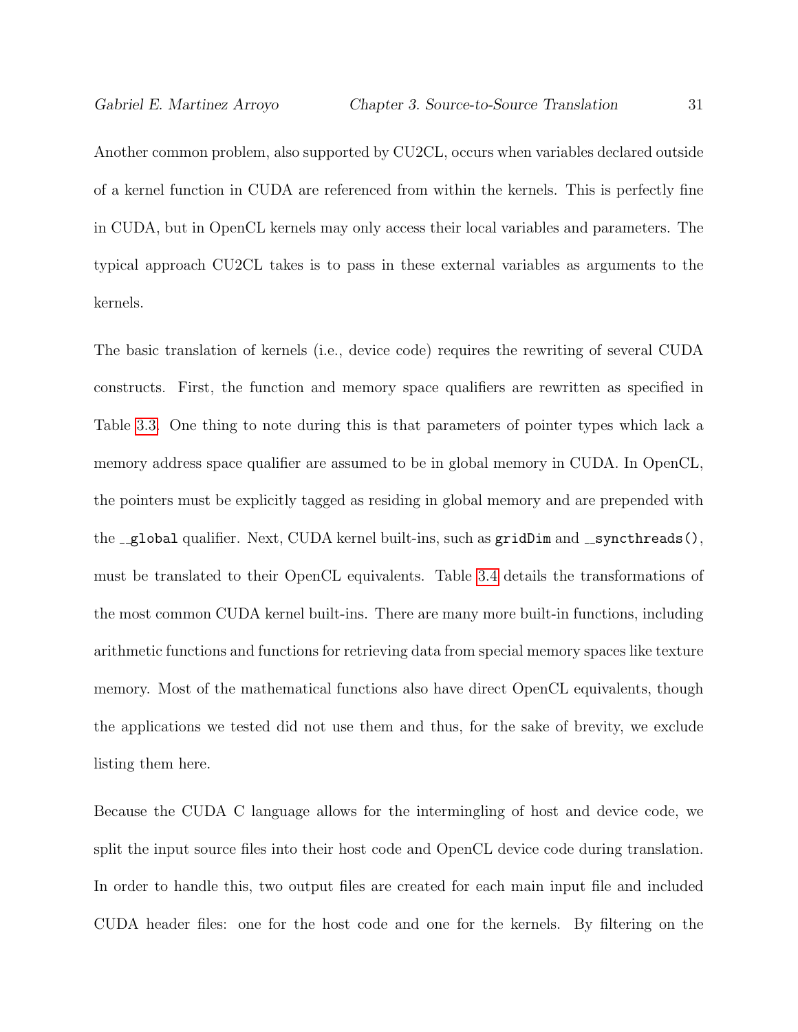Another common problem, also supported by CU2CL, occurs when variables declared outside of a kernel function in CUDA are referenced from within the kernels. This is perfectly fine in CUDA, but in OpenCL kernels may only access their local variables and parameters. The typical approach CU2CL takes is to pass in these external variables as arguments to the kernels.

The basic translation of kernels (i.e., device code) requires the rewriting of several CUDA constructs. First, the function and memory space qualifiers are rewritten as specified in Table 3.3. One thing to note during this is that parameters of pointer types which lack a memory address space qualifier are assumed to be in global memory in CUDA. In OpenCL, the pointers must be explicitly tagged as residing in global memory and are prepended with the `__global` qualifier. Next, CUDA kernel built-ins, such as `gridDim` and `__syncthreads()`, must be translated to their OpenCL equivalents. Table 3.4 details the transformations of the most common CUDA kernel built-ins. There are many more built-in functions, including arithmetic functions and functions for retrieving data from special memory spaces like texture memory. Most of the mathematical functions also have direct OpenCL equivalents, though the applications we tested did not use them and thus, for the sake of brevity, we exclude listing them here.

Because the CUDA C language allows for the intermingling of host and device code, we split the input source files into their host code and OpenCL device code during translation. In order to handle this, two output files are created for each main input file and included CUDA header files: one for the host code and one for the kernels. By filtering on the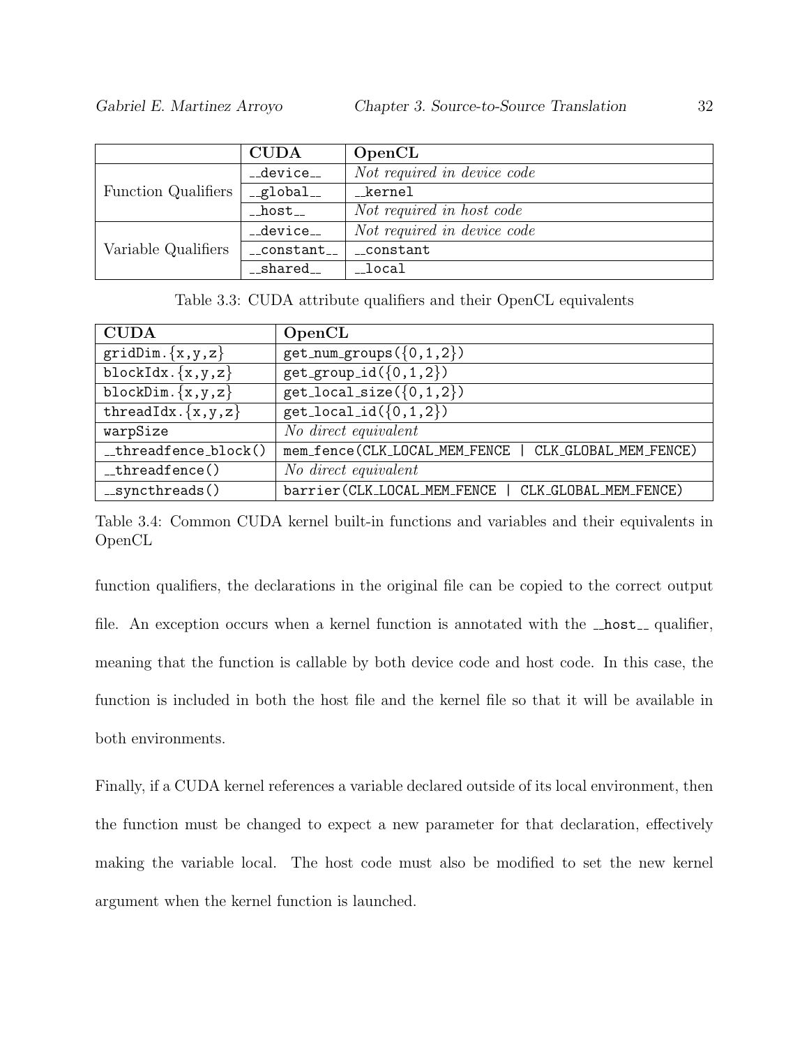| | CUDA | OpenCL |
|---|---|---|
| Function Qualifiers | `__device__` | *Not required in device code* |
| | `__global__` | `__kernel` |
| | `__host__` | *Not required in host code* |
| Variable Qualifiers | `__device__` | *Not required in device code* |
| | `__constant__` | `__constant` |
| | `__shared__` | `__local` |

Table 3.3: CUDA attribute qualifiers and their OpenCL equivalents

| CUDA | OpenCL |
|---|---|
| `gridDim.{x,y,z}` | `get_num_groups({0,1,2})` |
| `blockIdx.{x,y,z}` | `get_group_id({0,1,2})` |
| `blockDim.{x,y,z}` | `get_local_size({0,1,2})` |
| `threadIdx.{x,y,z}` | `get_local_id({0,1,2})` |
| `warpSize` | *No direct equivalent* |
| `__threadfence_block()` | `mem_fence(CLK_LOCAL_MEM_FENCE \| CLK_GLOBAL_MEM_FENCE)` |
| `__threadfence()` | *No direct equivalent* |
| `__syncthreads()` | `barrier(CLK_LOCAL_MEM_FENCE \| CLK_GLOBAL_MEM_FENCE)` |

Table 3.4: Common CUDA kernel built-in functions and variables and their equivalents in OpenCL

function qualifiers, the declarations in the original file can be copied to the correct output file. An exception occurs when a kernel function is annotated with the `__host__` qualifier, meaning that the function is callable by both device code and host code. In this case, the function is included in both the host file and the kernel file so that it will be available in both environments.

Finally, if a CUDA kernel references a variable declared outside of its local environment, then the function must be changed to expect a new parameter for that declaration, effectively making the variable local. The host code must also be modified to set the new kernel argument when the kernel function is launched.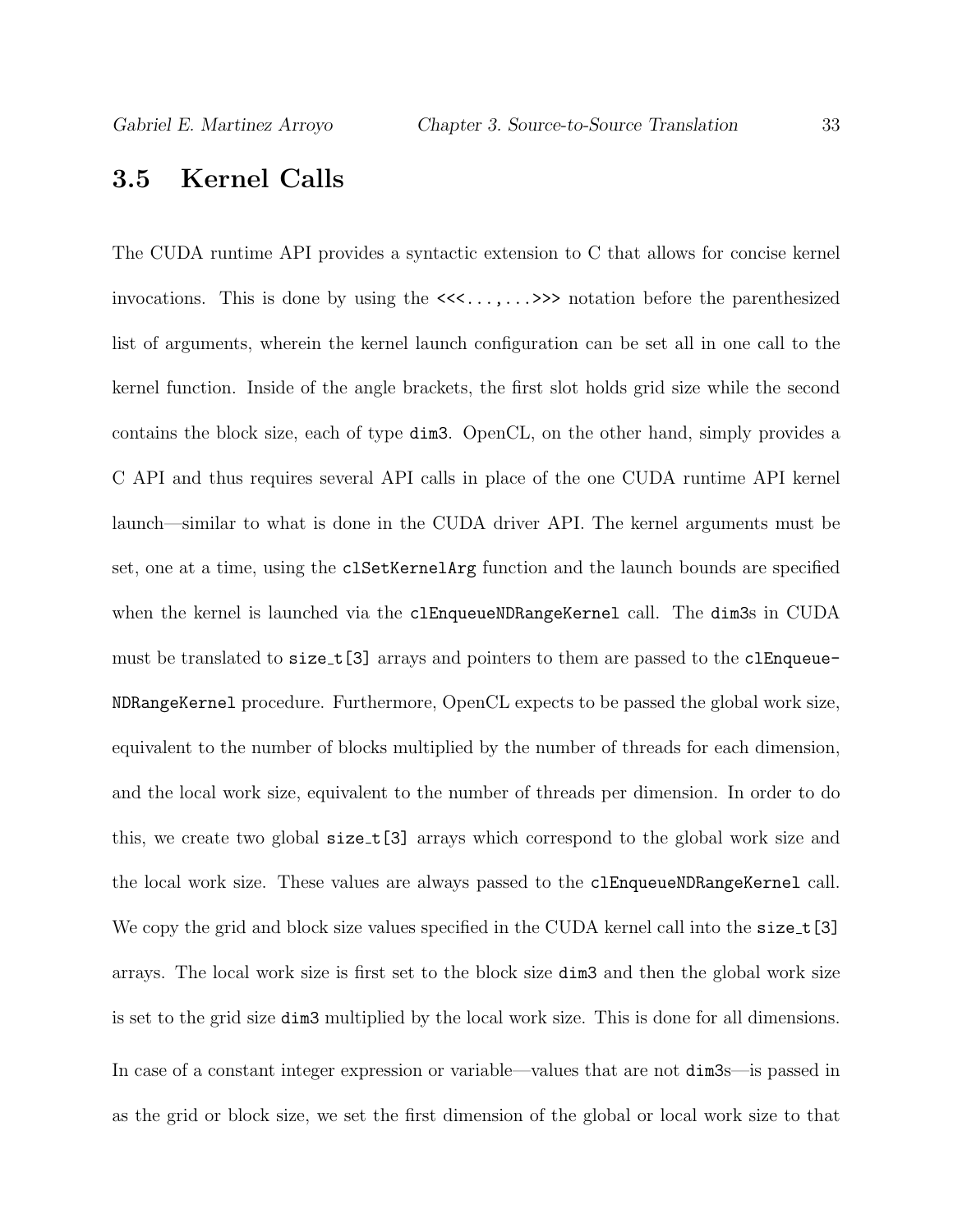## 3.5 Kernel Calls

The CUDA runtime API provides a syntactic extension to C that allows for concise kernel invocations. This is done by using the `<<<...,...>>>` notation before the parenthesized list of arguments, wherein the kernel launch configuration can be set all in one call to the kernel function. Inside of the angle brackets, the first slot holds grid size while the second contains the block size, each of type `dim3`. OpenCL, on the other hand, simply provides a C API and thus requires several API calls in place of the one CUDA runtime API kernel launch—similar to what is done in the CUDA driver API. The kernel arguments must be set, one at a time, using the `clSetKernelArg` function and the launch bounds are specified when the kernel is launched via the `clEnqueueNDRangeKernel` call. The `dim3`s in CUDA must be translated to `size_t[3]` arrays and pointers to them are passed to the `clEnqueueNDRangeKernel` procedure. Furthermore, OpenCL expects to be passed the global work size, equivalent to the number of blocks multiplied by the number of threads for each dimension, and the local work size, equivalent to the number of threads per dimension. In order to do this, we create two global `size_t[3]` arrays which correspond to the global work size and the local work size. These values are always passed to the `clEnqueueNDRangeKernel` call. We copy the grid and block size values specified in the CUDA kernel call into the `size_t[3]` arrays. The local work size is first set to the block size `dim3` and then the global work size is set to the grid size `dim3` multiplied by the local work size. This is done for all dimensions. In case of a constant integer expression or variable—values that are not `dim3`s—is passed in as the grid or block size, we set the first dimension of the global or local work size to that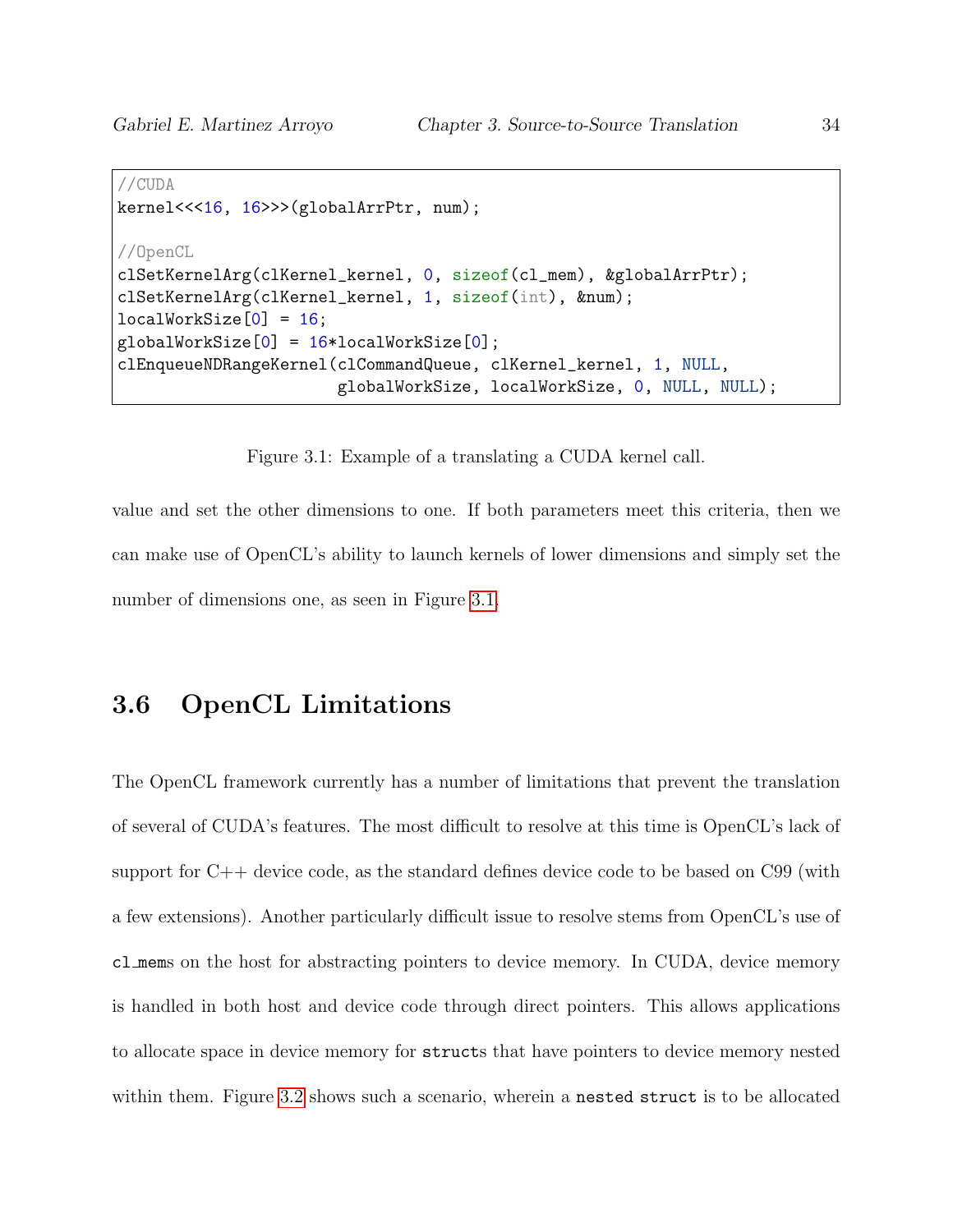```
//CUDA
kernel<<<16, 16>>>(globalArrPtr, num);

//OpenCL
clSetKernelArg(clKernel_kernel, 0, sizeof(cl_mem), &globalArrPtr);
clSetKernelArg(clKernel_kernel, 1, sizeof(int), &num);
localWorkSize[0] = 16;
globalWorkSize[0] = 16*localWorkSize[0];
clEnqueueNDRangeKernel(clCommandQueue, clKernel_kernel, 1, NULL,
                       globalWorkSize, localWorkSize, 0, NULL, NULL);
```

Figure 3.1: Example of a translating a CUDA kernel call.

value and set the other dimensions to one. If both parameters meet this criteria, then we can make use of OpenCL's ability to launch kernels of lower dimensions and simply set the number of dimensions one, as seen in Figure 3.1.

## 3.6 OpenCL Limitations

The OpenCL framework currently has a number of limitations that prevent the translation of several of CUDA's features. The most difficult to resolve at this time is OpenCL's lack of support for C++ device code, as the standard defines device code to be based on C99 (with a few extensions). Another particularly difficult issue to resolve stems from OpenCL's use of `cl_mem`s on the host for abstracting pointers to device memory. In CUDA, device memory is handled in both host and device code through direct pointers. This allows applications to allocate space in device memory for `struct`s that have pointers to device memory nested within them. Figure 3.2 shows such a scenario, wherein a `nested struct` is to be allocated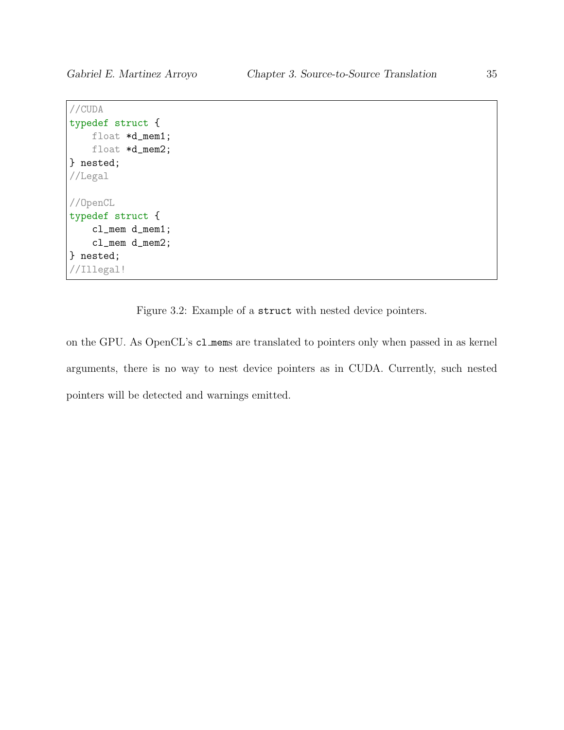```
//CUDA
typedef struct {
    float *d_mem1;
    float *d_mem2;
} nested;
//Legal

//OpenCL
typedef struct {
    cl_mem d_mem1;
    cl_mem d_mem2;
} nested;
//Illegal!
```

Figure 3.2: Example of a `struct` with nested device pointers.

on the GPU. As OpenCL's `cl_mem`s are translated to pointers only when passed in as kernel arguments, there is no way to nest device pointers as in CUDA. Currently, such nested pointers will be detected and warnings emitted.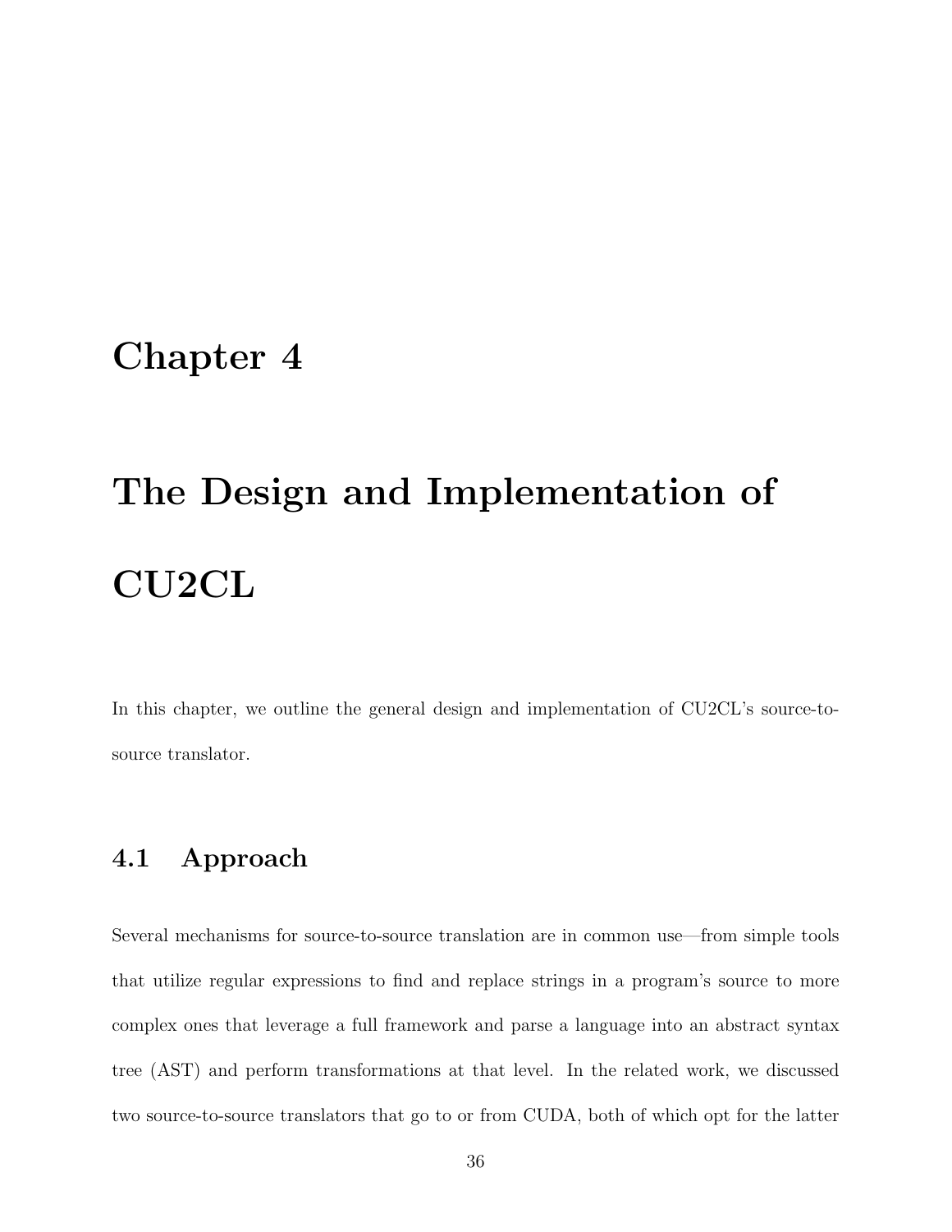# Chapter 4

# The Design and Implementation of CU2CL

In this chapter, we outline the general design and implementation of CU2CL's source-to-source translator.

## 4.1 Approach

Several mechanisms for source-to-source translation are in common use—from simple tools that utilize regular expressions to find and replace strings in a program's source to more complex ones that leverage a full framework and parse a language into an abstract syntax tree (AST) and perform transformations at that level. In the related work, we discussed two source-to-source translators that go to or from CUDA, both of which opt for the latter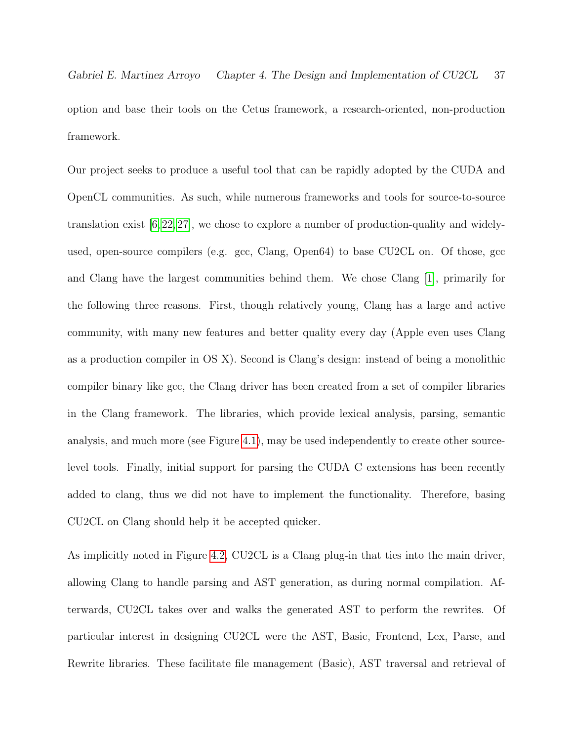option and base their tools on the Cetus framework, a research-oriented, non-production framework.

Our project seeks to produce a useful tool that can be rapidly adopted by the CUDA and OpenCL communities. As such, while numerous frameworks and tools for source-to-source translation exist [6,22,27], we chose to explore a number of production-quality and widely-used, open-source compilers (e.g. gcc, Clang, Open64) to base CU2CL on. Of those, gcc and Clang have the largest communities behind them. We chose Clang [1], primarily for the following three reasons. First, though relatively young, Clang has a large and active community, with many new features and better quality every day (Apple even uses Clang as a production compiler in OS X). Second is Clang's design: instead of being a monolithic compiler binary like gcc, the Clang driver has been created from a set of compiler libraries in the Clang framework. The libraries, which provide lexical analysis, parsing, semantic analysis, and much more (see Figure 4.1), may be used independently to create other source-level tools. Finally, initial support for parsing the CUDA C extensions has been recently added to clang, thus we did not have to implement the functionality. Therefore, basing CU2CL on Clang should help it be accepted quicker.

As implicitly noted in Figure 4.2, CU2CL is a Clang plug-in that ties into the main driver, allowing Clang to handle parsing and AST generation, as during normal compilation. Afterwards, CU2CL takes over and walks the generated AST to perform the rewrites. Of particular interest in designing CU2CL were the AST, Basic, Frontend, Lex, Parse, and Rewrite libraries. These facilitate file management (Basic), AST traversal and retrieval of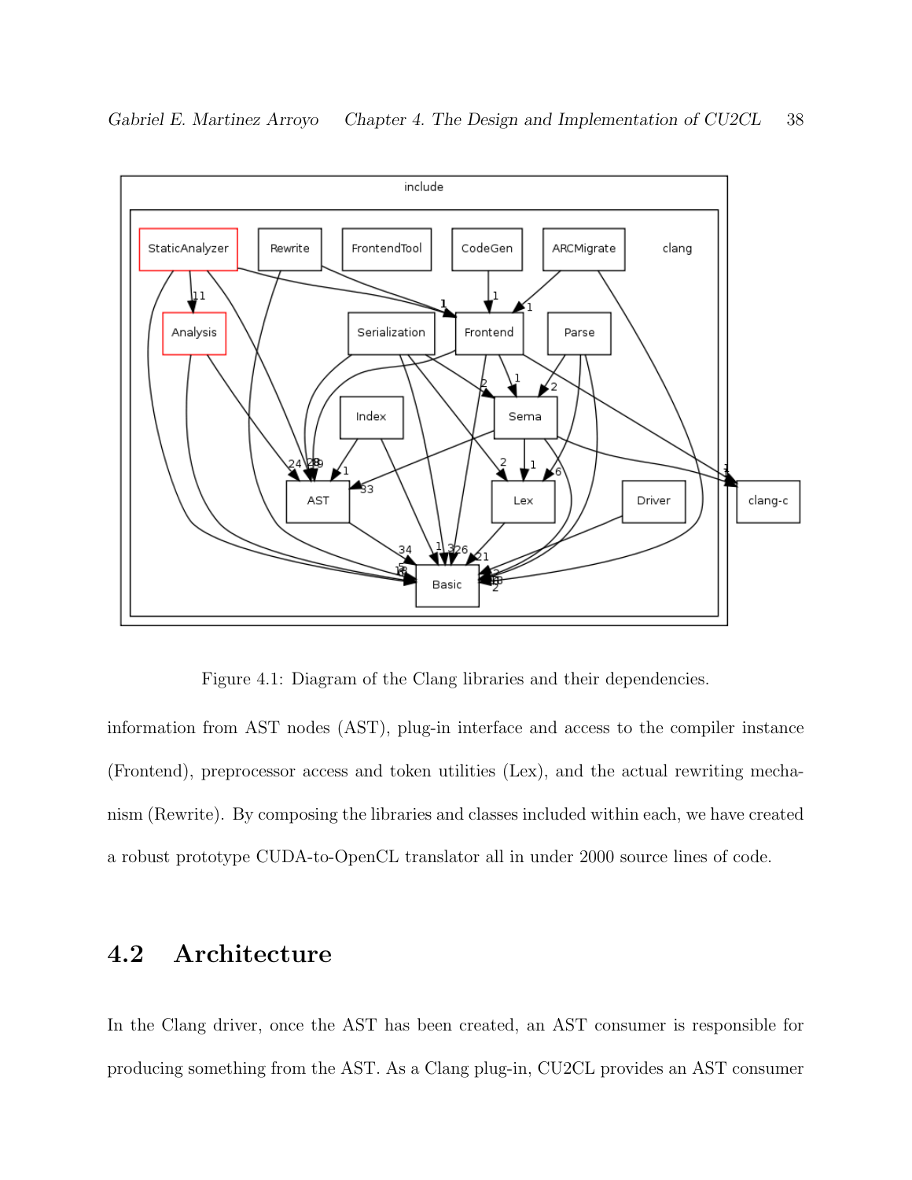Figure 4.1: Diagram of the Clang libraries and their dependencies.

information from AST nodes (AST), plug-in interface and access to the compiler instance (Frontend), preprocessor access and token utilities (Lex), and the actual rewriting mechanism (Rewrite). By composing the libraries and classes included within each, we have created a robust prototype CUDA-to-OpenCL translator all in under 2000 source lines of code.

## 4.2 Architecture

In the Clang driver, once the AST has been created, an AST consumer is responsible for producing something from the AST. As a Clang plug-in, CU2CL provides an AST consumer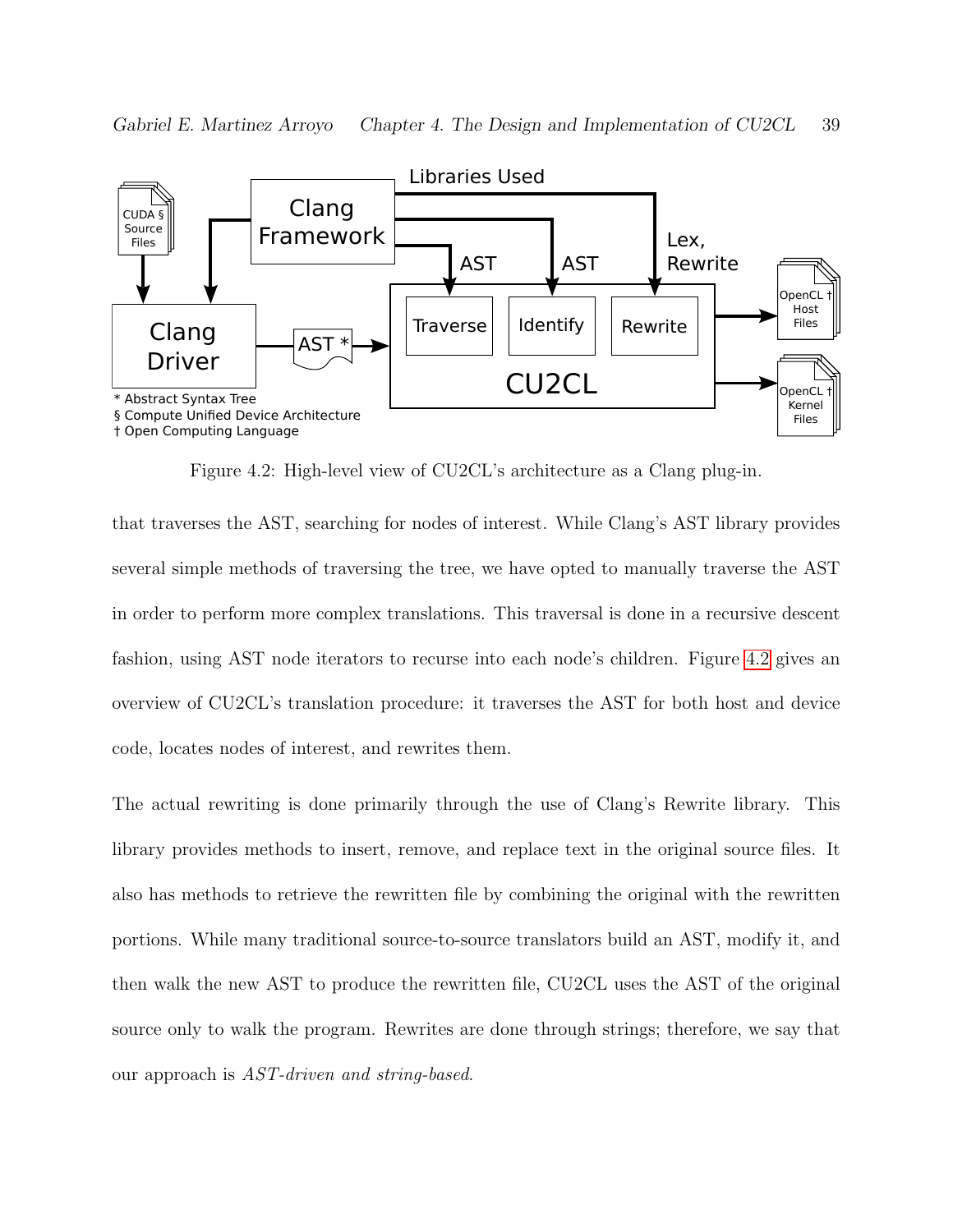Figure 4.2: High-level view of CU2CL's architecture as a Clang plug-in.

that traverses the AST, searching for nodes of interest. While Clang's AST library provides several simple methods of traversing the tree, we have opted to manually traverse the AST in order to perform more complex translations. This traversal is done in a recursive descent fashion, using AST node iterators to recurse into each node's children. Figure 4.2 gives an overview of CU2CL's translation procedure: it traverses the AST for both host and device code, locates nodes of interest, and rewrites them.

The actual rewriting is done primarily through the use of Clang's Rewrite library. This library provides methods to insert, remove, and replace text in the original source files. It also has methods to retrieve the rewritten file by combining the original with the rewritten portions. While many traditional source-to-source translators build an AST, modify it, and then walk the new AST to produce the rewritten file, CU2CL uses the AST of the original source only to walk the program. Rewrites are done through strings; therefore, we say that our approach is *AST-driven and string-based*.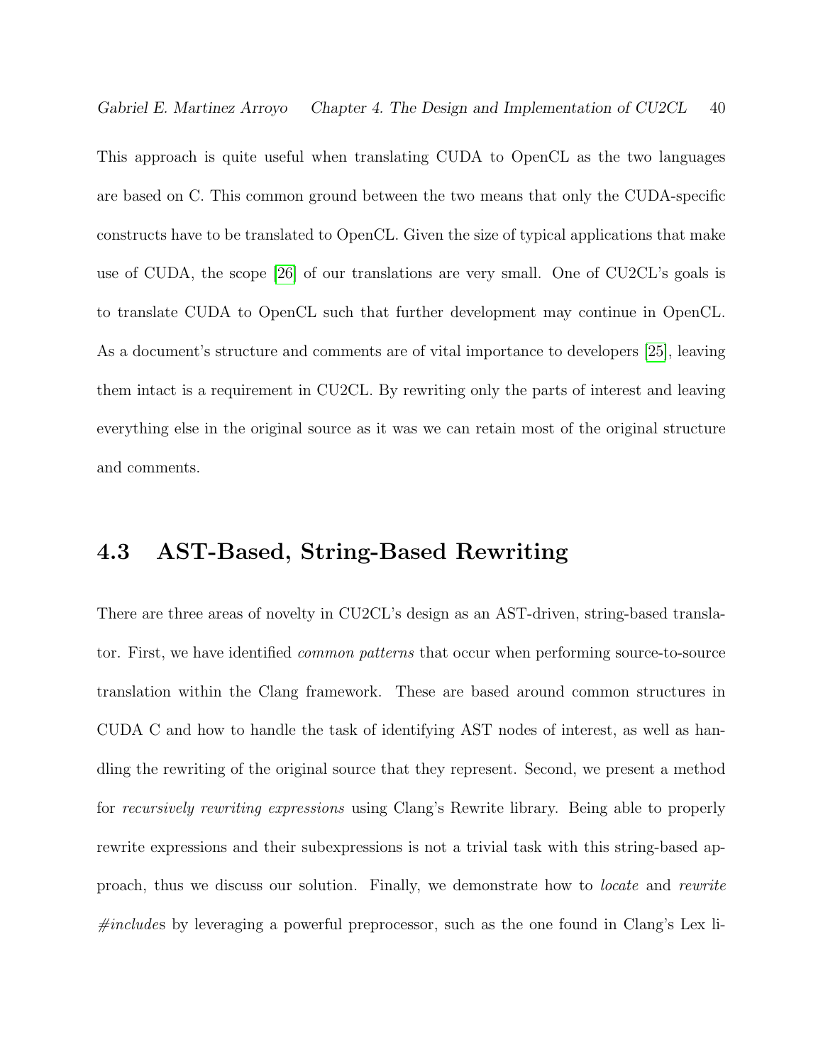This approach is quite useful when translating CUDA to OpenCL as the two languages are based on C. This common ground between the two means that only the CUDA-specific constructs have to be translated to OpenCL. Given the size of typical applications that make use of CUDA, the scope [26] of our translations are very small. One of CU2CL's goals is to translate CUDA to OpenCL such that further development may continue in OpenCL. As a document's structure and comments are of vital importance to developers [25], leaving them intact is a requirement in CU2CL. By rewriting only the parts of interest and leaving everything else in the original source as it was we can retain most of the original structure and comments.

## 4.3 AST-Based, String-Based Rewriting

There are three areas of novelty in CU2CL's design as an AST-driven, string-based translator. First, we have identified *common patterns* that occur when performing source-to-source translation within the Clang framework. These are based around common structures in CUDA C and how to handle the task of identifying AST nodes of interest, as well as handling the rewriting of the original source that they represent. Second, we present a method for *recursively rewriting expressions* using Clang's Rewrite library. Being able to properly rewrite expressions and their subexpressions is not a trivial task with this string-based approach, thus we discuss our solution. Finally, we demonstrate how to *locate* and *rewrite* *#includes* by leveraging a powerful preprocessor, such as the one found in Clang's Lex li-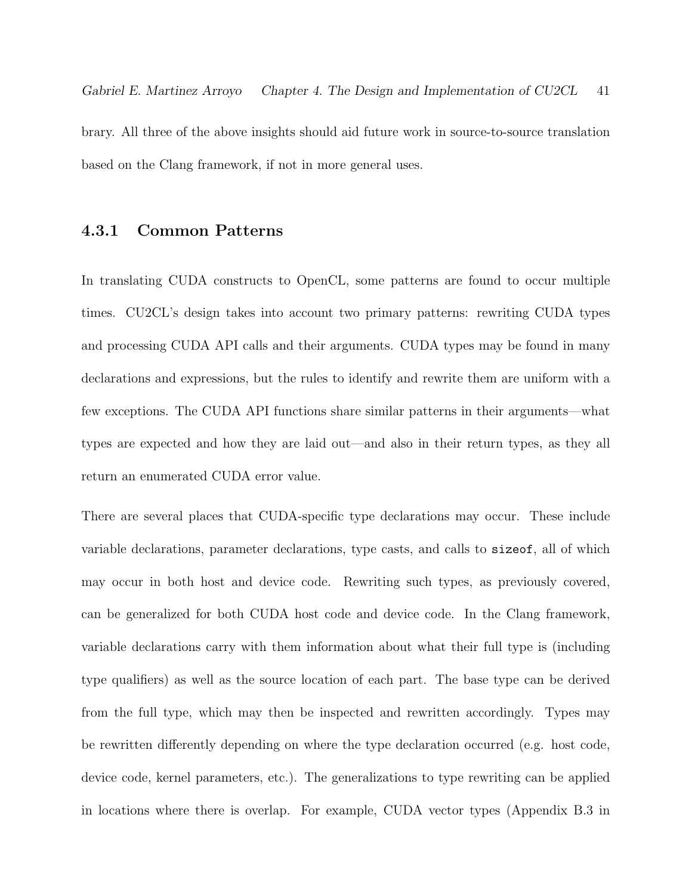brary. All three of the above insights should aid future work in source-to-source translation based on the Clang framework, if not in more general uses.

### 4.3.1 Common Patterns

In translating CUDA constructs to OpenCL, some patterns are found to occur multiple times. CU2CL's design takes into account two primary patterns: rewriting CUDA types and processing CUDA API calls and their arguments. CUDA types may be found in many declarations and expressions, but the rules to identify and rewrite them are uniform with a few exceptions. The CUDA API functions share similar patterns in their arguments—what types are expected and how they are laid out—and also in their return types, as they all return an enumerated CUDA error value.

There are several places that CUDA-specific type declarations may occur. These include variable declarations, parameter declarations, type casts, and calls to `sizeof`, all of which may occur in both host and device code. Rewriting such types, as previously covered, can be generalized for both CUDA host code and device code. In the Clang framework, variable declarations carry with them information about what their full type is (including type qualifiers) as well as the source location of each part. The base type can be derived from the full type, which may then be inspected and rewritten accordingly. Types may be rewritten differently depending on where the type declaration occurred (e.g. host code, device code, kernel parameters, etc.). The generalizations to type rewriting can be applied in locations where there is overlap. For example, CUDA vector types (Appendix B.3 in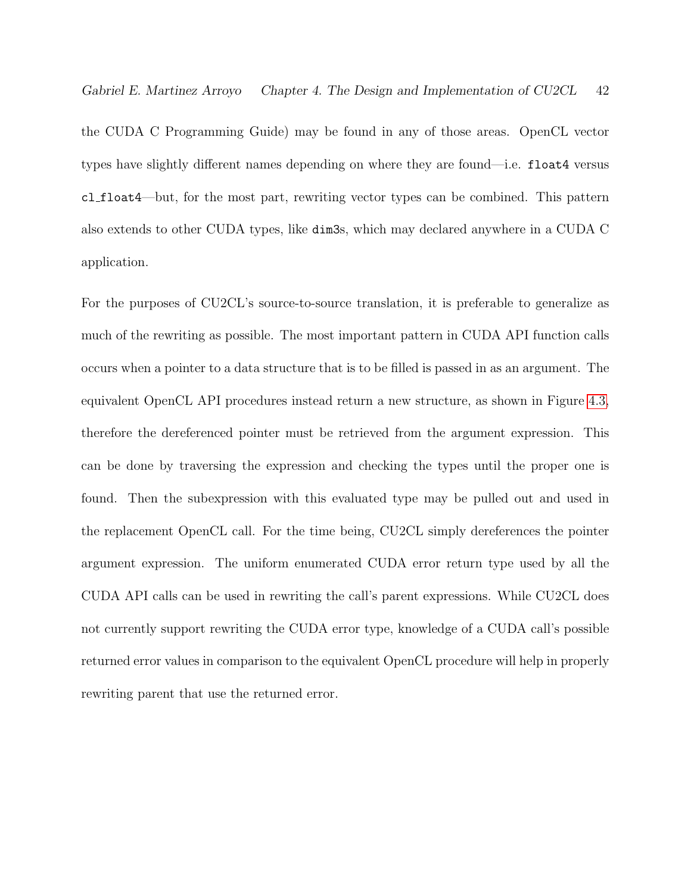the CUDA C Programming Guide) may be found in any of those areas. OpenCL vector types have slightly different names depending on where they are found—i.e. `float4` versus `cl_float4`—but, for the most part, rewriting vector types can be combined. This pattern also extends to other CUDA types, like `dim3`s, which may declared anywhere in a CUDA C application.

For the purposes of CU2CL's source-to-source translation, it is preferable to generalize as much of the rewriting as possible. The most important pattern in CUDA API function calls occurs when a pointer to a data structure that is to be filled is passed in as an argument. The equivalent OpenCL API procedures instead return a new structure, as shown in Figure 4.3, therefore the dereferenced pointer must be retrieved from the argument expression. This can be done by traversing the expression and checking the types until the proper one is found. Then the subexpression with this evaluated type may be pulled out and used in the replacement OpenCL call. For the time being, CU2CL simply dereferences the pointer argument expression. The uniform enumerated CUDA error return type used by all the CUDA API calls can be used in rewriting the call's parent expressions. While CU2CL does not currently support rewriting the CUDA error type, knowledge of a CUDA call's possible returned error values in comparison to the equivalent OpenCL procedure will help in properly rewriting parent that use the returned error.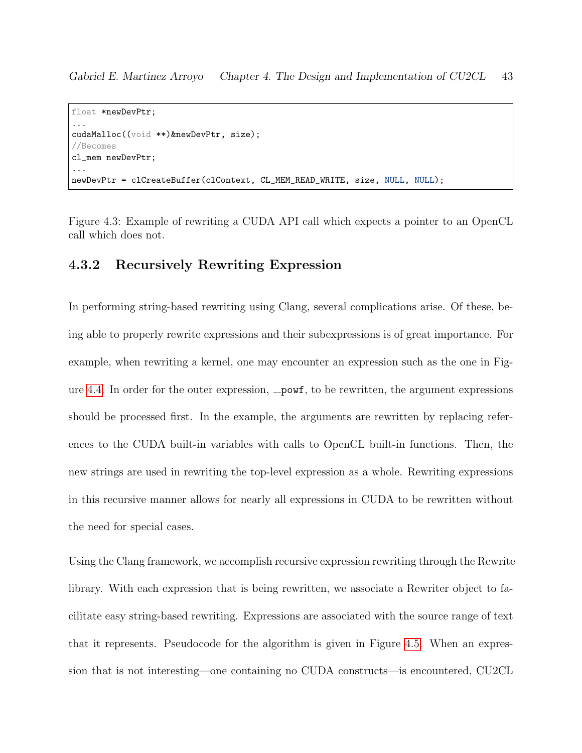```
float *newDevPtr;
...
cudaMalloc((void **)&newDevPtr, size);
//Becomes
cl_mem newDevPtr;
...
newDevPtr = clCreateBuffer(clContext, CL_MEM_READ_WRITE, size, NULL, NULL);
```

Figure 4.3: Example of rewriting a CUDA API call which expects a pointer to an OpenCL call which does not.

### 4.3.2 Recursively Rewriting Expression

In performing string-based rewriting using Clang, several complications arise. Of these, being able to properly rewrite expressions and their subexpressions is of great importance. For example, when rewriting a kernel, one may encounter an expression such as the one in Figure 4.4. In order for the outer expression, `__powf`, to be rewritten, the argument expressions should be processed first. In the example, the arguments are rewritten by replacing references to the CUDA built-in variables with calls to OpenCL built-in functions. Then, the new strings are used in rewriting the top-level expression as a whole. Rewriting expressions in this recursive manner allows for nearly all expressions in CUDA to be rewritten without the need for special cases.

Using the Clang framework, we accomplish recursive expression rewriting through the Rewrite library. With each expression that is being rewritten, we associate a Rewriter object to facilitate easy string-based rewriting. Expressions are associated with the source range of text that it represents. Pseudocode for the algorithm is given in Figure 4.5. When an expression that is not interesting—one containing no CUDA constructs—is encountered, CU2CL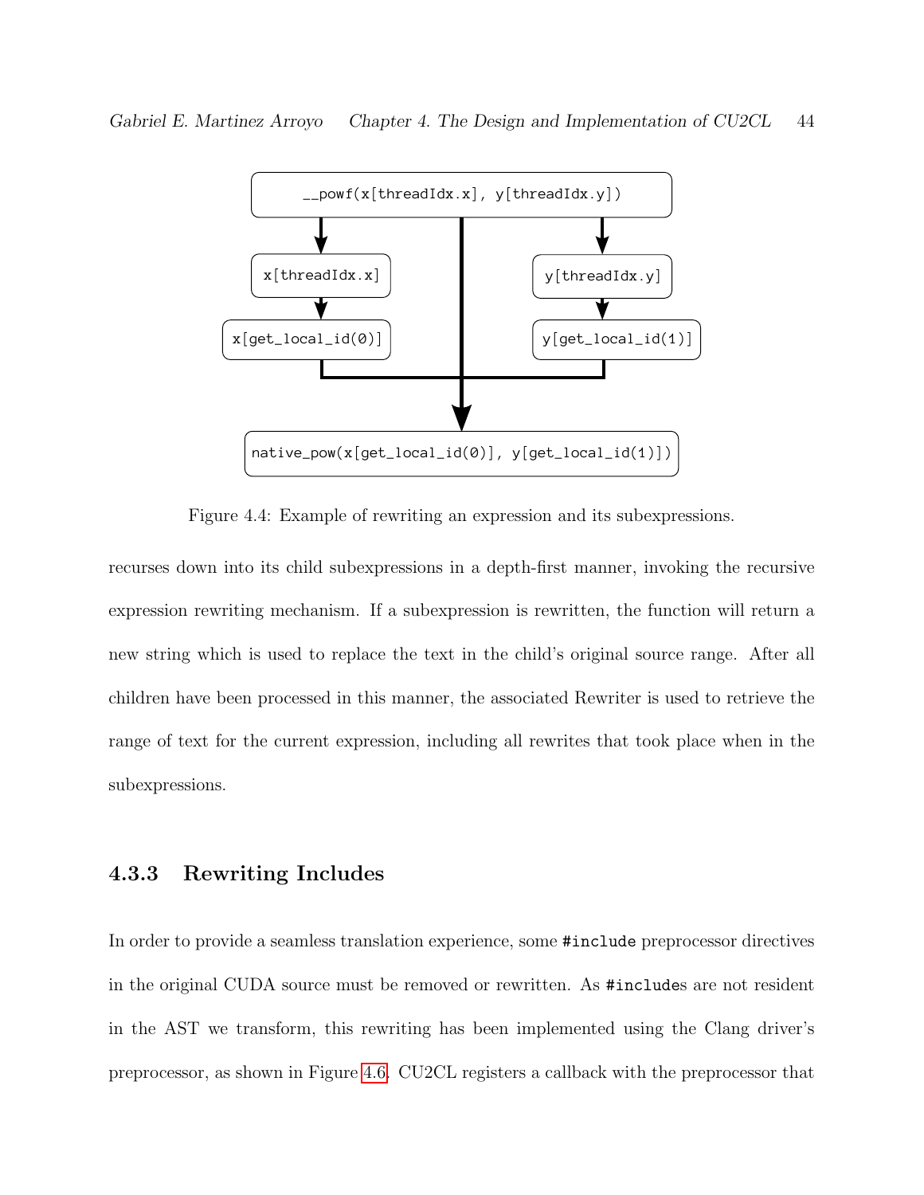```
__powf(x[threadIdx.x], y[threadIdx.y])

x[threadIdx.x]            y[threadIdx.y]
x[get_local_id(0)]        y[get_local_id(1)]

native_pow(x[get_local_id(0)], y[get_local_id(1)])
```

Figure 4.4: Example of rewriting an expression and its subexpressions.

recurses down into its child subexpressions in a depth-first manner, invoking the recursive expression rewriting mechanism. If a subexpression is rewritten, the function will return a new string which is used to replace the text in the child's original source range. After all children have been processed in this manner, the associated Rewriter is used to retrieve the range of text for the current expression, including all rewrites that took place when in the subexpressions.

### 4.3.3 Rewriting Includes

In order to provide a seamless translation experience, some `#include` preprocessor directives in the original CUDA source must be removed or rewritten. As `#include`s are not resident in the AST we transform, this rewriting has been implemented using the Clang driver's preprocessor, as shown in Figure 4.6. CU2CL registers a callback with the preprocessor that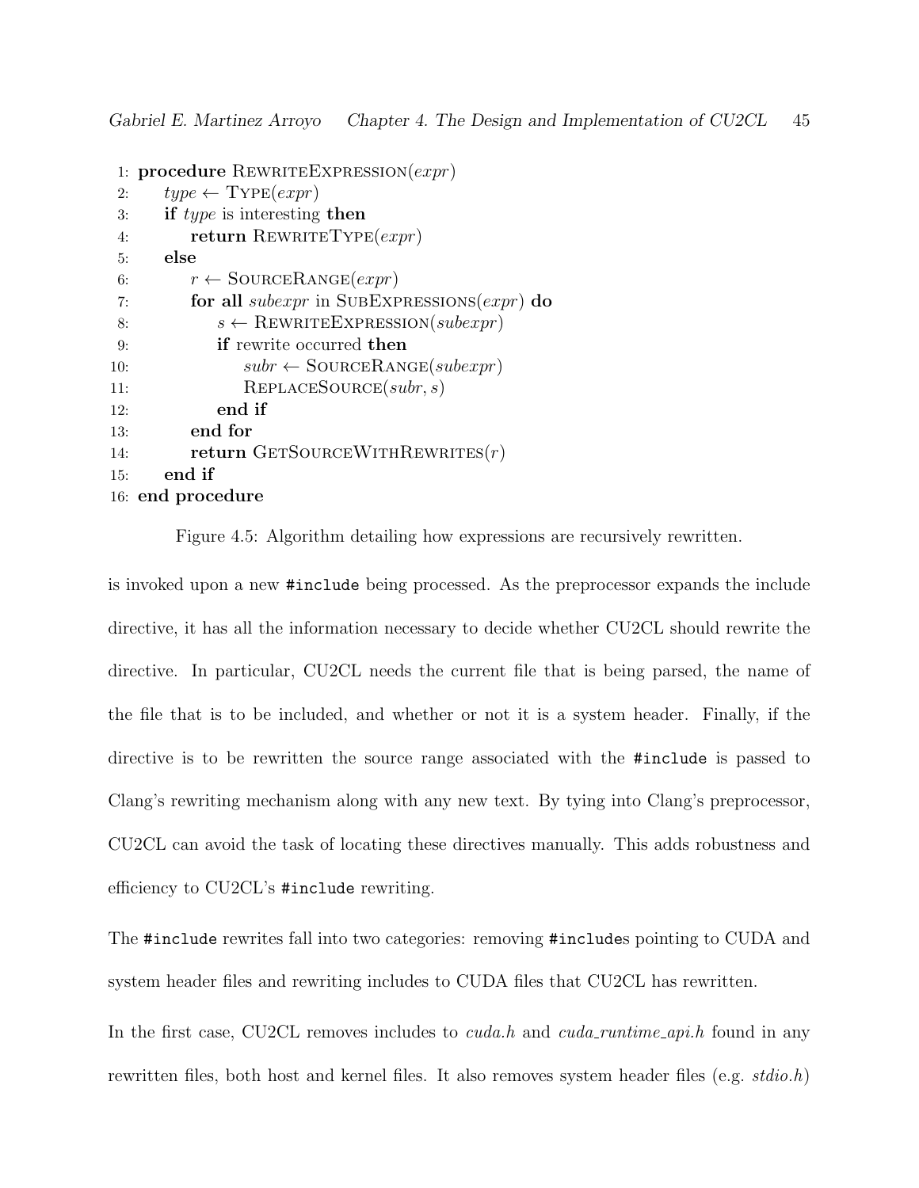```
1: procedure RewriteExpression(expr)
2:     type ← Type(expr)
3:     if type is interesting then
4:         return RewriteType(expr)
5:     else
6:         r ← SourceRange(expr)
7:         for all subexpr in SubExpressions(expr) do
8:             s ← RewriteExpression(subexpr)
9:             if rewrite occurred then
10:                subr ← SourceRange(subexpr)
11:                ReplaceSource(subr, s)
12:            end if
13:        end for
14:        return GetSourceWithRewrites(r)
15:    end if
16: end procedure
```

Figure 4.5: Algorithm detailing how expressions are recursively rewritten.

is invoked upon a new `#include` being processed. As the preprocessor expands the include directive, it has all the information necessary to decide whether CU2CL should rewrite the directive. In particular, CU2CL needs the current file that is being parsed, the name of the file that is to be included, and whether or not it is a system header. Finally, if the directive is to be rewritten the source range associated with the `#include` is passed to Clang's rewriting mechanism along with any new text. By tying into Clang's preprocessor, CU2CL can avoid the task of locating these directives manually. This adds robustness and efficiency to CU2CL's `#include` rewriting.

The `#include` rewrites fall into two categories: removing `#include`s pointing to CUDA and system header files and rewriting includes to CUDA files that CU2CL has rewritten.

In the first case, CU2CL removes includes to *cuda.h* and *cuda_runtime_api.h* found in any rewritten files, both host and kernel files. It also removes system header files (e.g. *stdio.h*)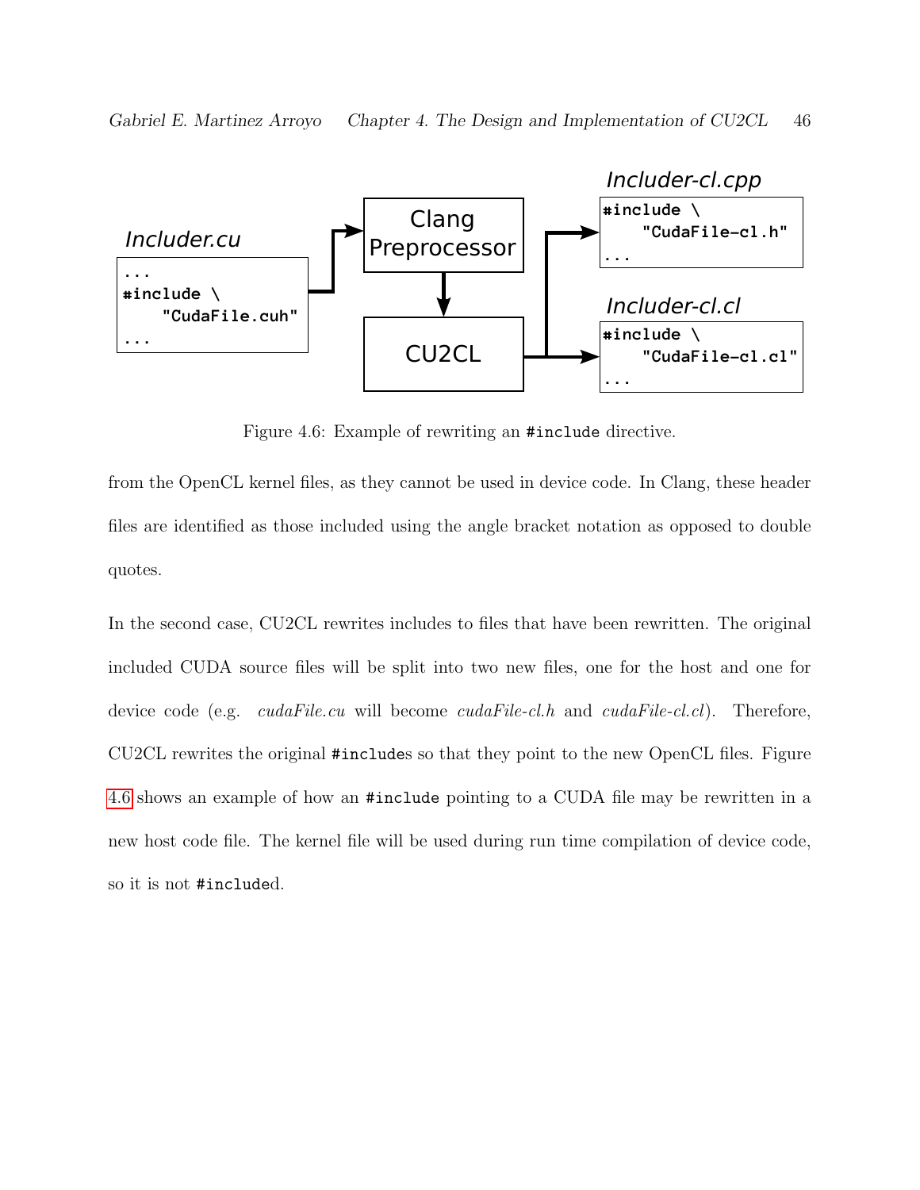Figure 4.6: Example of rewriting an `#include` directive.

from the OpenCL kernel files, as they cannot be used in device code. In Clang, these header files are identified as those included using the angle bracket notation as opposed to double quotes.

In the second case, CU2CL rewrites includes to files that have been rewritten. The original included CUDA source files will be split into two new files, one for the host and one for device code (e.g. *cudaFile.cu* will become *cudaFile-cl.h* and *cudaFile-cl.cl*). Therefore, CU2CL rewrites the original `#include`s so that they point to the new OpenCL files. Figure 4.6 shows an example of how an `#include` pointing to a CUDA file may be rewritten in a new host code file. The kernel file will be used during run time compilation of device code, so it is not `#include`d.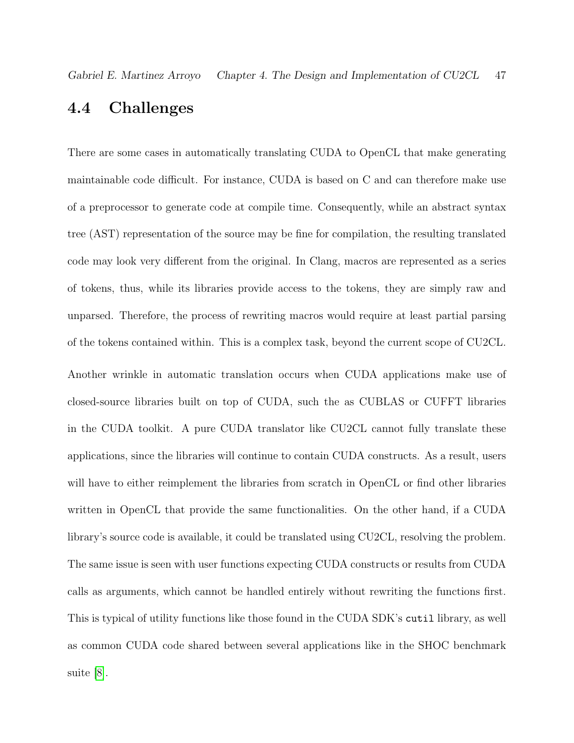## 4.4 Challenges

There are some cases in automatically translating CUDA to OpenCL that make generating maintainable code difficult. For instance, CUDA is based on C and can therefore make use of a preprocessor to generate code at compile time. Consequently, while an abstract syntax tree (AST) representation of the source may be fine for compilation, the resulting translated code may look very different from the original. In Clang, macros are represented as a series of tokens, thus, while its libraries provide access to the tokens, they are simply raw and unparsed. Therefore, the process of rewriting macros would require at least partial parsing of the tokens contained within. This is a complex task, beyond the current scope of CU2CL.

Another wrinkle in automatic translation occurs when CUDA applications make use of closed-source libraries built on top of CUDA, such the as CUBLAS or CUFFT libraries in the CUDA toolkit. A pure CUDA translator like CU2CL cannot fully translate these applications, since the libraries will continue to contain CUDA constructs. As a result, users will have to either reimplement the libraries from scratch in OpenCL or find other libraries written in OpenCL that provide the same functionalities. On the other hand, if a CUDA library's source code is available, it could be translated using CU2CL, resolving the problem. The same issue is seen with user functions expecting CUDA constructs or results from CUDA calls as arguments, which cannot be handled entirely without rewriting the functions first. This is typical of utility functions like those found in the CUDA SDK's `cutil` library, as well as common CUDA code shared between several applications like in the SHOC benchmark suite [8].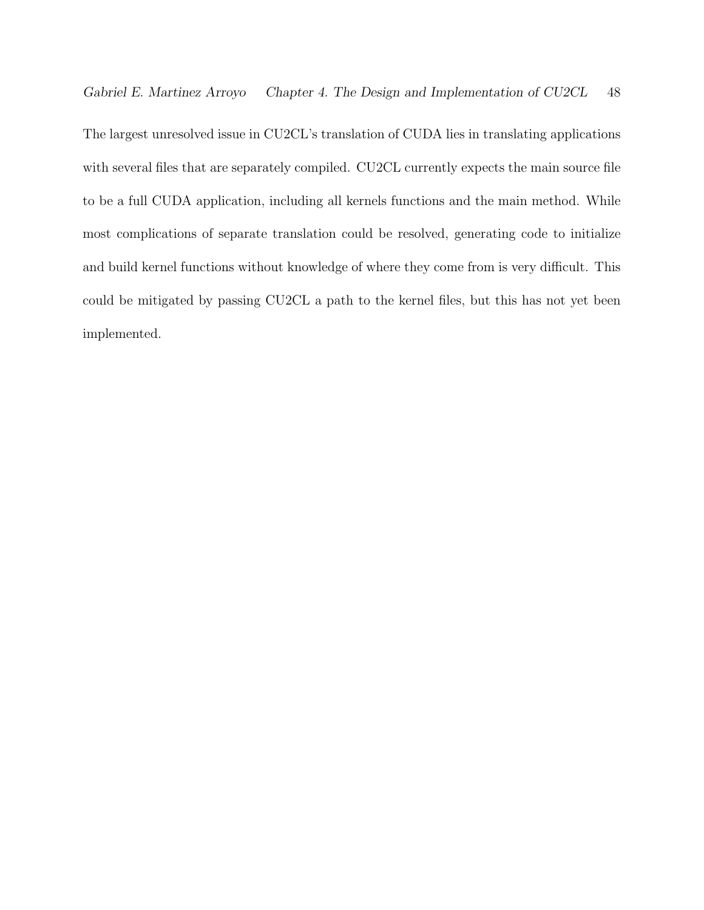The largest unresolved issue in CU2CL's translation of CUDA lies in translating applications with several files that are separately compiled. CU2CL currently expects the main source file to be a full CUDA application, including all kernels functions and the main method. While most complications of separate translation could be resolved, generating code to initialize and build kernel functions without knowledge of where they come from is very difficult. This could be mitigated by passing CU2CL a path to the kernel files, but this has not yet been implemented.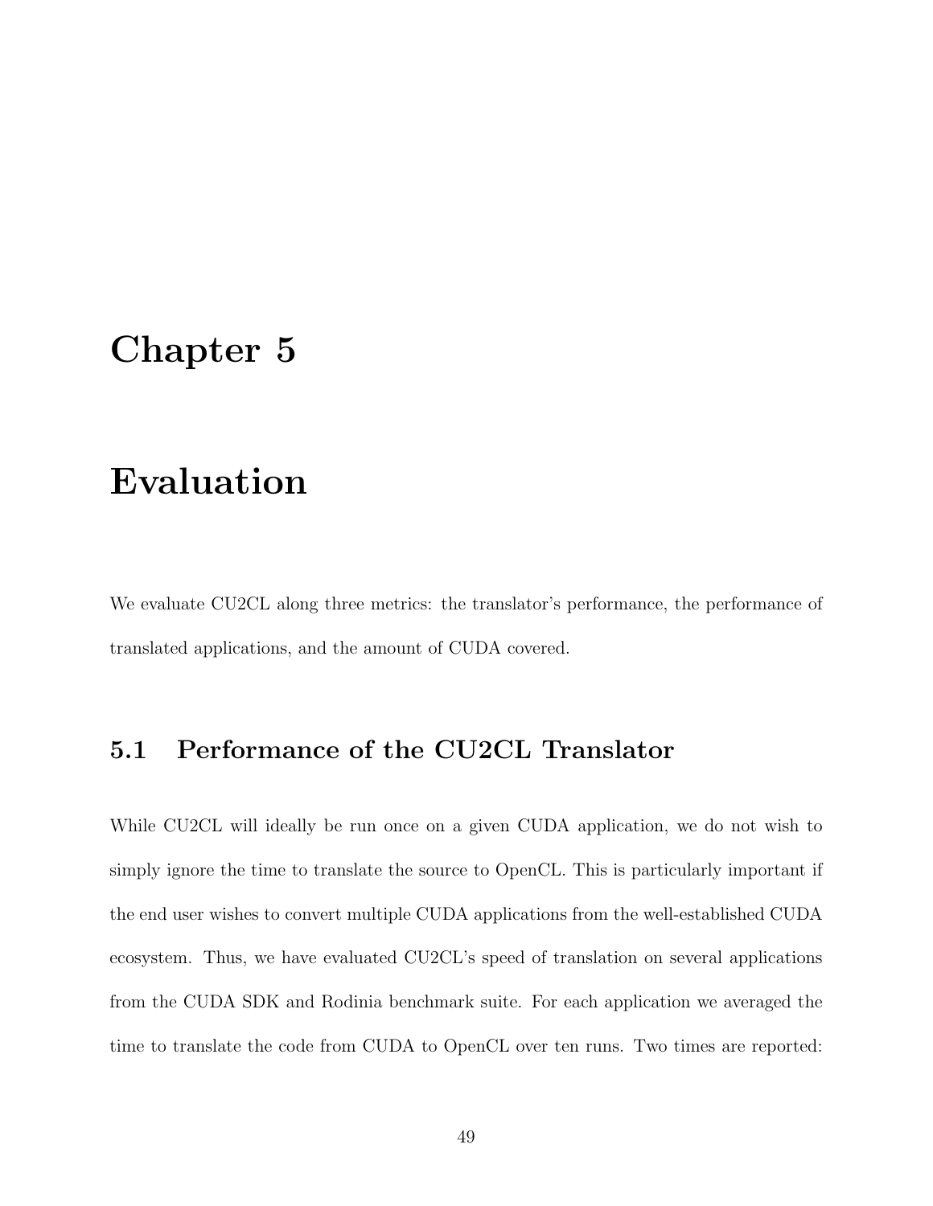# Chapter 5

# Evaluation

We evaluate CU2CL along three metrics: the translator's performance, the performance of translated applications, and the amount of CUDA covered.

## 5.1 Performance of the CU2CL Translator

While CU2CL will ideally be run once on a given CUDA application, we do not wish to simply ignore the time to translate the source to OpenCL. This is particularly important if the end user wishes to convert multiple CUDA applications from the well-established CUDA ecosystem. Thus, we have evaluated CU2CL's speed of translation on several applications from the CUDA SDK and Rodinia benchmark suite. For each application we averaged the time to translate the code from CUDA to OpenCL over ten runs. Two times are reported: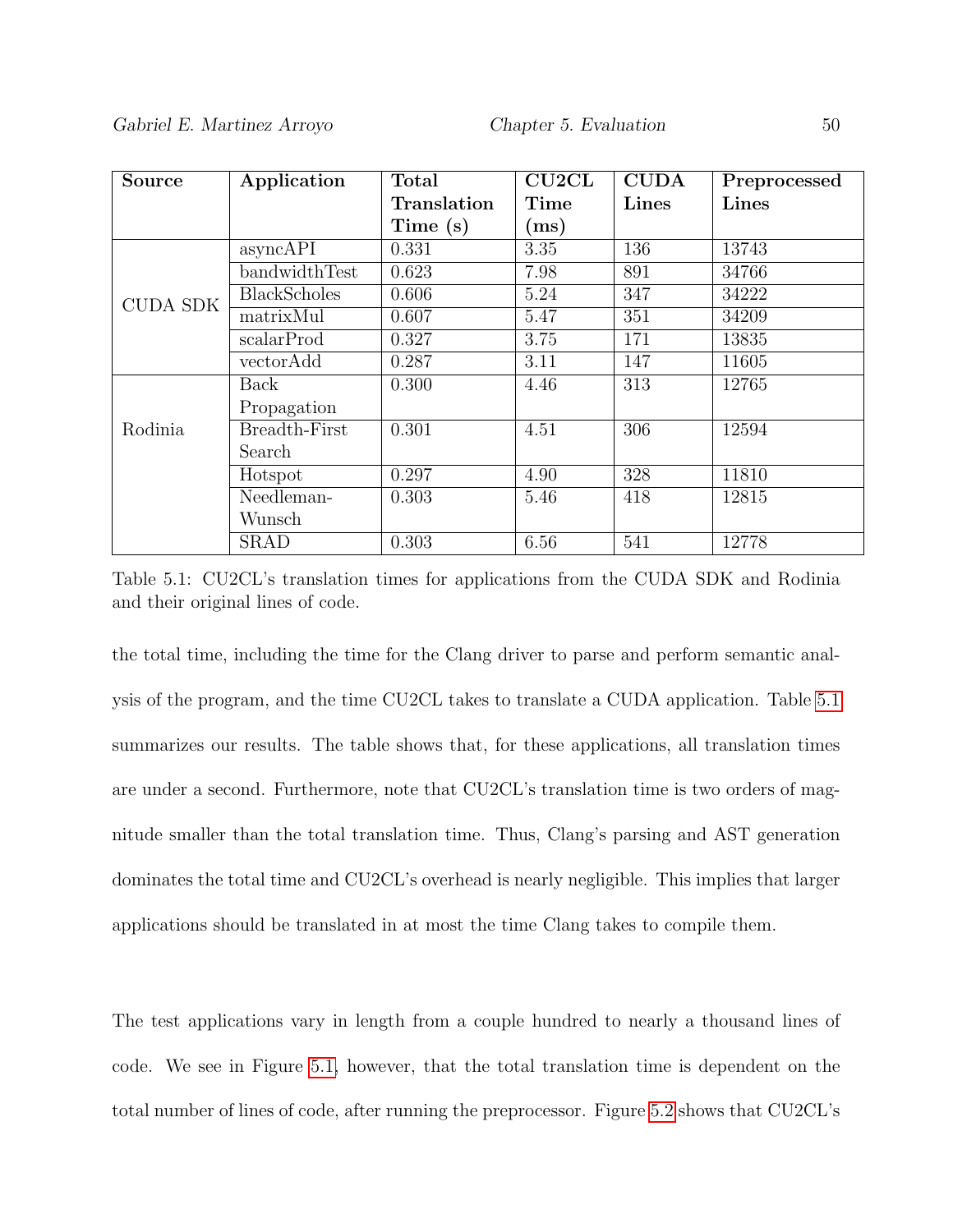| Source | Application | Total Translation Time (s) | CU2CL Time (ms) | CUDA Lines | Preprocessed Lines |
|---|---|---|---|---|---|
| CUDA SDK | asyncAPI | 0.331 | 3.35 | 136 | 13743 |
| | bandwidthTest | 0.623 | 7.98 | 891 | 34766 |
| | BlackScholes | 0.606 | 5.24 | 347 | 34222 |
| | matrixMul | 0.607 | 5.47 | 351 | 34209 |
| | scalarProd | 0.327 | 3.75 | 171 | 13835 |
| | vectorAdd | 0.287 | 3.11 | 147 | 11605 |
| Rodinia | Back Propagation | 0.300 | 4.46 | 313 | 12765 |
| | Breadth-First Search | 0.301 | 4.51 | 306 | 12594 |
| | Hotspot | 0.297 | 4.90 | 328 | 11810 |
| | Needleman-Wunsch | 0.303 | 5.46 | 418 | 12815 |
| | SRAD | 0.303 | 6.56 | 541 | 12778 |

Table 5.1: CU2CL's translation times for applications from the CUDA SDK and Rodinia and their original lines of code.

the total time, including the time for the Clang driver to parse and perform semantic analysis of the program, and the time CU2CL takes to translate a CUDA application. Table 5.1 summarizes our results. The table shows that, for these applications, all translation times are under a second. Furthermore, note that CU2CL's translation time is two orders of magnitude smaller than the total translation time. Thus, Clang's parsing and AST generation dominates the total time and CU2CL's overhead is nearly negligible. This implies that larger applications should be translated in at most the time Clang takes to compile them.

The test applications vary in length from a couple hundred to nearly a thousand lines of code. We see in Figure 5.1, however, that the total translation time is dependent on the total number of lines of code, after running the preprocessor. Figure 5.2 shows that CU2CL's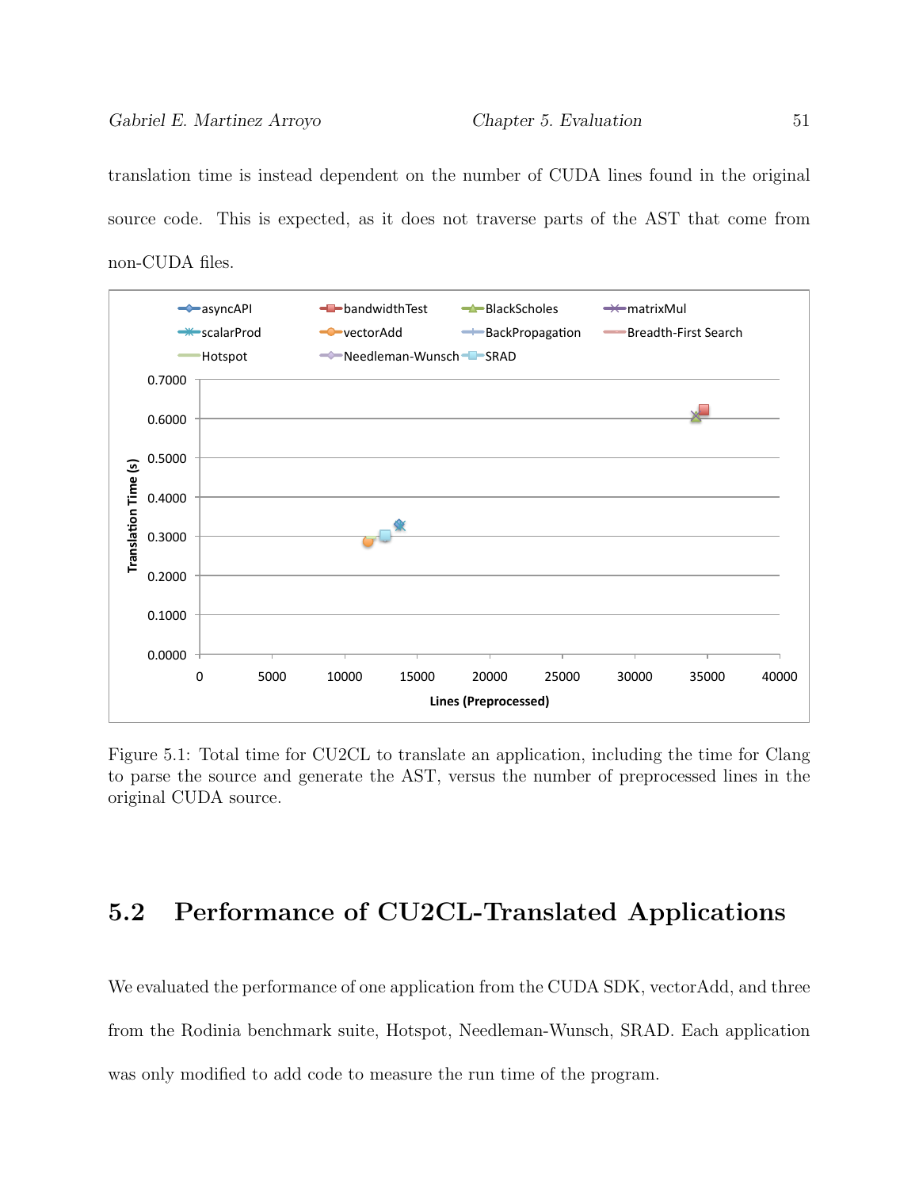translation time is instead dependent on the number of CUDA lines found in the original source code. This is expected, as it does not traverse parts of the AST that come from non-CUDA files.

Figure 5.1: Total time for CU2CL to translate an application, including the time for Clang to parse the source and generate the AST, versus the number of preprocessed lines in the original CUDA source.

## 5.2 Performance of CU2CL-Translated Applications

We evaluated the performance of one application from the CUDA SDK, vectorAdd, and three from the Rodinia benchmark suite, Hotspot, Needleman-Wunsch, SRAD. Each application was only modified to add code to measure the run time of the program.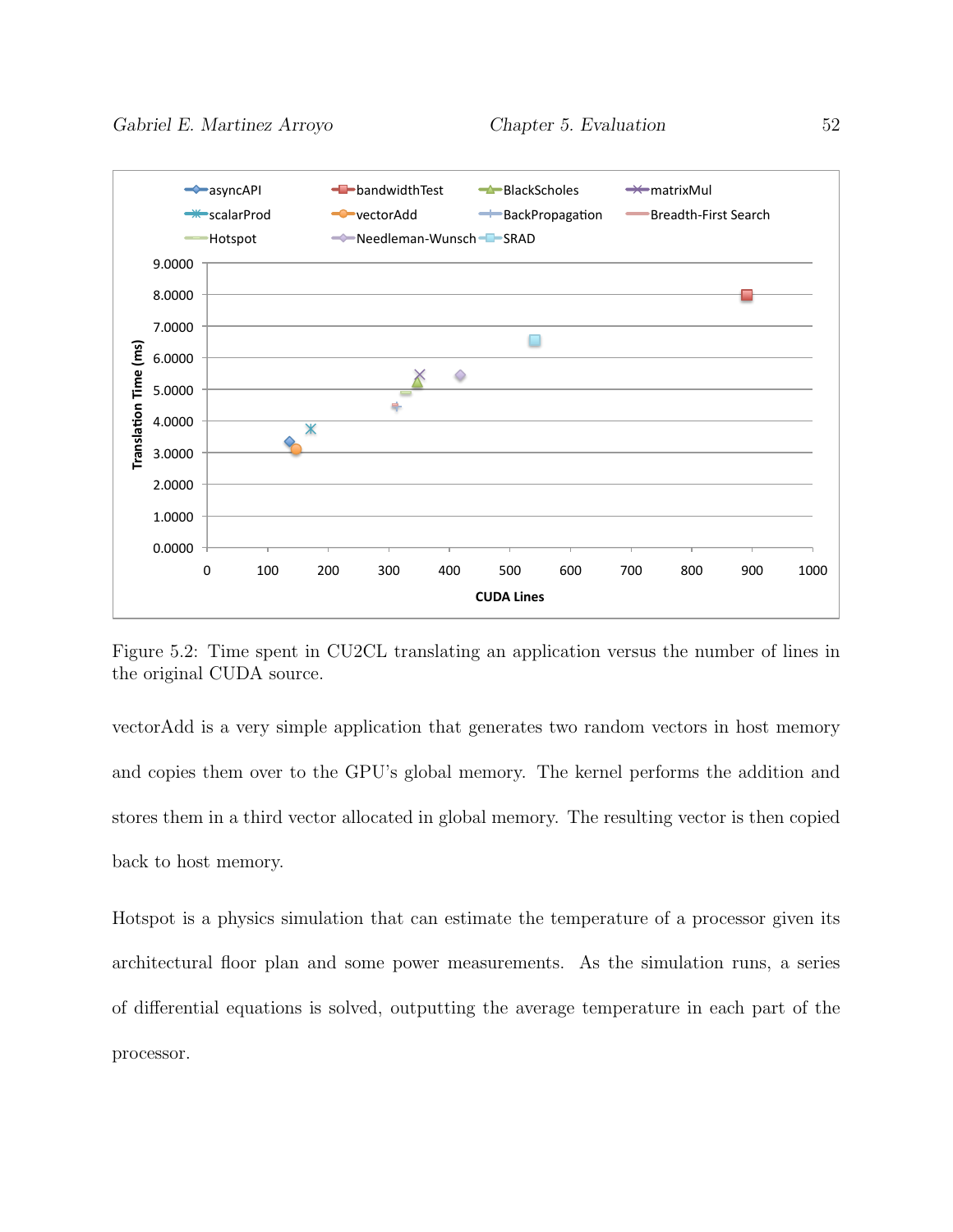Figure 5.2: Time spent in CU2CL translating an application versus the number of lines in the original CUDA source.

vectorAdd is a very simple application that generates two random vectors in host memory and copies them over to the GPU's global memory. The kernel performs the addition and stores them in a third vector allocated in global memory. The resulting vector is then copied back to host memory.

Hotspot is a physics simulation that can estimate the temperature of a processor given its architectural floor plan and some power measurements. As the simulation runs, a series of differential equations is solved, outputting the average temperature in each part of the processor.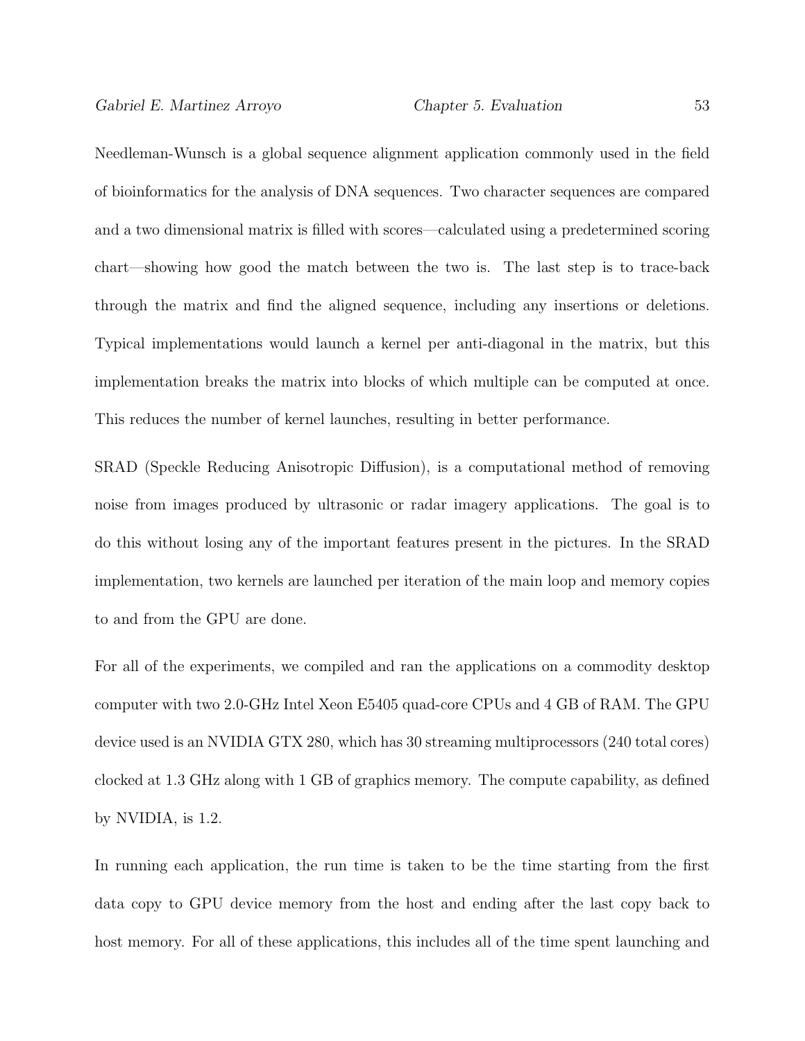Needleman-Wunsch is a global sequence alignment application commonly used in the field of bioinformatics for the analysis of DNA sequences. Two character sequences are compared and a two dimensional matrix is filled with scores—calculated using a predetermined scoring chart—showing how good the match between the two is. The last step is to trace-back through the matrix and find the aligned sequence, including any insertions or deletions. Typical implementations would launch a kernel per anti-diagonal in the matrix, but this implementation breaks the matrix into blocks of which multiple can be computed at once. This reduces the number of kernel launches, resulting in better performance.

SRAD (Speckle Reducing Anisotropic Diffusion), is a computational method of removing noise from images produced by ultrasonic or radar imagery applications. The goal is to do this without losing any of the important features present in the pictures. In the SRAD implementation, two kernels are launched per iteration of the main loop and memory copies to and from the GPU are done.

For all of the experiments, we compiled and ran the applications on a commodity desktop computer with two 2.0-GHz Intel Xeon E5405 quad-core CPUs and 4 GB of RAM. The GPU device used is an NVIDIA GTX 280, which has 30 streaming multiprocessors (240 total cores) clocked at 1.3 GHz along with 1 GB of graphics memory. The compute capability, as defined by NVIDIA, is 1.2.

In running each application, the run time is taken to be the time starting from the first data copy to GPU device memory from the host and ending after the last copy back to host memory. For all of these applications, this includes all of the time spent launching and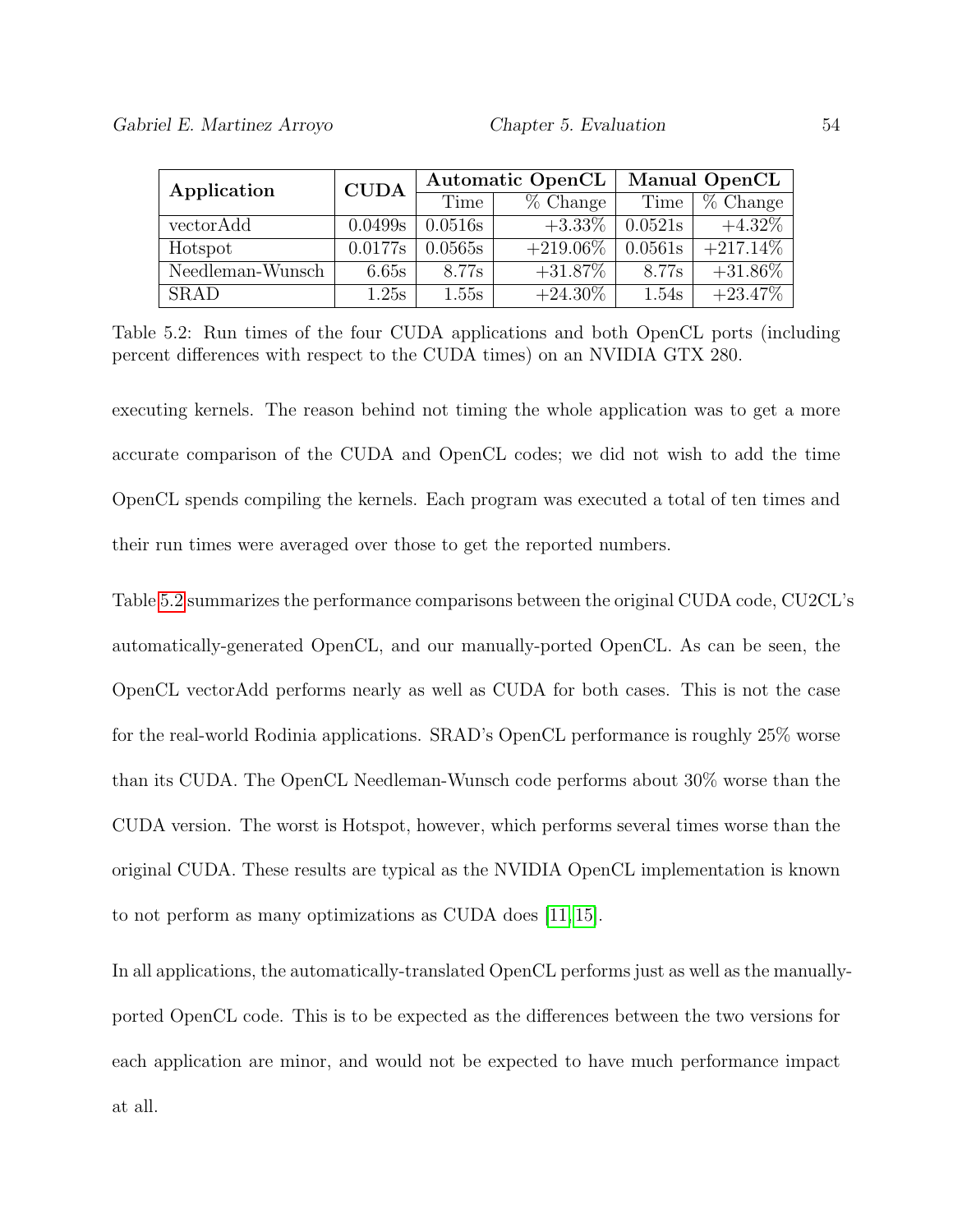| Application | CUDA | Automatic OpenCL | | Manual OpenCL | |
|---|---|---|---|---|---|
| | | Time | % Change | Time | % Change |
| vectorAdd | 0.0499s | 0.0516s | +3.33% | 0.0521s | +4.32% |
| Hotspot | 0.0177s | 0.0565s | +219.06% | 0.0561s | +217.14% |
| Needleman-Wunsch | 6.65s | 8.77s | +31.87% | 8.77s | +31.86% |
| SRAD | 1.25s | 1.55s | +24.30% | 1.54s | +23.47% |

Table 5.2: Run times of the four CUDA applications and both OpenCL ports (including percent differences with respect to the CUDA times) on an NVIDIA GTX 280.

executing kernels. The reason behind not timing the whole application was to get a more accurate comparison of the CUDA and OpenCL codes; we did not wish to add the time OpenCL spends compiling the kernels. Each program was executed a total of ten times and their run times were averaged over those to get the reported numbers.

Table 5.2 summarizes the performance comparisons between the original CUDA code, CU2CL's automatically-generated OpenCL, and our manually-ported OpenCL. As can be seen, the OpenCL vectorAdd performs nearly as well as CUDA for both cases. This is not the case for the real-world Rodinia applications. SRAD's OpenCL performance is roughly 25% worse than its CUDA. The OpenCL Needleman-Wunsch code performs about 30% worse than the CUDA version. The worst is Hotspot, however, which performs several times worse than the original CUDA. These results are typical as the NVIDIA OpenCL implementation is known to not perform as many optimizations as CUDA does [11, 15].

In all applications, the automatically-translated OpenCL performs just as well as the manually-ported OpenCL code. This is to be expected as the differences between the two versions for each application are minor, and would not be expected to have much performance impact at all.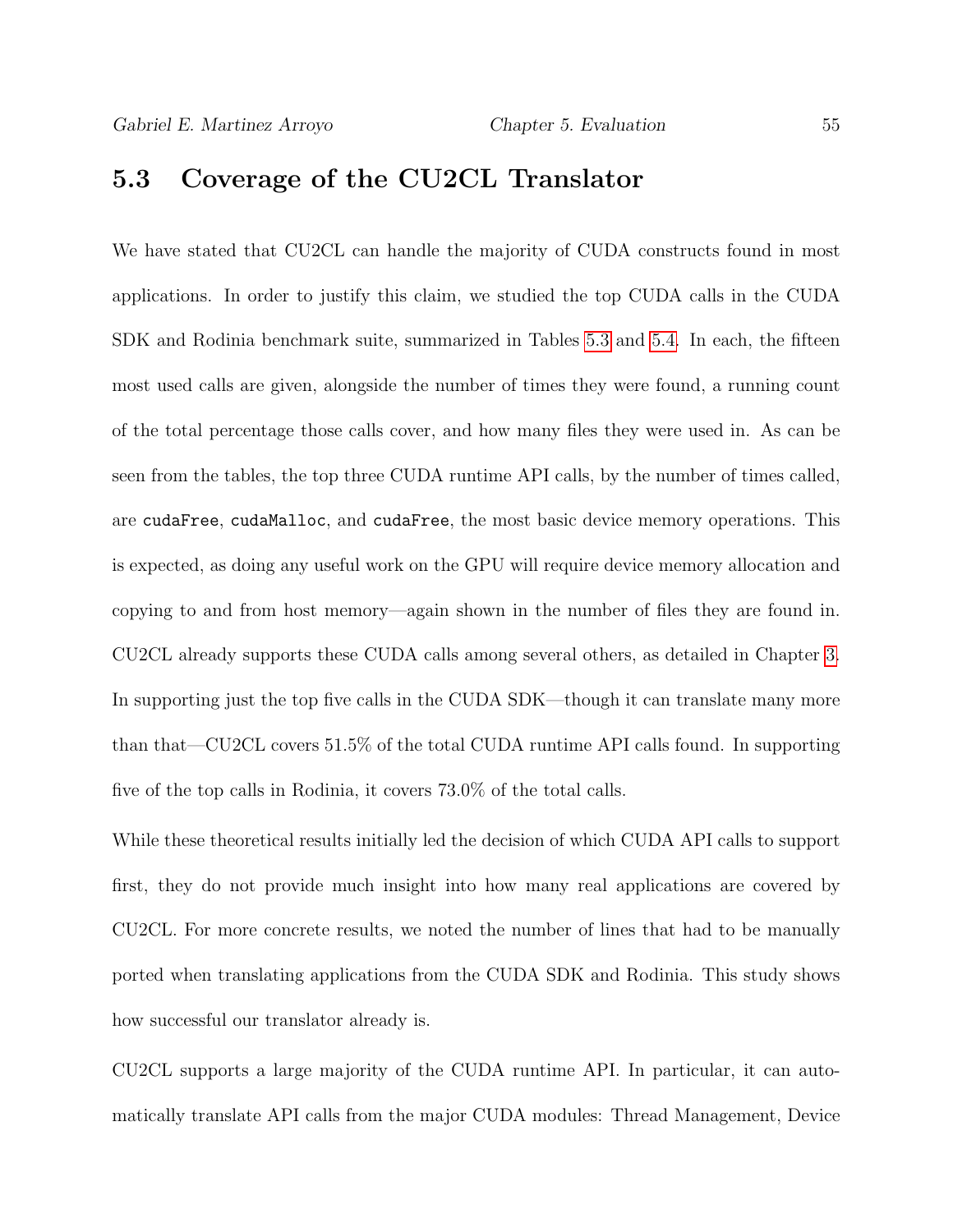## 5.3 Coverage of the CU2CL Translator

We have stated that CU2CL can handle the majority of CUDA constructs found in most applications. In order to justify this claim, we studied the top CUDA calls in the CUDA SDK and Rodinia benchmark suite, summarized in Tables 5.3 and 5.4. In each, the fifteen most used calls are given, alongside the number of times they were found, a running count of the total percentage those calls cover, and how many files they were used in. As can be seen from the tables, the top three CUDA runtime API calls, by the number of times called, are `cudaFree`, `cudaMalloc`, and `cudaFree`, the most basic device memory operations. This is expected, as doing any useful work on the GPU will require device memory allocation and copying to and from host memory—again shown in the number of files they are found in. CU2CL already supports these CUDA calls among several others, as detailed in Chapter 3. In supporting just the top five calls in the CUDA SDK—though it can translate many more than that—CU2CL covers 51.5% of the total CUDA runtime API calls found. In supporting five of the top calls in Rodinia, it covers 73.0% of the total calls.

While these theoretical results initially led the decision of which CUDA API calls to support first, they do not provide much insight into how many real applications are covered by CU2CL. For more concrete results, we noted the number of lines that had to be manually ported when translating applications from the CUDA SDK and Rodinia. This study shows how successful our translator already is.

CU2CL supports a large majority of the CUDA runtime API. In particular, it can automatically translate API calls from the major CUDA modules: Thread Management, Device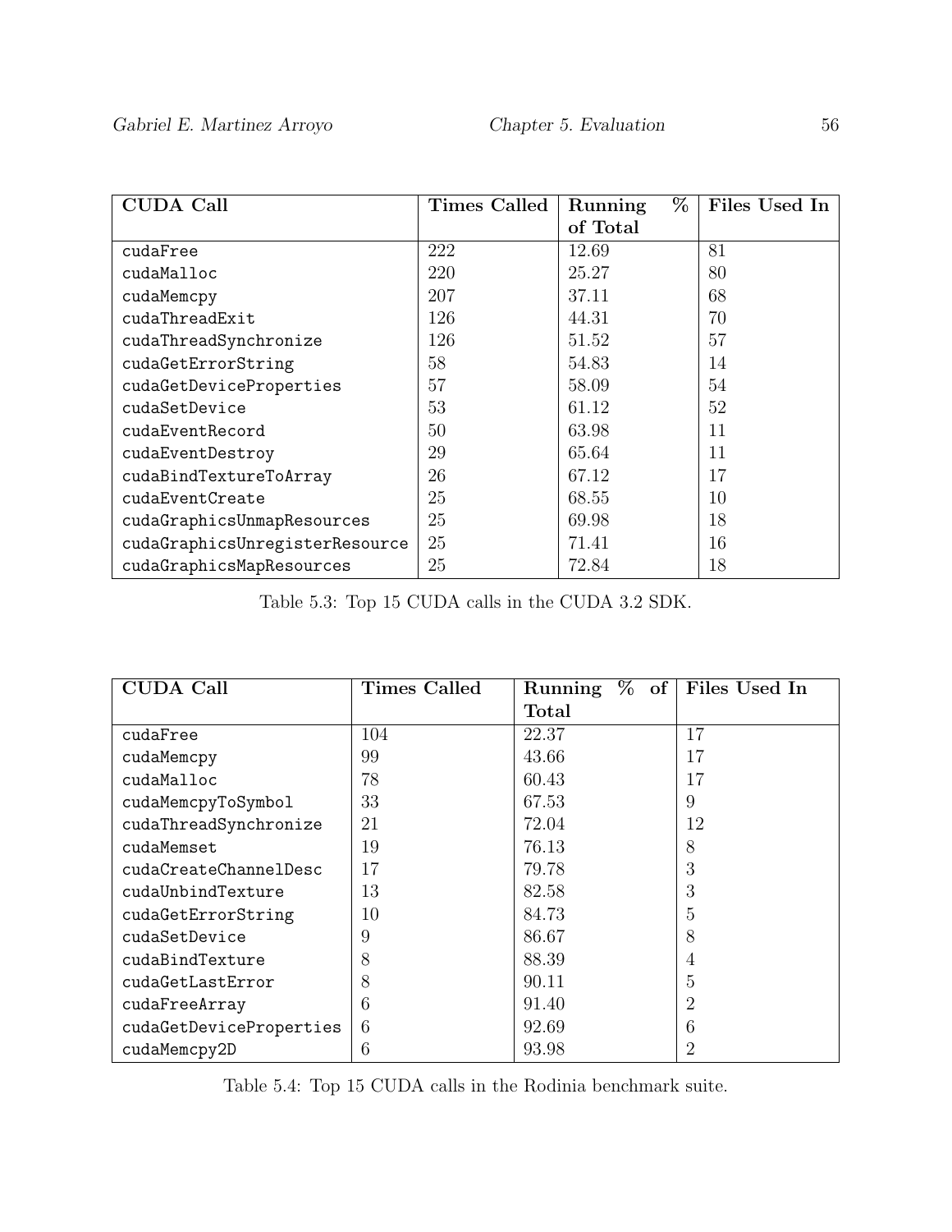| CUDA Call | Times Called | Running % of Total | Files Used In |
|---|---|---|---|
| cudaFree | 222 | 12.69 | 81 |
| cudaMalloc | 220 | 25.27 | 80 |
| cudaMemcpy | 207 | 37.11 | 68 |
| cudaThreadExit | 126 | 44.31 | 70 |
| cudaThreadSynchronize | 126 | 51.52 | 57 |
| cudaGetErrorString | 58 | 54.83 | 14 |
| cudaGetDeviceProperties | 57 | 58.09 | 54 |
| cudaSetDevice | 53 | 61.12 | 52 |
| cudaEventRecord | 50 | 63.98 | 11 |
| cudaEventDestroy | 29 | 65.64 | 11 |
| cudaBindTextureToArray | 26 | 67.12 | 17 |
| cudaEventCreate | 25 | 68.55 | 10 |
| cudaGraphicsUnmapResources | 25 | 69.98 | 18 |
| cudaGraphicsUnregisterResource | 25 | 71.41 | 16 |
| cudaGraphicsMapResources | 25 | 72.84 | 18 |

Table 5.3: Top 15 CUDA calls in the CUDA 3.2 SDK.

| CUDA Call | Times Called | Running % of Total | Files Used In |
|---|---|---|---|
| cudaFree | 104 | 22.37 | 17 |
| cudaMemcpy | 99 | 43.66 | 17 |
| cudaMalloc | 78 | 60.43 | 17 |
| cudaMemcpyToSymbol | 33 | 67.53 | 9 |
| cudaThreadSynchronize | 21 | 72.04 | 12 |
| cudaMemset | 19 | 76.13 | 8 |
| cudaCreateChannelDesc | 17 | 79.78 | 3 |
| cudaUnbindTexture | 13 | 82.58 | 3 |
| cudaGetErrorString | 10 | 84.73 | 5 |
| cudaSetDevice | 9 | 86.67 | 8 |
| cudaBindTexture | 8 | 88.39 | 4 |
| cudaGetLastError | 8 | 90.11 | 5 |
| cudaFreeArray | 6 | 91.40 | 2 |
| cudaGetDeviceProperties | 6 | 92.69 | 6 |
| cudaMemcpy2D | 6 | 93.98 | 2 |

Table 5.4: Top 15 CUDA calls in the Rodinia benchmark suite.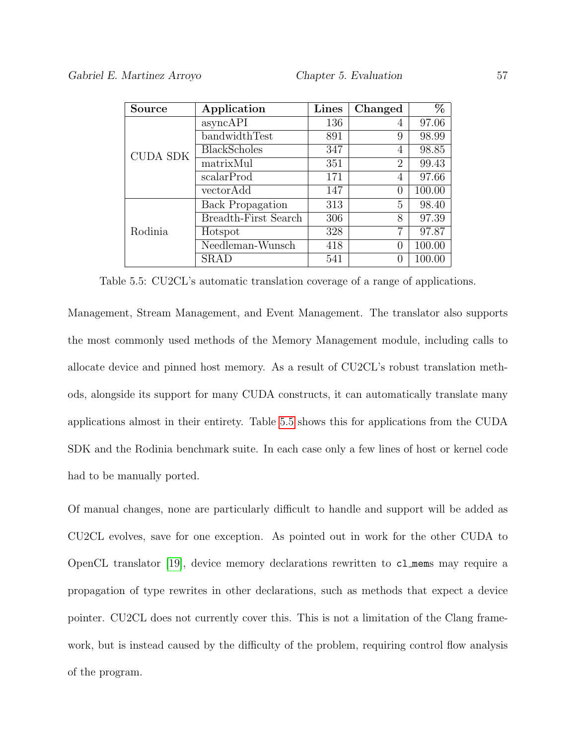| Source | Application | Lines | Changed | % |
|---|---|---|---|---|
| CUDA SDK | asyncAPI | 136 | 4 | 97.06 |
| | bandwidthTest | 891 | 9 | 98.99 |
| | BlackScholes | 347 | 4 | 98.85 |
| | matrixMul | 351 | 2 | 99.43 |
| | scalarProd | 171 | 4 | 97.66 |
| | vectorAdd | 147 | 0 | 100.00 |
| Rodinia | Back Propagation | 313 | 5 | 98.40 |
| | Breadth-First Search | 306 | 8 | 97.39 |
| | Hotspot | 328 | 7 | 97.87 |
| | Needleman-Wunsch | 418 | 0 | 100.00 |
| | SRAD | 541 | 0 | 100.00 |

Table 5.5: CU2CL's automatic translation coverage of a range of applications.

Management, Stream Management, and Event Management. The translator also supports the most commonly used methods of the Memory Management module, including calls to allocate device and pinned host memory. As a result of CU2CL's robust translation methods, alongside its support for many CUDA constructs, it can automatically translate many applications almost in their entirety. Table 5.5 shows this for applications from the CUDA SDK and the Rodinia benchmark suite. In each case only a few lines of host or kernel code had to be manually ported.

Of manual changes, none are particularly difficult to handle and support will be added as CU2CL evolves, save for one exception. As pointed out in work for the other CUDA to OpenCL translator [19], device memory declarations rewritten to `cl_mem`s may require a propagation of type rewrites in other declarations, such as methods that expect a device pointer. CU2CL does not currently cover this. This is not a limitation of the Clang framework, but is instead caused by the difficulty of the problem, requiring control flow analysis of the program.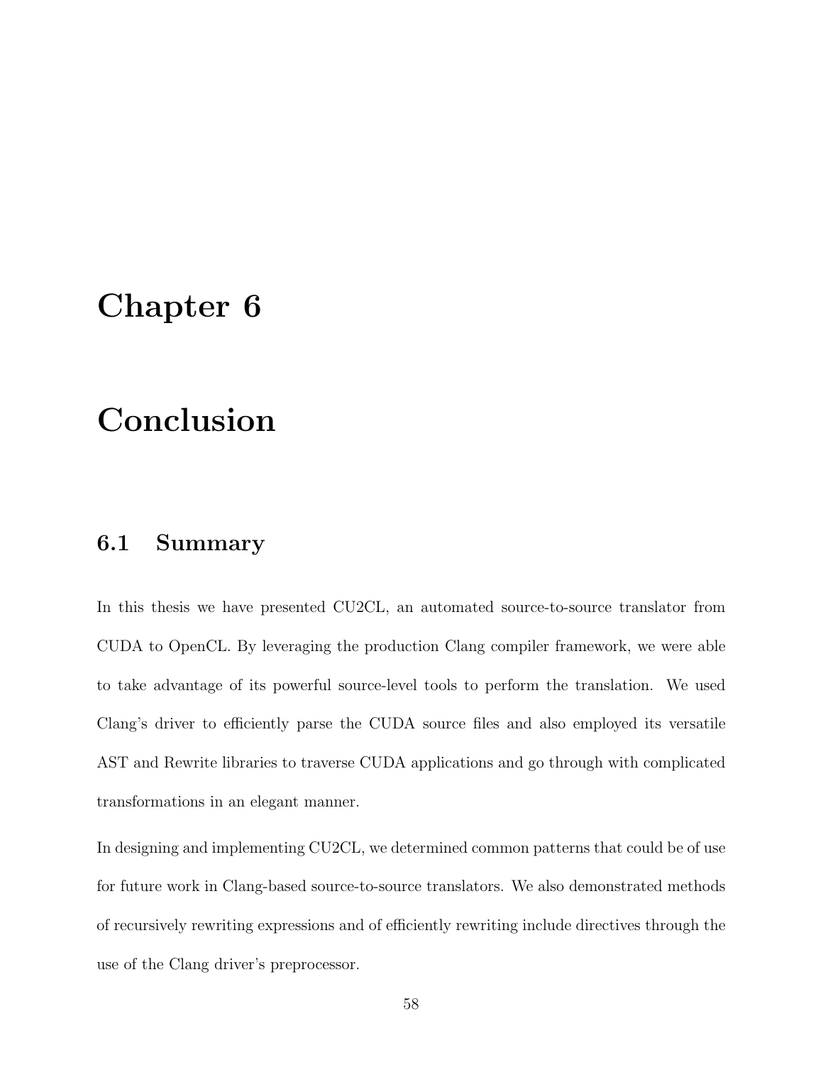# Chapter 6

# Conclusion

## 6.1 Summary

In this thesis we have presented CU2CL, an automated source-to-source translator from CUDA to OpenCL. By leveraging the production Clang compiler framework, we were able to take advantage of its powerful source-level tools to perform the translation. We used Clang's driver to efficiently parse the CUDA source files and also employed its versatile AST and Rewrite libraries to traverse CUDA applications and go through with complicated transformations in an elegant manner.

In designing and implementing CU2CL, we determined common patterns that could be of use for future work in Clang-based source-to-source translators. We also demonstrated methods of recursively rewriting expressions and of efficiently rewriting include directives through the use of the Clang driver's preprocessor.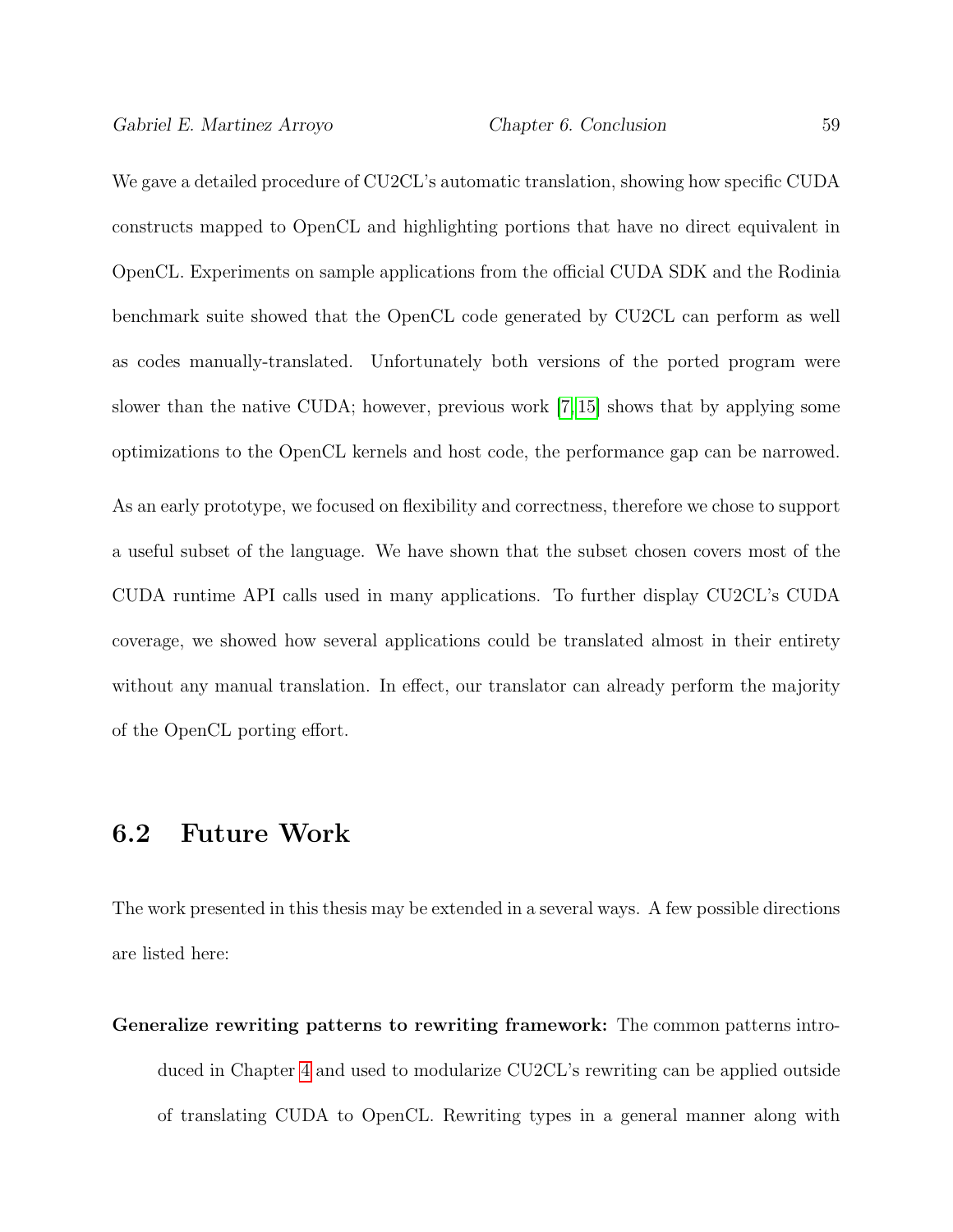We gave a detailed procedure of CU2CL's automatic translation, showing how specific CUDA constructs mapped to OpenCL and highlighting portions that have no direct equivalent in OpenCL. Experiments on sample applications from the official CUDA SDK and the Rodinia benchmark suite showed that the OpenCL code generated by CU2CL can perform as well as codes manually-translated. Unfortunately both versions of the ported program were slower than the native CUDA; however, previous work [7, 15] shows that by applying some optimizations to the OpenCL kernels and host code, the performance gap can be narrowed.

As an early prototype, we focused on flexibility and correctness, therefore we chose to support a useful subset of the language. We have shown that the subset chosen covers most of the CUDA runtime API calls used in many applications. To further display CU2CL's CUDA coverage, we showed how several applications could be translated almost in their entirety without any manual translation. In effect, our translator can already perform the majority of the OpenCL porting effort.

## 6.2 Future Work

The work presented in this thesis may be extended in a several ways. A few possible directions are listed here:

**Generalize rewriting patterns to rewriting framework:** The common patterns introduced in Chapter 4 and used to modularize CU2CL's rewriting can be applied outside of translating CUDA to OpenCL. Rewriting types in a general manner along with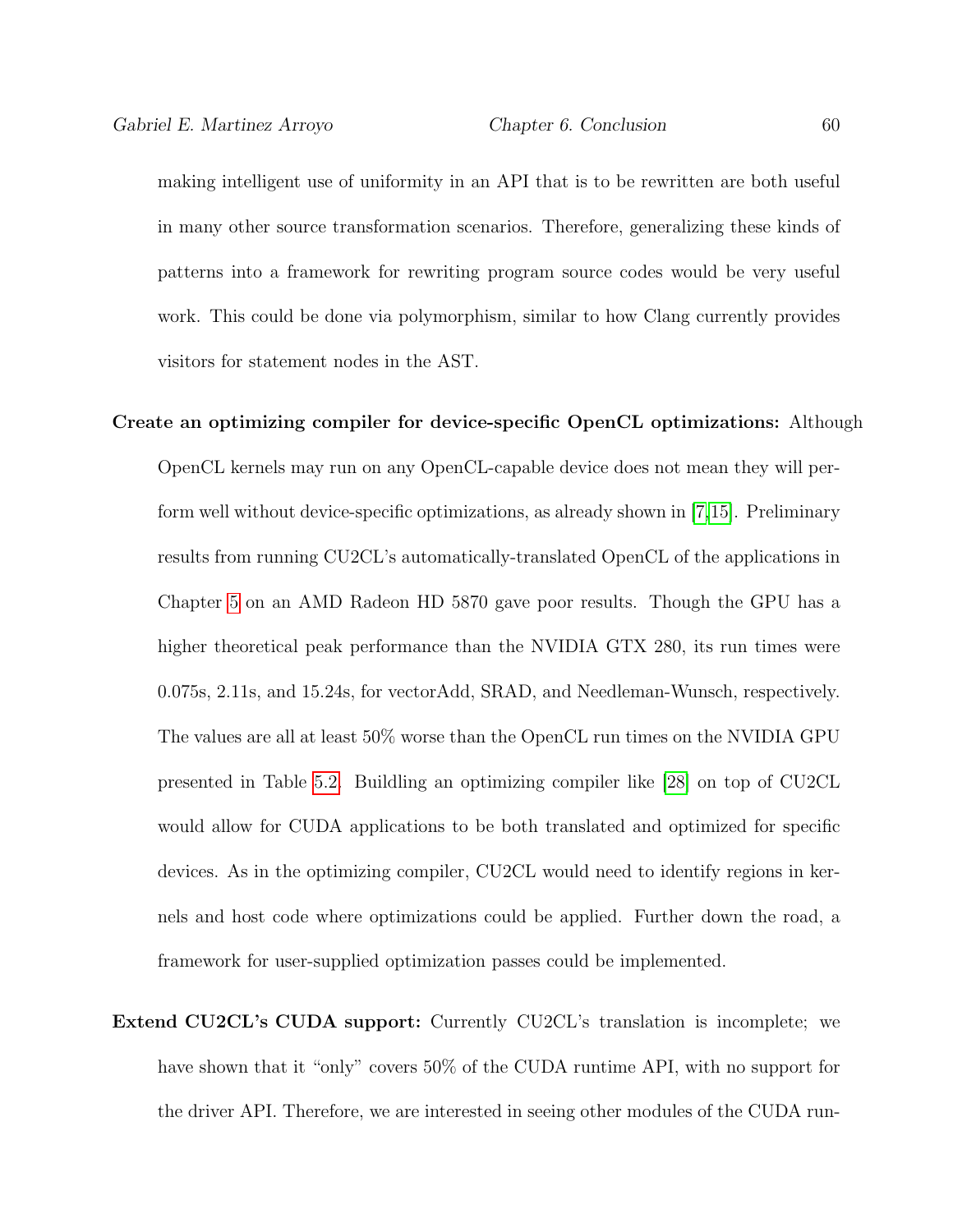making intelligent use of uniformity in an API that is to be rewritten are both useful in many other source transformation scenarios. Therefore, generalizing these kinds of patterns into a framework for rewriting program source codes would be very useful work. This could be done via polymorphism, similar to how Clang currently provides visitors for statement nodes in the AST.

**Create an optimizing compiler for device-specific OpenCL optimizations:** Although OpenCL kernels may run on any OpenCL-capable device does not mean they will perform well without device-specific optimizations, as already shown in [7,15]. Preliminary results from running CU2CL's automatically-translated OpenCL of the applications in Chapter 5 on an AMD Radeon HD 5870 gave poor results. Though the GPU has a higher theoretical peak performance than the NVIDIA GTX 280, its run times were 0.075s, 2.11s, and 15.24s, for vectorAdd, SRAD, and Needleman-Wunsch, respectively. The values are all at least 50% worse than the OpenCL run times on the NVIDIA GPU presented in Table 5.2. Buildling an optimizing compiler like [28] on top of CU2CL would allow for CUDA applications to be both translated and optimized for specific devices. As in the optimizing compiler, CU2CL would need to identify regions in kernels and host code where optimizations could be applied. Further down the road, a framework for user-supplied optimization passes could be implemented.

**Extend CU2CL's CUDA support:** Currently CU2CL's translation is incomplete; we have shown that it "only" covers 50% of the CUDA runtime API, with no support for the driver API. Therefore, we are interested in seeing other modules of the CUDA run-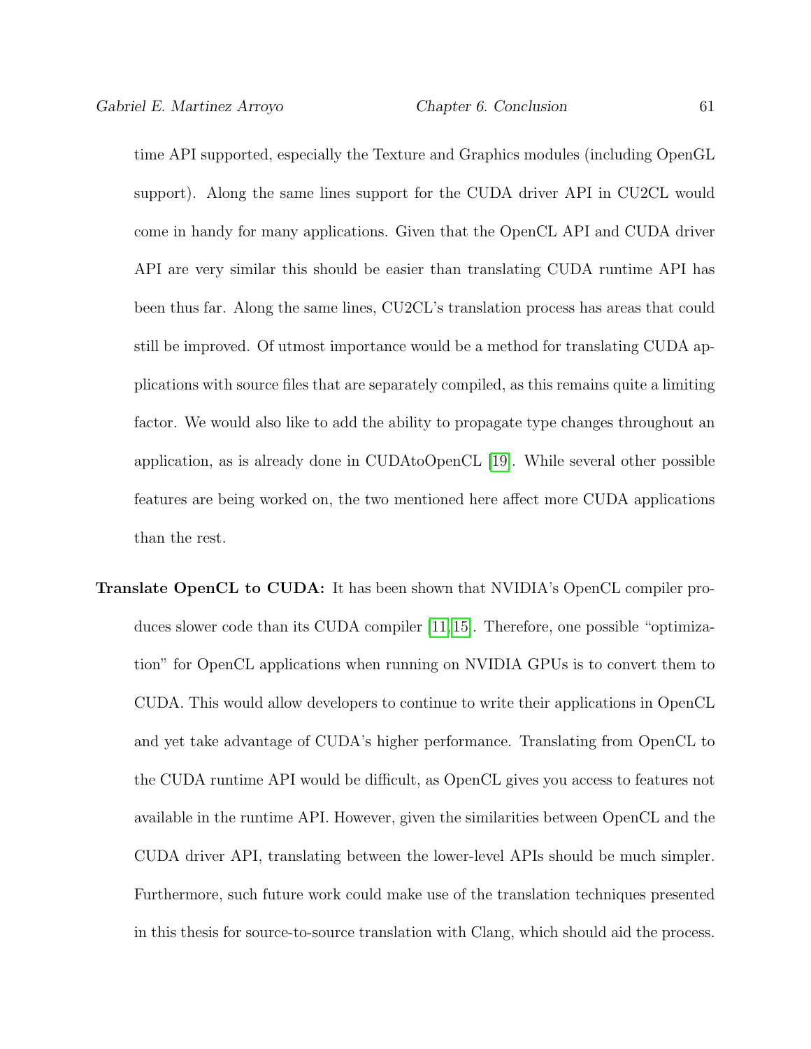time API supported, especially the Texture and Graphics modules (including OpenGL support). Along the same lines support for the CUDA driver API in CU2CL would come in handy for many applications. Given that the OpenCL API and CUDA driver API are very similar this should be easier than translating CUDA runtime API has been thus far. Along the same lines, CU2CL's translation process has areas that could still be improved. Of utmost importance would be a method for translating CUDA applications with source files that are separately compiled, as this remains quite a limiting factor. We would also like to add the ability to propagate type changes throughout an application, as is already done in CUDAtoOpenCL [19]. While several other possible features are being worked on, the two mentioned here affect more CUDA applications than the rest.

**Translate OpenCL to CUDA:** It has been shown that NVIDIA's OpenCL compiler produces slower code than its CUDA compiler [11,15]. Therefore, one possible "optimization" for OpenCL applications when running on NVIDIA GPUs is to convert them to CUDA. This would allow developers to continue to write their applications in OpenCL and yet take advantage of CUDA's higher performance. Translating from OpenCL to the CUDA runtime API would be difficult, as OpenCL gives you access to features not available in the runtime API. However, given the similarities between OpenCL and the CUDA driver API, translating between the lower-level APIs should be much simpler. Furthermore, such future work could make use of the translation techniques presented in this thesis for source-to-source translation with Clang, which should aid the process.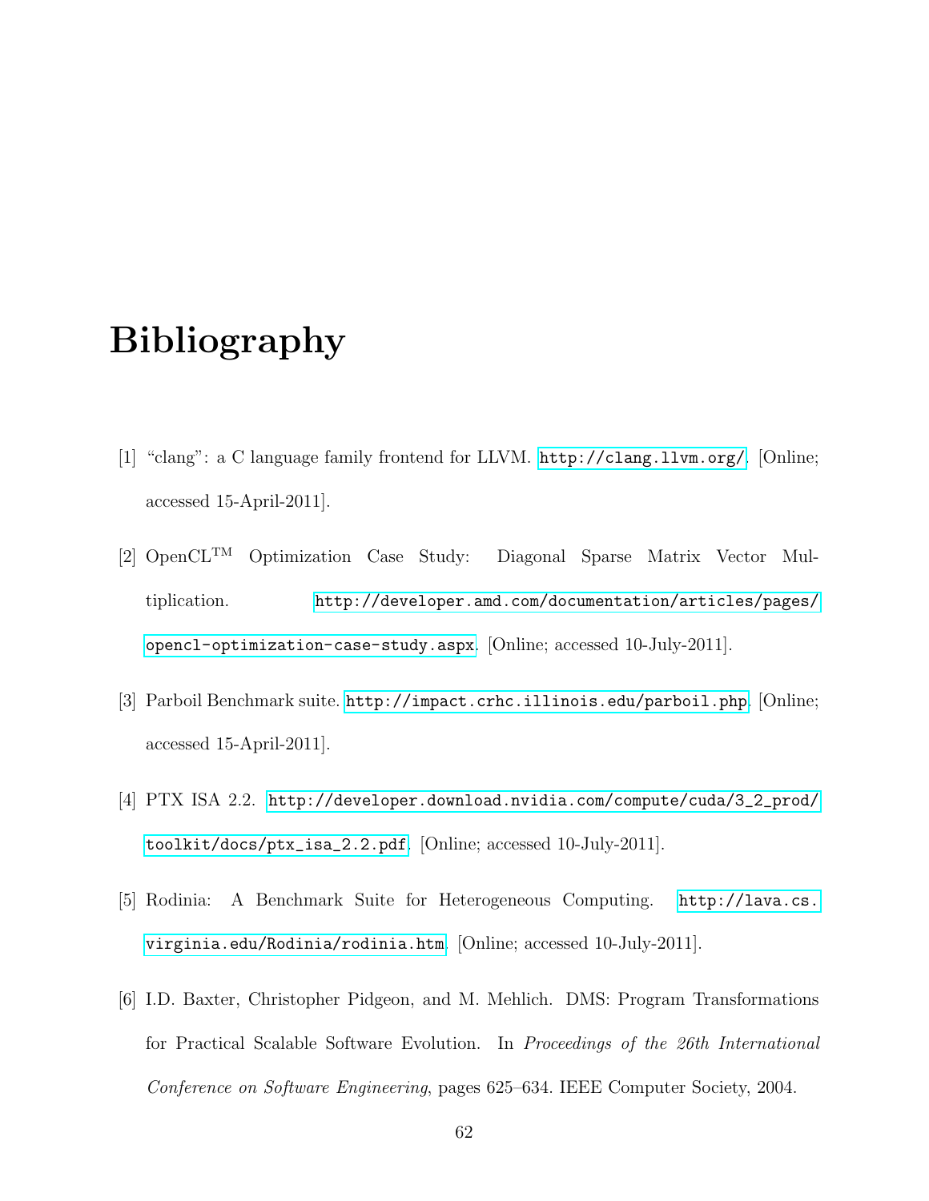# Bibliography

[1] "clang": a C language family frontend for LLVM. http://clang.llvm.org/. [Online; accessed 15-April-2011].

[2] OpenCL™ Optimization Case Study: Diagonal Sparse Matrix Vector Multiplication. http://developer.amd.com/documentation/articles/pages/opencl-optimization-case-study.aspx. [Online; accessed 10-July-2011].

[3] Parboil Benchmark suite. http://impact.crhc.illinois.edu/parboil.php. [Online; accessed 15-April-2011].

[4] PTX ISA 2.2. http://developer.download.nvidia.com/compute/cuda/3_2_prod/toolkit/docs/ptx_isa_2.2.pdf. [Online; accessed 10-July-2011].

[5] Rodinia: A Benchmark Suite for Heterogeneous Computing. http://lava.cs.virginia.edu/Rodinia/rodinia.htm. [Online; accessed 10-July-2011].

[6] I.D. Baxter, Christopher Pidgeon, and M. Mehlich. DMS: Program Transformations for Practical Scalable Software Evolution. In *Proceedings of the 26th International Conference on Software Engineering*, pages 625–634. IEEE Computer Society, 2004.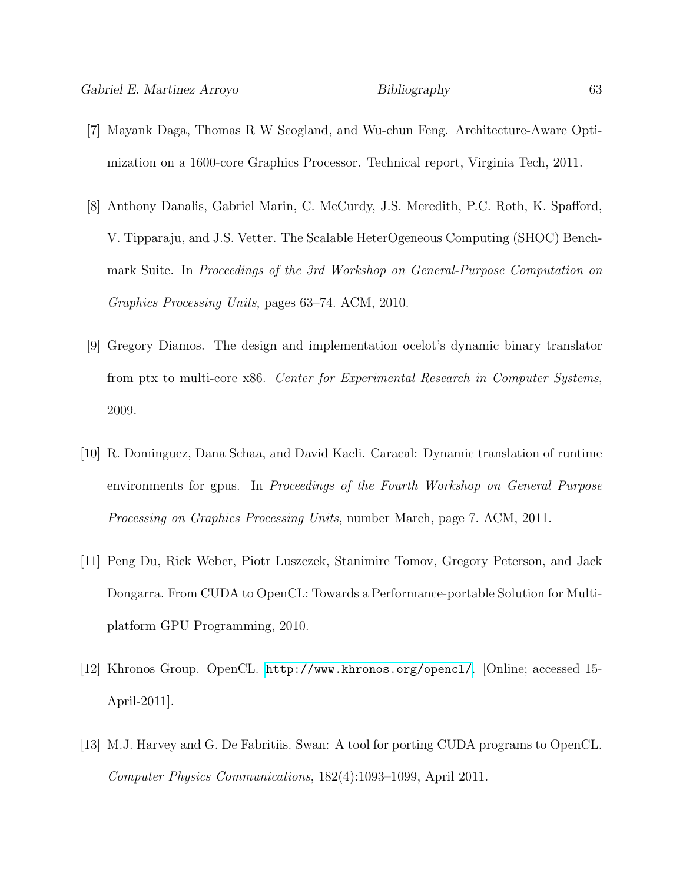[7] Mayank Daga, Thomas R W Scogland, and Wu-chun Feng. Architecture-Aware Optimization on a 1600-core Graphics Processor. Technical report, Virginia Tech, 2011.

[8] Anthony Danalis, Gabriel Marin, C. McCurdy, J.S. Meredith, P.C. Roth, K. Spafford, V. Tipparaju, and J.S. Vetter. The Scalable HeterOgeneous Computing (SHOC) Benchmark Suite. In *Proceedings of the 3rd Workshop on General-Purpose Computation on Graphics Processing Units*, pages 63–74. ACM, 2010.

[9] Gregory Diamos. The design and implementation ocelot's dynamic binary translator from ptx to multi-core x86. *Center for Experimental Research in Computer Systems*, 2009.

[10] R. Dominguez, Dana Schaa, and David Kaeli. Caracal: Dynamic translation of runtime environments for gpus. In *Proceedings of the Fourth Workshop on General Purpose Processing on Graphics Processing Units*, number March, page 7. ACM, 2011.

[11] Peng Du, Rick Weber, Piotr Luszczek, Stanimire Tomov, Gregory Peterson, and Jack Dongarra. From CUDA to OpenCL: Towards a Performance-portable Solution for Multi-platform GPU Programming, 2010.

[12] Khronos Group. OpenCL. http://www.khronos.org/opencl/. [Online; accessed 15-April-2011].

[13] M.J. Harvey and G. De Fabritiis. Swan: A tool for porting CUDA programs to OpenCL. *Computer Physics Communications*, 182(4):1093–1099, April 2011.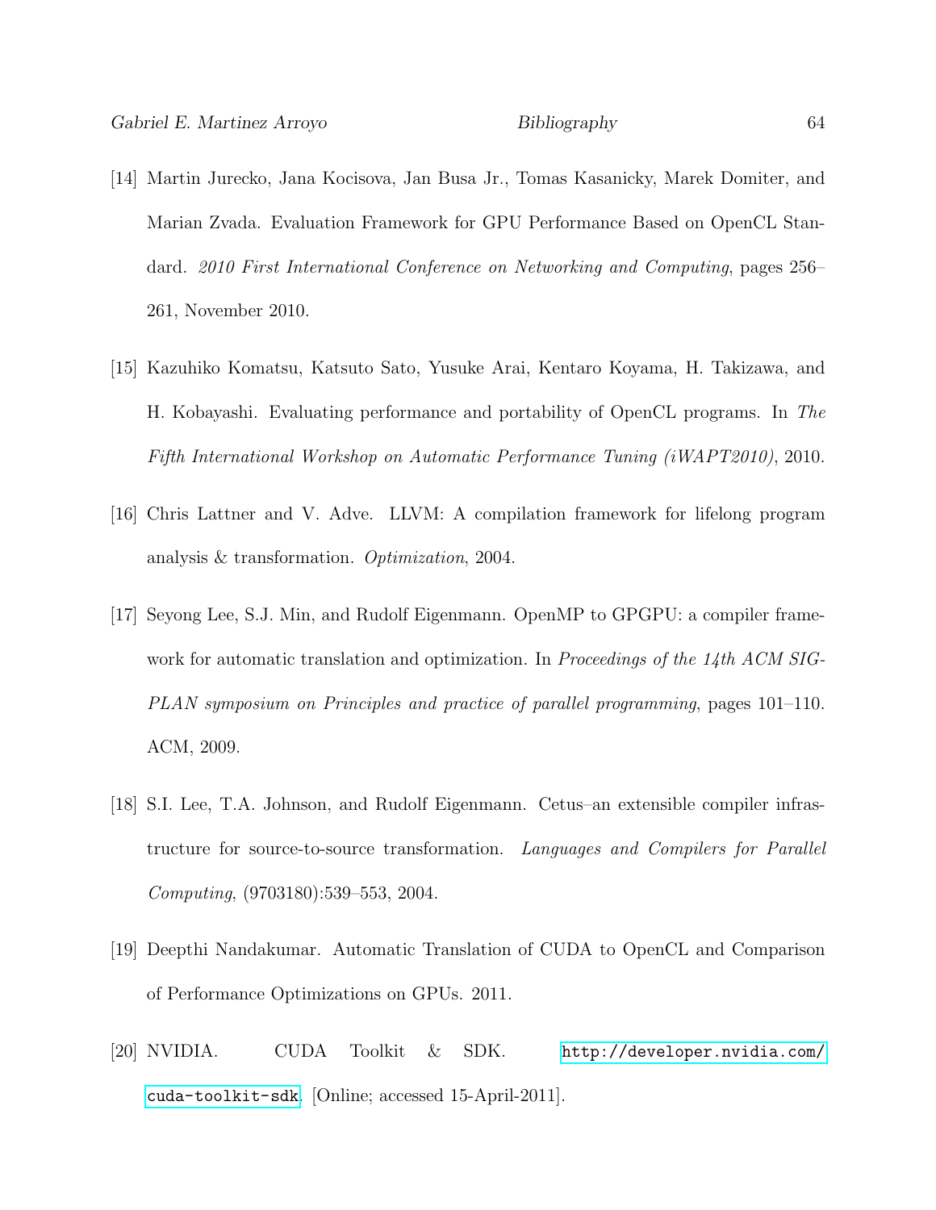[14] Martin Jurecko, Jana Kocisova, Jan Busa Jr., Tomas Kasanicky, Marek Domiter, and Marian Zvada. Evaluation Framework for GPU Performance Based on OpenCL Standard. *2010 First International Conference on Networking and Computing*, pages 256–261, November 2010.

[15] Kazuhiko Komatsu, Katsuto Sato, Yusuke Arai, Kentaro Koyama, H. Takizawa, and H. Kobayashi. Evaluating performance and portability of OpenCL programs. In *The Fifth International Workshop on Automatic Performance Tuning (iWAPT2010)*, 2010.

[16] Chris Lattner and V. Adve. LLVM: A compilation framework for lifelong program analysis & transformation. *Optimization*, 2004.

[17] Seyong Lee, S.J. Min, and Rudolf Eigenmann. OpenMP to GPGPU: a compiler framework for automatic translation and optimization. In *Proceedings of the 14th ACM SIGPLAN symposium on Principles and practice of parallel programming*, pages 101–110. ACM, 2009.

[18] S.I. Lee, T.A. Johnson, and Rudolf Eigenmann. Cetus–an extensible compiler infrastructure for source-to-source transformation. *Languages and Compilers for Parallel Computing*, (9703180):539–553, 2004.

[19] Deepthi Nandakumar. Automatic Translation of CUDA to OpenCL and Comparison of Performance Optimizations on GPUs. 2011.

[20] NVIDIA. CUDA Toolkit & SDK. `http://developer.nvidia.com/cuda-toolkit-sdk`. [Online; accessed 15-April-2011].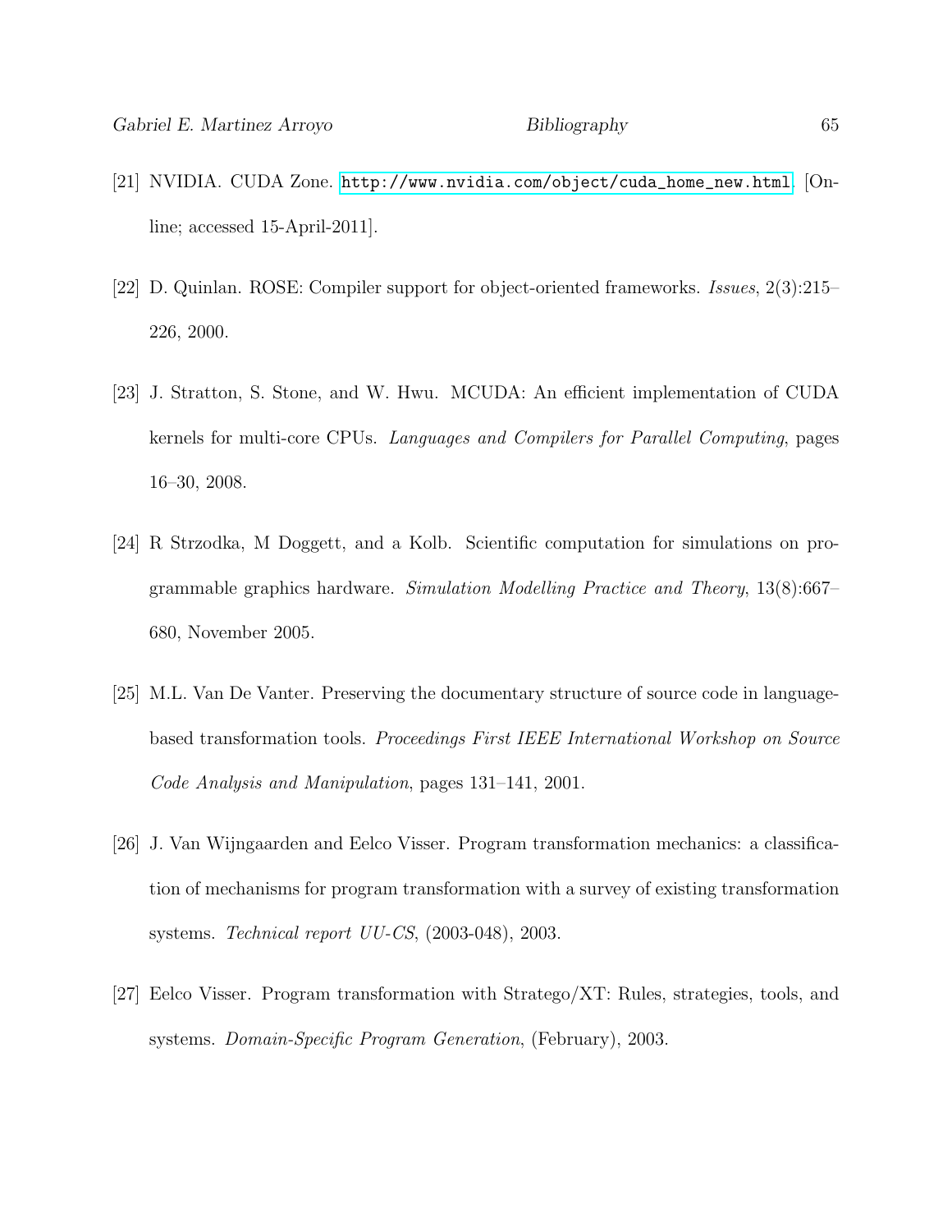[21] NVIDIA. CUDA Zone. http://www.nvidia.com/object/cuda_home_new.html. [Online; accessed 15-April-2011].

[22] D. Quinlan. ROSE: Compiler support for object-oriented frameworks. *Issues*, 2(3):215–226, 2000.

[23] J. Stratton, S. Stone, and W. Hwu. MCUDA: An efficient implementation of CUDA kernels for multi-core CPUs. *Languages and Compilers for Parallel Computing*, pages 16–30, 2008.

[24] R Strzodka, M Doggett, and a Kolb. Scientific computation for simulations on programmable graphics hardware. *Simulation Modelling Practice and Theory*, 13(8):667–680, November 2005.

[25] M.L. Van De Vanter. Preserving the documentary structure of source code in language-based transformation tools. *Proceedings First IEEE International Workshop on Source Code Analysis and Manipulation*, pages 131–141, 2001.

[26] J. Van Wijngaarden and Eelco Visser. Program transformation mechanics: a classification of mechanisms for program transformation with a survey of existing transformation systems. *Technical report UU-CS*, (2003-048), 2003.

[27] Eelco Visser. Program transformation with Stratego/XT: Rules, strategies, tools, and systems. *Domain-Specific Program Generation*, (February), 2003.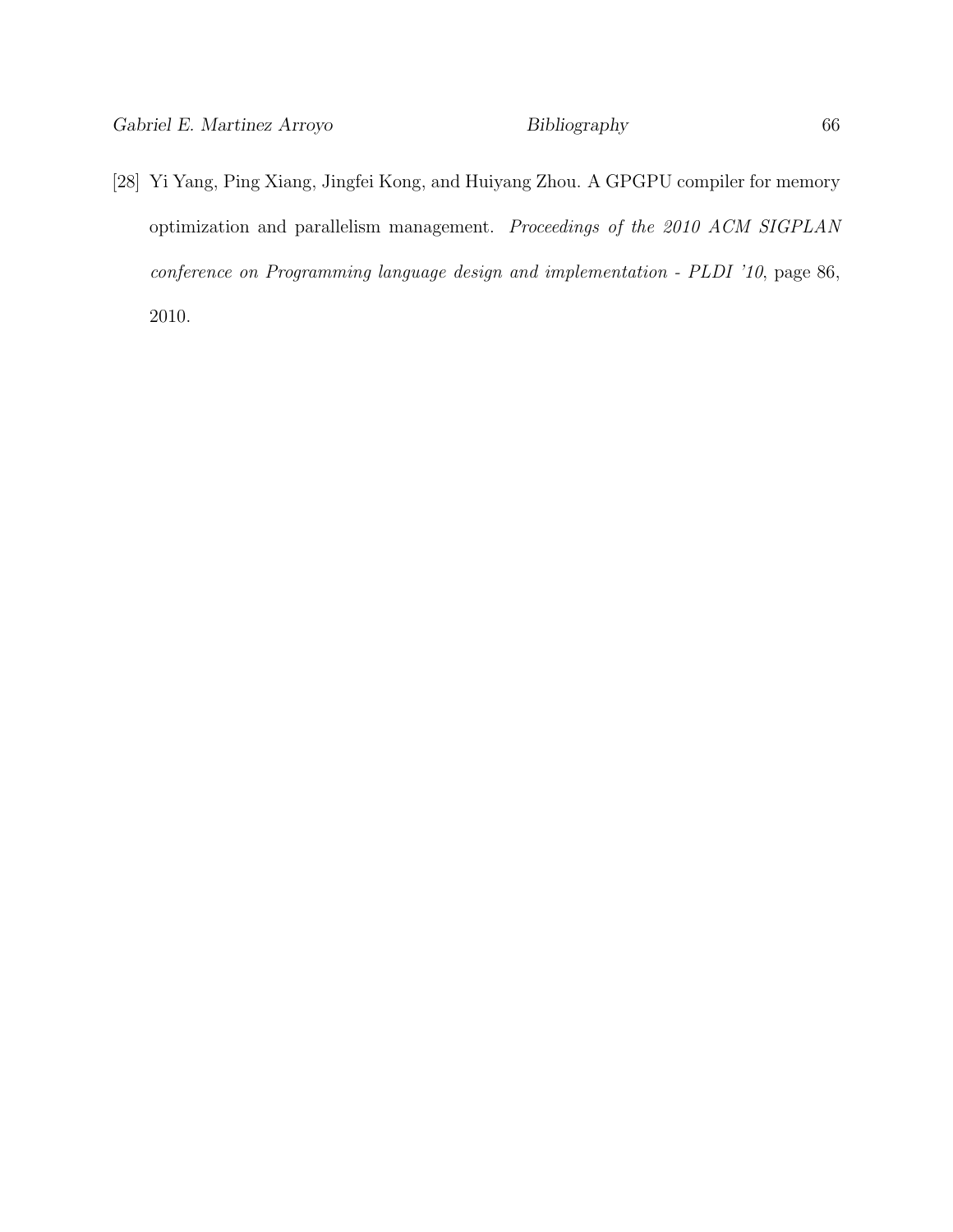[28] Yi Yang, Ping Xiang, Jingfei Kong, and Huiyang Zhou. A GPGPU compiler for memory optimization and parallelism management. *Proceedings of the 2010 ACM SIGPLAN conference on Programming language design and implementation - PLDI '10*, page 86, 2010.